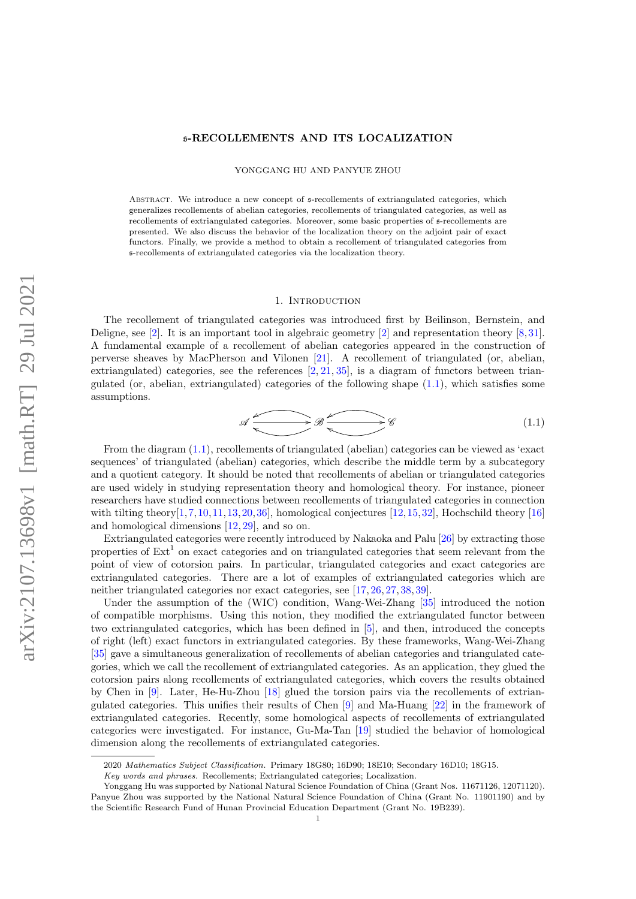# $\mathfrak{s}$-RECOLLEMENTS AND ITS LOCALIZATION

YONGGANG HU AND PANYUE ZHOU

Abstract. We introduce a new concept of $\mathfrak{s}$-recollements of extriangulated categories, which generalizes recollements of abelian categories, recollements of triangulated categories, as well as recollements of extriangulated categories. Moreover, some basic properties of $\mathfrak{s}$-recollements are presented. We also discuss the behavior of the localization theory on the adjoint pair of exact functors. Finally, we provide a method to obtain a recollement of triangulated categories from $\mathfrak{s}$-recollements of extriangulated categories via the localization theory.

## 1. Introduction

The recollement of triangulated categories was introduced first by Beilinson, Bernstein, and Deligne, see [2]. It is an important tool in algebraic geometry [2] and representation theory [8,31]. A fundamental example of a recollement of abelian categories appeared in the construction of perverse sheaves by MacPherson and Vilonen [21]. A recollement of triangulated (or, abelian, extriangulated) categories, see the references [2,21,35], is a diagram of functors between triangulated (or, abelian, extriangulated) categories of the following shape (1.1), which satisfies some assumptions.

$$\mathscr{A} \rightleftarrows \mathscr{B} \rightleftarrows \mathscr{C} \tag{1.1}$$

From the diagram (1.1), recollements of triangulated (abelian) categories can be viewed as 'exact sequences' of triangulated (abelian) categories, which describe the middle term by a subcategory and a quotient category. It should be noted that recollements of abelian or triangulated categories are used widely in studying representation theory and homological theory. For instance, pioneer researchers have studied connections between recollements of triangulated categories in connection with tilting theory[1,7,10,11,13,20,36], homological conjectures [12,15,32], Hochschild theory [16] and homological dimensions [12,29], and so on.

Extriangulated categories were recently introduced by Nakaoka and Palu [26] by extracting those properties of $\mathrm{Ext}^1$ on exact categories and on triangulated categories that seem relevant from the point of view of cotorsion pairs. In particular, triangulated categories and exact categories are extriangulated categories. There are a lot of examples of extriangulated categories which are neither triangulated categories nor exact categories, see [17,26,27,38,39].

Under the assumption of the (WIC) condition, Wang-Wei-Zhang [35] introduced the notion of compatible morphisms. Using this notion, they modified the extriangulated functor between two extriangulated categories, which has been defined in [5], and then, introduced the concepts of right (left) exact functors in extriangulated categories. By these frameworks, Wang-Wei-Zhang [35] gave a simultaneous generalization of recollements of abelian categories and triangulated categories, which we call the recollement of extriangulated categories. As an application, they glued the cotorsion pairs along recollements of extriangulated categories, which covers the results obtained by Chen in [9]. Later, He-Hu-Zhou [18] glued the torsion pairs via the recollements of extriangulated categories. This unifies their results of Chen [9] and Ma-Huang [22] in the framework of extriangulated categories. Recently, some homological aspects of recollements of extriangulated categories were investigated. For instance, Gu-Ma-Tan [19] studied the behavior of homological dimension along the recollements of extriangulated categories.

2020 *Mathematics Subject Classification.* Primary 18G80; 16D90; 18E10; Secondary 16D10; 18G15.

*Key words and phrases.* Recollements; Extriangulated categories; Localization.

Yonggang Hu was supported by National Natural Science Foundation of China (Grant Nos. 11671126, 12071120). Panyue Zhou was supported by the National Natural Science Foundation of China (Grant No. 11901190) and by the Scientific Research Fund of Hunan Provincial Education Department (Grant No. 19B239).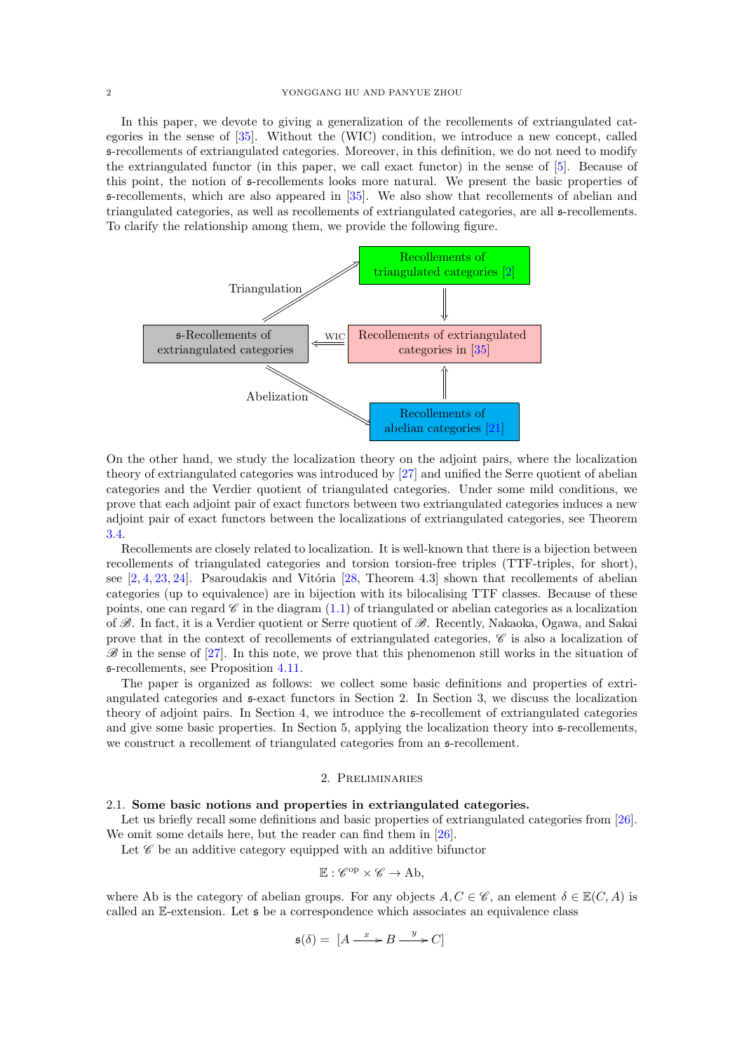In this paper, we devote to giving a generalization of the recollements of extriangulated categories in the sense of [35]. Without the (WIC) condition, we introduce a new concept, called $\mathfrak{s}$-recollements of extriangulated categories. Moreover, in this definition, we do not need to modify the extriangulated functor (in this paper, we call exact functor) in the sense of [5]. Because of this point, the notion of $\mathfrak{s}$-recollements looks more natural. We present the basic properties of $\mathfrak{s}$-recollements, which are also appeared in [35]. We also show that recollements of abelian and triangulated categories, as well as recollements of extriangulated categories, are all $\mathfrak{s}$-recollements. To clarify the relationship among them, we provide the following figure.

| | | |
|---|---|---|
| | Triangulation ⇗ | Recollements of triangulated categories [2] |
| | | ⇓ |
| $\mathfrak{s}$-Recollements of extriangulated categories | ⇐ WIC | Recollements of extriangulated categories in [35] |
| | | ⇑ |
| | Abelization ⇘ | Recollements of abelian categories [21] |

On the other hand, we study the localization theory on the adjoint pairs, where the localization theory of extriangulated categories was introduced by [27] and unified the Serre quotient of abelian categories and the Verdier quotient of triangulated categories. Under some mild conditions, we prove that each adjoint pair of exact functors between two extriangulated categories induces a new adjoint pair of exact functors between the localizations of extriangulated categories, see Theorem 3.4.

Recollements are closely related to localization. It is well-known that there is a bijection between recollements of triangulated categories and torsion torsion-free triples (TTF-triples, for short), see [2, 4, 23, 24]. Psaroudakis and Vitória [28, Theorem 4.3] shown that recollements of abelian categories (up to equivalence) are in bijection with its bilocalising TTF classes. Because of these points, one can regard $\mathscr{C}$ in the diagram (1.1) of triangulated or abelian categories as a localization of $\mathscr{B}$. In fact, it is a Verdier quotient or Serre quotient of $\mathscr{B}$. Recently, Nakaoka, Ogawa, and Sakai prove that in the context of recollements of extriangulated categories, $\mathscr{C}$ is also a localization of $\mathscr{B}$ in the sense of [27]. In this note, we prove that this phenomenon still works in the situation of $\mathfrak{s}$-recollements, see Proposition 4.11.

The paper is organized as follows: we collect some basic definitions and properties of extriangulated categories and $\mathfrak{s}$-exact functors in Section 2. In Section 3, we discuss the localization theory of adjoint pairs. In Section 4, we introduce the $\mathfrak{s}$-recollement of extriangulated categories and give some basic properties. In Section 5, applying the localization theory into $\mathfrak{s}$-recollements, we construct a recollement of triangulated categories from an $\mathfrak{s}$-recollement.

## 2. Preliminaries

### 2.1. Some basic notions and properties in extriangulated categories.

Let us briefly recall some definitions and basic properties of extriangulated categories from [26]. We omit some details here, but the reader can find them in [26].

Let $\mathscr{C}$ be an additive category equipped with an additive bifunctor

$$\mathbb{E} : \mathscr{C}^{\rm op} \times \mathscr{C} \to {\rm Ab},$$

where Ab is the category of abelian groups. For any objects $A, C \in \mathscr{C}$, an element $\delta \in \mathbb{E}(C, A)$ is called an $\mathbb{E}$-extension. Let $\mathfrak{s}$ be a correspondence which associates an equivalence class

$$\mathfrak{s}(\delta) = [A \xrightarrow{x} B \xrightarrow{y} C]$$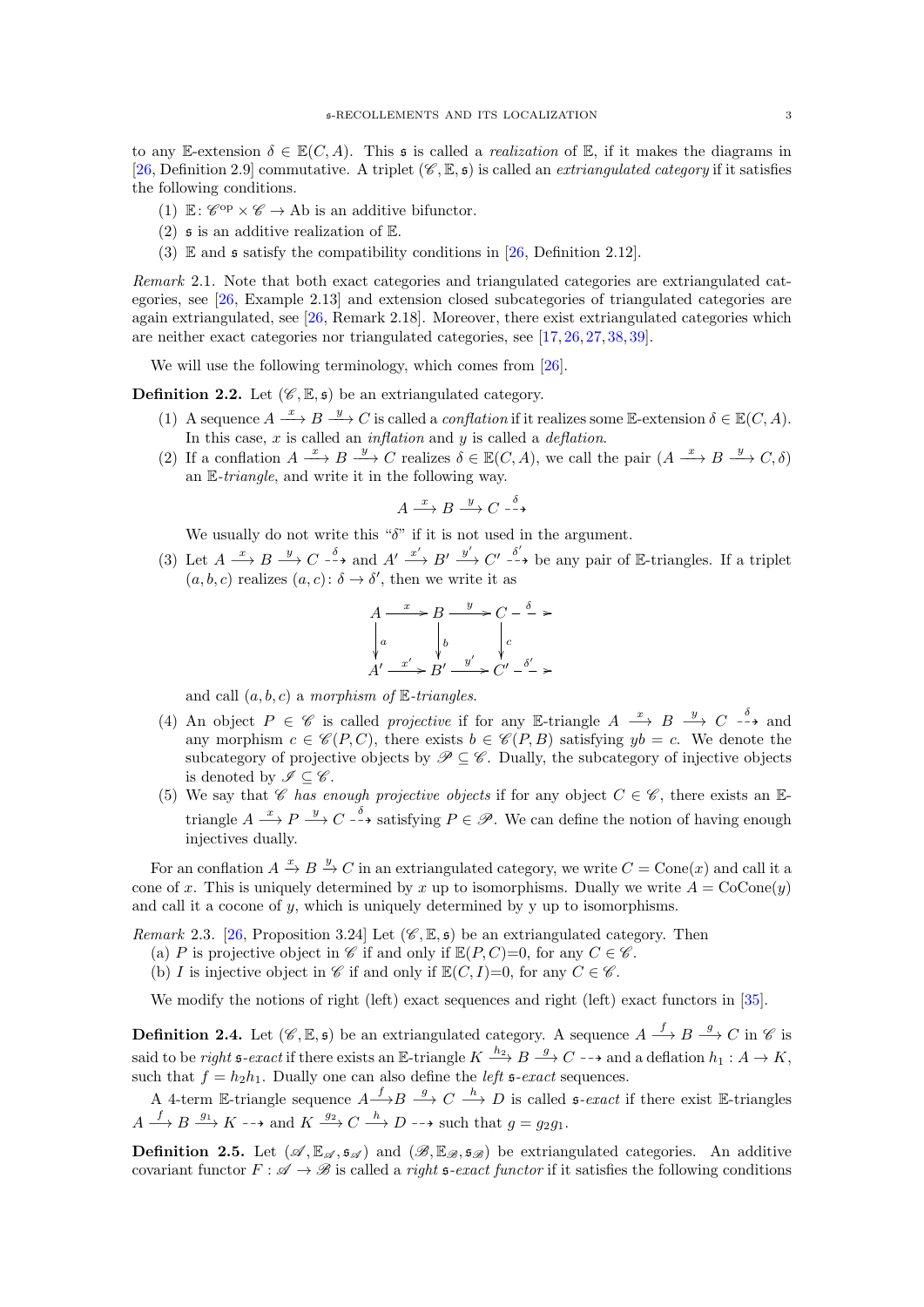to any $\mathbb{E}$-extension $\delta \in \mathbb{E}(C, A)$. This $\mathfrak{s}$ is called a *realization* of $\mathbb{E}$, if it makes the diagrams in [26, Definition 2.9] commutative. A triplet $(\mathscr{C}, \mathbb{E}, \mathfrak{s})$ is called an *extriangulated category* if it satisfies the following conditions.

(1) $\mathbb{E}\colon \mathscr{C}^{\rm op} \times \mathscr{C} \to {\rm Ab}$ is an additive bifunctor.

(2) $\mathfrak{s}$ is an additive realization of $\mathbb{E}$.

(3) $\mathbb{E}$ and $\mathfrak{s}$ satisfy the compatibility conditions in [26, Definition 2.12].

*Remark* 2.1. Note that both exact categories and triangulated categories are extriangulated categories, see [26, Example 2.13] and extension closed subcategories of triangulated categories are again extriangulated, see [26, Remark 2.18]. Moreover, there exist extriangulated categories which are neither exact categories nor triangulated categories, see [17, 26, 27, 38, 39].

We will use the following terminology, which comes from [26].

**Definition 2.2.** Let $(\mathscr{C}, \mathbb{E}, \mathfrak{s})$ be an extriangulated category.

(1) A sequence $A \xrightarrow{x} B \xrightarrow{y} C$ is called a *conflation* if it realizes some $\mathbb{E}$-extension $\delta \in \mathbb{E}(C, A)$. In this case, $x$ is called an *inflation* and $y$ is called a *deflation*.

(2) If a conflation $A \xrightarrow{x} B \xrightarrow{y} C$ realizes $\delta \in \mathbb{E}(C, A)$, we call the pair $(A \xrightarrow{x} B \xrightarrow{y} C, \delta)$ an $\mathbb{E}$-*triangle*, and write it in the following way.
$$A \xrightarrow{x} B \xrightarrow{y} C \overset{\delta}{\dashrightarrow}$$
We usually do not write this "$\delta$" if it is not used in the argument.

(3) Let $A \xrightarrow{x} B \xrightarrow{y} C \overset{\delta}{\dashrightarrow}$ and $A' \xrightarrow{x'} B' \xrightarrow{y'} C' \overset{\delta'}{\dashrightarrow}$ be any pair of $\mathbb{E}$-triangles. If a triplet $(a, b, c)$ realizes $(a, c)\colon \delta \to \delta'$, then we write it as
$$\begin{array}{ccccccc} A & \xrightarrow{x} & B & \xrightarrow{y} & C & \overset{\delta}{\dashrightarrow} & \\ \downarrow{\scriptstyle a} & & \downarrow{\scriptstyle b} & & \downarrow{\scriptstyle c} & & \\ A' & \xrightarrow{x'} & B' & \xrightarrow{y'} & C' & \overset{\delta'}{\dashrightarrow} & \end{array}$$
and call $(a, b, c)$ a *morphism of* $\mathbb{E}$*-triangles*.

(4) An object $P \in \mathscr{C}$ is called *projective* if for any $\mathbb{E}$-triangle $A \xrightarrow{x} B \xrightarrow{y} C \overset{\delta}{\dashrightarrow}$ and any morphism $c \in \mathscr{C}(P, C)$, there exists $b \in \mathscr{C}(P, B)$ satisfying $yb = c$. We denote the subcategory of projective objects by $\mathscr{P} \subseteq \mathscr{C}$. Dually, the subcategory of injective objects is denoted by $\mathscr{I} \subseteq \mathscr{C}$.

(5) We say that $\mathscr{C}$ *has enough projective objects* if for any object $C \in \mathscr{C}$, there exists an $\mathbb{E}$-triangle $A \xrightarrow{x} P \xrightarrow{y} C \overset{\delta}{\dashrightarrow}$ satisfying $P \in \mathscr{P}$. We can define the notion of having enough injectives dually.

For an conflation $A \xrightarrow{x} B \xrightarrow{y} C$ in an extriangulated category, we write $C = {\rm Cone}(x)$ and call it a cone of $x$. This is uniquely determined by $x$ up to isomorphisms. Dually we write $A = {\rm CoCone}(y)$ and call it a cocone of $y$, which is uniquely determined by y up to isomorphisms.

*Remark* 2.3. [26, Proposition 3.24] Let $(\mathscr{C}, \mathbb{E}, \mathfrak{s})$ be an extriangulated category. Then

(a) $P$ is projective object in $\mathscr{C}$ if and only if $\mathbb{E}(P, C)$=0, for any $C \in \mathscr{C}$.

(b) $I$ is injective object in $\mathscr{C}$ if and only if $\mathbb{E}(C, I)$=0, for any $C \in \mathscr{C}$.

We modify the notions of right (left) exact sequences and right (left) exact functors in [35].

**Definition 2.4.** Let $(\mathscr{C}, \mathbb{E}, \mathfrak{s})$ be an extriangulated category. A sequence $A \xrightarrow{f} B \xrightarrow{g} C$ in $\mathscr{C}$ is said to be *right* $\mathfrak{s}$*-exact* if there exists an $\mathbb{E}$-triangle $K \xrightarrow{h_2} B \xrightarrow{g} C \dashrightarrow$ and a deflation $h_1 : A \to K$, such that $f = h_2 h_1$. Dually one can also define the *left* $\mathfrak{s}$*-exact* sequences.

A 4-term $\mathbb{E}$-triangle sequence $A \xrightarrow{f} B \xrightarrow{g} C \xrightarrow{h} D$ is called $\mathfrak{s}$*-exact* if there exist $\mathbb{E}$-triangles $A \xrightarrow{f} B \xrightarrow{g_1} K \dashrightarrow$ and $K \xrightarrow{g_2} C \xrightarrow{h} D \dashrightarrow$ such that $g = g_2 g_1$.

**Definition 2.5.** Let $(\mathscr{A}, \mathbb{E}_{\mathscr{A}}, \mathfrak{s}_{\mathscr{A}})$ and $(\mathscr{B}, \mathbb{E}_{\mathscr{B}}, \mathfrak{s}_{\mathscr{B}})$ be extriangulated categories. An additive covariant functor $F : \mathscr{A} \to \mathscr{B}$ is called a *right* $\mathfrak{s}$*-exact functor* if it satisfies the following conditions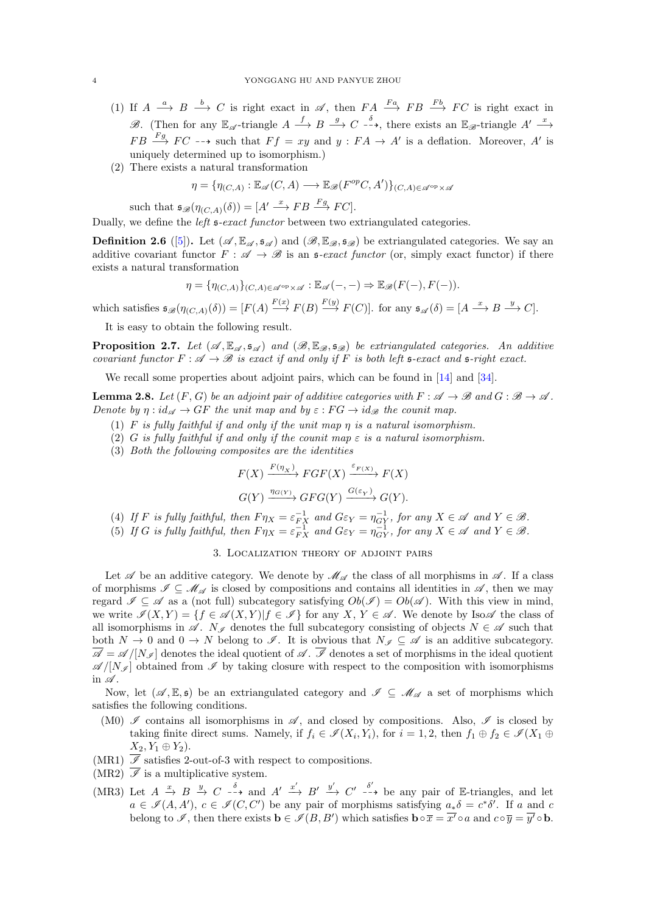(1) If $A \xrightarrow{a} B \xrightarrow{b} C$ is right exact in $\mathscr{A}$, then $FA \xrightarrow{Fa} FB \xrightarrow{Fb} FC$ is right exact in $\mathscr{B}$. (Then for any $\mathbb{E}_{\mathscr{A}}$-triangle $A \xrightarrow{f} B \xrightarrow{g} C \overset{\delta}{\dashrightarrow}$, there exists an $\mathbb{E}_{\mathscr{B}}$-triangle $A' \xrightarrow{x} FB \xrightarrow{Fg} FC \dashrightarrow$ such that $Ff = xy$ and $y : FA \to A'$ is a deflation. Moreover, $A'$ is uniquely determined up to isomorphism.)

(2) There exists a natural transformation

$$\eta = \{\eta_{(C,A)} : \mathbb{E}_{\mathscr{A}}(C, A) \longrightarrow \mathbb{E}_{\mathscr{B}}(F^{op}C, A')\}_{(C,A)\in\mathscr{A}^{\rm op}\times\mathscr{A}}$$

such that $\mathfrak{s}_{\mathscr{B}}(\eta_{(C,A)}(\delta)) = [A' \xrightarrow{x} FB \xrightarrow{Fg} FC]$.

Dually, we define the *left $\mathfrak{s}$-exact functor* between two extriangulated categories.

**Definition 2.6** ([5]). Let $(\mathscr{A}, \mathbb{E}_{\mathscr{A}}, \mathfrak{s}_{\mathscr{A}})$ and $(\mathscr{B}, \mathbb{E}_{\mathscr{B}}, \mathfrak{s}_{\mathscr{B}})$ be extriangulated categories. We say an additive covariant functor $F : \mathscr{A} \to \mathscr{B}$ is an *$\mathfrak{s}$-exact functor* (or, simply exact functor) if there exists a natural transformation

$$\eta = \{\eta_{(C,A)}\}_{(C,A)\in\mathscr{A}^{\rm op}\times\mathscr{A}} : \mathbb{E}_{\mathscr{A}}(-,-) \Rightarrow \mathbb{E}_{\mathscr{B}}(F(-), F(-)).$$

which satisfies $\mathfrak{s}_{\mathscr{B}}(\eta_{(C,A)}(\delta)) = [F(A) \xrightarrow{F(x)} F(B) \xrightarrow{F(y)} F(C)]$. for any $\mathfrak{s}_{\mathscr{A}}(\delta) = [A \xrightarrow{x} B \xrightarrow{y} C]$.

It is easy to obtain the following result.

**Proposition 2.7.** *Let $(\mathscr{A}, \mathbb{E}_{\mathscr{A}}, \mathfrak{s}_{\mathscr{A}})$ and $(\mathscr{B}, \mathbb{E}_{\mathscr{B}}, \mathfrak{s}_{\mathscr{B}})$ be extriangulated categories. An additive covariant functor $F : \mathscr{A} \to \mathscr{B}$ is exact if and only if $F$ is both left $\mathfrak{s}$-exact and $\mathfrak{s}$-right exact.*

We recall some properties about adjoint pairs, which can be found in [14] and [34].

**Lemma 2.8.** *Let $(F, G)$ be an adjoint pair of additive categories with $F : \mathscr{A} \to \mathscr{B}$ and $G : \mathscr{B} \to \mathscr{A}$. Denote by $\eta : id_{\mathscr{A}} \to GF$ the unit map and by $\varepsilon : FG \to id_{\mathscr{B}}$ the counit map.*

1. *$F$ is fully faithful if and only if the unit map $\eta$ is a natural isomorphism.*
2. *$G$ is fully faithful if and only if the counit map $\varepsilon$ is a natural isomorphism.*
3. *Both the following composites are the identities*

$$F(X) \xrightarrow{F(\eta_X)} FGF(X) \xrightarrow{\varepsilon_{F(X)}} F(X)$$

$$G(Y) \xrightarrow{\eta_{G(Y)}} GFG(Y) \xrightarrow{G(\varepsilon_Y)} G(Y).$$

4. *If $F$ is fully faithful, then $F\eta_X = \varepsilon^{-1}_{FX}$ and $G\varepsilon_Y = \eta^{-1}_{GY}$, for any $X \in \mathscr{A}$ and $Y \in \mathscr{B}$.*
5. *If $G$ is fully faithful, then $F\eta_X = \varepsilon^{-1}_{FX}$ and $G\varepsilon_Y = \eta^{-1}_{GY}$, for any $X \in \mathscr{A}$ and $Y \in \mathscr{B}$.*

## 3. Localization theory of adjoint pairs

Let $\mathscr{A}$ be an additive category. We denote by $\mathscr{M}_{\mathscr{A}}$ the class of all morphisms in $\mathscr{A}$. If a class of morphisms $\mathscr{I} \subseteq \mathscr{M}_{\mathscr{A}}$ is closed by compositions and contains all identities in $\mathscr{A}$, then we may regard $\mathscr{I} \subseteq \mathscr{A}$ as a (not full) subcategory satisfying $Ob(\mathscr{I}) = Ob(\mathscr{A})$. With this view in mind, we write $\mathscr{I}(X, Y) = \{f \in \mathscr{A}(X, Y) | f \in \mathscr{I}\}$ for any $X, Y \in \mathscr{A}$. We denote by Iso$\mathscr{A}$ the class of all isomorphisms in $\mathscr{A}$. $N_{\mathscr{I}}$ denotes the full subcategory consisting of objects $N \in \mathscr{A}$ such that both $N \to 0$ and $0 \to N$ belong to $\mathscr{I}$. It is obvious that $N_{\mathscr{I}} \subseteq \mathscr{A}$ is an additive subcategory. $\overline{\mathscr{A}} = \mathscr{A}/[N_{\mathscr{I}}]$ denotes the ideal quotient of $\mathscr{A}$. $\overline{\mathscr{I}}$ denotes a set of morphisms in the ideal quotient $\mathscr{A}/[N_{\mathscr{I}}]$ obtained from $\mathscr{I}$ by taking closure with respect to the composition with isomorphisms in $\mathscr{A}$.

Now, let $(\mathscr{A}, \mathbb{E}, \mathfrak{s})$ be an extriangulated category and $\mathscr{I} \subseteq \mathscr{M}_{\mathscr{A}}$ a set of morphisms which satisfies the following conditions.

- (M0) $\mathscr{I}$ contains all isomorphisms in $\mathscr{A}$, and closed by compositions. Also, $\mathscr{I}$ is closed by taking finite direct sums. Namely, if $f_i \in \mathscr{I}(X_i, Y_i)$, for $i = 1, 2$, then $f_1 \oplus f_2 \in \mathscr{I}(X_1 \oplus X_2, Y_1 \oplus Y_2)$.
- (MR1) $\overline{\mathscr{I}}$ satisfies 2-out-of-3 with respect to compositions.
- (MR2) $\overline{\mathscr{I}}$ is a multiplicative system.
- (MR3) Let $A \xrightarrow{x} B \xrightarrow{y} C \overset{\delta}{\dashrightarrow}$ and $A' \xrightarrow{x'} B' \xrightarrow{y'} C' \overset{\delta'}{\dashrightarrow}$ be any pair of $\mathbb{E}$-triangles, and let $a \in \mathscr{I}(A, A')$, $c \in \mathscr{I}(C, C')$ be any pair of morphisms satisfying $a_*\delta = c^*\delta'$. If $a$ and $c$ belong to $\mathscr{I}$, then there exists $\mathbf{b} \in \mathscr{I}(B, B')$ which satisfies $\mathbf{b} \circ \overline{x} = \overline{x'} \circ a$ and $c \circ \overline{y} = \overline{y'} \circ \mathbf{b}$.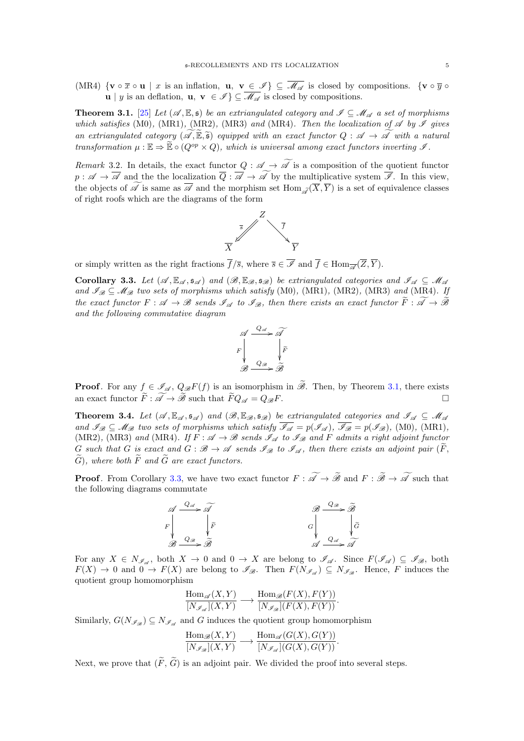(MR4) $\{\mathbf{v} \circ \overline{x} \circ \mathbf{u} \mid x \text{ is an inflation, } \mathbf{u},\ \mathbf{v} \in \mathscr{I}\} \subseteq \overline{\mathscr{M}_{\mathscr{A}}}$ is closed by compositions. $\{\mathbf{v} \circ \overline{y} \circ \mathbf{u} \mid y \text{ is an deflation, } \mathbf{u},\ \mathbf{v}\ \in \mathscr{I}\} \subseteq \overline{\mathscr{M}_{\mathscr{A}}}$ is closed by compositions.

**Theorem 3.1.** [25] *Let $(\mathscr{A}, \mathbb{E}, \mathfrak{s})$ be an extriangulated category and $\mathscr{I} \subseteq \mathscr{M}_{\mathscr{A}}$ a set of morphisms which satisfies* (M0), (MR1), (MR2), (MR3) *and* (MR4). *Then the localization of $\mathscr{A}$ by $\mathscr{I}$ gives an extriangulated category $(\widetilde{\mathscr{A}}, \widetilde{\mathbb{E}}, \widetilde{\mathfrak{s}})$ equipped with an exact functor $Q : \mathscr{A} \to \widetilde{\mathscr{A}}$ with a natural transformation $\mu : \mathbb{E} \Rightarrow \widetilde{\mathbb{E}} \circ (Q^{op} \times Q)$, which is universal among exact functors inverting $\mathscr{I}$.*

*Remark* 3.2. In details, the exact functor $Q : \mathscr{A} \to \widetilde{\mathscr{A}}$ is a composition of the quotient functor $p : \mathscr{A} \to \overline{\mathscr{A}}$ and the the localization $\overline{Q} : \overline{\mathscr{A}} \to \widetilde{\mathscr{A}}$ by the multiplicative system $\overline{\mathscr{I}}$. In this view, the objects of $\widetilde{\mathscr{A}}$ is same as $\overline{\mathscr{A}}$ and the morphism set $\operatorname{Hom}_{\widetilde{\mathscr{A}}}(\overline{X}, \overline{Y})$ is a set of equivalence classes of right roofs which are the diagrams of the form

$$\overline{X} \overset{\overline{s}}{\Longleftarrow} Z \overset{\overline{f}}{\longrightarrow} \overline{Y}$$

or simply written as the right fractions $\overline{f}/\overline{s}$, where $\overline{s} \in \overline{\mathscr{I}}$ and $\overline{f} \in \operatorname{Hom}_{\overline{\mathscr{A}}}(\overline{Z}, \overline{Y})$.

**Corollary 3.3.** *Let $(\mathscr{A}, \mathbb{E}_{\mathscr{A}}, \mathfrak{s}_{\mathscr{A}})$ and $(\mathscr{B}, \mathbb{E}_{\mathscr{B}}, \mathfrak{s}_{\mathscr{B}})$ be extriangulated categories and $\mathscr{I}_{\mathscr{A}} \subseteq \mathscr{M}_{\mathscr{A}}$ and $\mathscr{I}_{\mathscr{B}} \subseteq \mathscr{M}_{\mathscr{B}}$ two sets of morphisms which satisfy* (M0), (MR1), (MR2), (MR3) *and* (MR4). *If the exact functor $F : \mathscr{A} \to \mathscr{B}$ sends $\mathscr{I}_{\mathscr{A}}$ to $\mathscr{I}_{\mathscr{B}}$, then there exists an exact functor $\widetilde{F} : \widetilde{\mathscr{A}} \to \widetilde{\mathscr{B}}$ and the following commutative diagram*

$$\begin{array}{ccc} \mathscr{A} & \xrightarrow{Q_{\mathscr{A}}} & \widetilde{\mathscr{A}} \\ {\scriptstyle F}\downarrow & & \downarrow{\scriptstyle \widetilde{F}} \\ \mathscr{B} & \xrightarrow{Q_{\mathscr{B}}} & \widetilde{\mathscr{B}} \end{array}$$

**Proof**. For any $f \in \mathscr{I}_{\mathscr{A}}$, $Q_{\mathscr{B}}F(f)$ is an isomorphism in $\widetilde{\mathscr{B}}$. Then, by Theorem 3.1, there exists an exact functor $\widetilde{F} : \widetilde{\mathscr{A}} \to \widetilde{\mathscr{B}}$ such that $\widetilde{F}Q_{\mathscr{A}} = Q_{\mathscr{B}}F$. □

**Theorem 3.4.** *Let $(\mathscr{A}, \mathbb{E}_{\mathscr{A}}, \mathfrak{s}_{\mathscr{A}})$ and $(\mathscr{B}, \mathbb{E}_{\mathscr{B}}, \mathfrak{s}_{\mathscr{B}})$ be extriangulated categories and $\mathscr{I}_{\mathscr{A}} \subseteq \mathscr{M}_{\mathscr{A}}$ and $\mathscr{I}_{\mathscr{B}} \subseteq \mathscr{M}_{\mathscr{B}}$ two sets of morphisms which satisfy $\overline{\mathscr{I}_{\mathscr{A}}} = p(\mathscr{I}_{\mathscr{A}})$, $\overline{\mathscr{I}_{\mathscr{B}}} = p(\mathscr{I}_{\mathscr{B}})$,* (M0), (MR1), (MR2), (MR3) *and* (MR4). *If $F : \mathscr{A} \to \mathscr{B}$ sends $\mathscr{I}_{\mathscr{A}}$ to $\mathscr{I}_{\mathscr{B}}$ and $F$ admits a right adjoint functor $G$ such that $G$ is exact and $G : \mathscr{B} \to \mathscr{A}$ sends $\mathscr{I}_{\mathscr{B}}$ to $\mathscr{I}_{\mathscr{A}}$, then there exists an adjoint pair $(\widetilde{F}, \widetilde{G})$, where both $\widetilde{F}$ and $\widetilde{G}$ are exact functors.*

**Proof**. From Corollary 3.3, we have two exact functor $F : \widetilde{\mathscr{A}} \to \widetilde{\mathscr{B}}$ and $F : \widetilde{\mathscr{B}} \to \widetilde{\mathscr{A}}$ such that the following diagrams commutate

$$\begin{array}{ccc} \mathscr{A} & \xrightarrow{Q_{\mathscr{A}}} & \widetilde{\mathscr{A}} \\ {\scriptstyle F}\downarrow & & \downarrow{\scriptstyle \widetilde{F}} \\ \mathscr{B} & \xrightarrow{Q_{\mathscr{B}}} & \widetilde{\mathscr{B}} \end{array} \qquad\qquad \begin{array}{ccc} \mathscr{B} & \xrightarrow{Q_{\mathscr{B}}} & \widetilde{\mathscr{B}} \\ {\scriptstyle G}\downarrow & & \downarrow{\scriptstyle \widetilde{G}} \\ \mathscr{A} & \xrightarrow{Q_{\mathscr{A}}} & \widetilde{\mathscr{A}} \end{array}$$

For any $X \in N_{\mathscr{I}_{\mathscr{A}}}$, both $X \to 0$ and $0 \to X$ are belong to $\mathscr{I}_{\mathscr{A}}$. Since $F(\mathscr{I}_{\mathscr{A}}) \subseteq \mathscr{I}_{\mathscr{B}}$, both $F(X) \to 0$ and $0 \to F(X)$ are belong to $\mathscr{I}_{\mathscr{B}}$. Then $F(N_{\mathscr{I}_{\mathscr{A}}}) \subseteq N_{\mathscr{I}_{\mathscr{B}}}$. Hence, $F$ induces the quotient group homomorphism

$$\frac{\operatorname{Hom}_{\mathscr{A}}(X,Y)}{[N_{\mathscr{I}_{\mathscr{A}}}](X,Y)} \longrightarrow \frac{\operatorname{Hom}_{\mathscr{B}}(F(X),F(Y))}{[N_{\mathscr{I}_{\mathscr{B}}}](F(X),F(Y))}.$$

Similarly, $G(N_{\mathscr{I}_{\mathscr{B}}}) \subseteq N_{\mathscr{I}_{\mathscr{A}}}$ and $G$ induces the quotient group homomorphism

$$\frac{\operatorname{Hom}_{\mathscr{B}}(X,Y)}{[N_{\mathscr{I}_{\mathscr{B}}}](X,Y)} \longrightarrow \frac{\operatorname{Hom}_{\mathscr{A}}(G(X),G(Y))}{[N_{\mathscr{I}_{\mathscr{A}}}](G(X),G(Y))}.$$

Next, we prove that $(\widetilde{F}, \widetilde{G})$ is an adjoint pair. We divided the proof into several steps.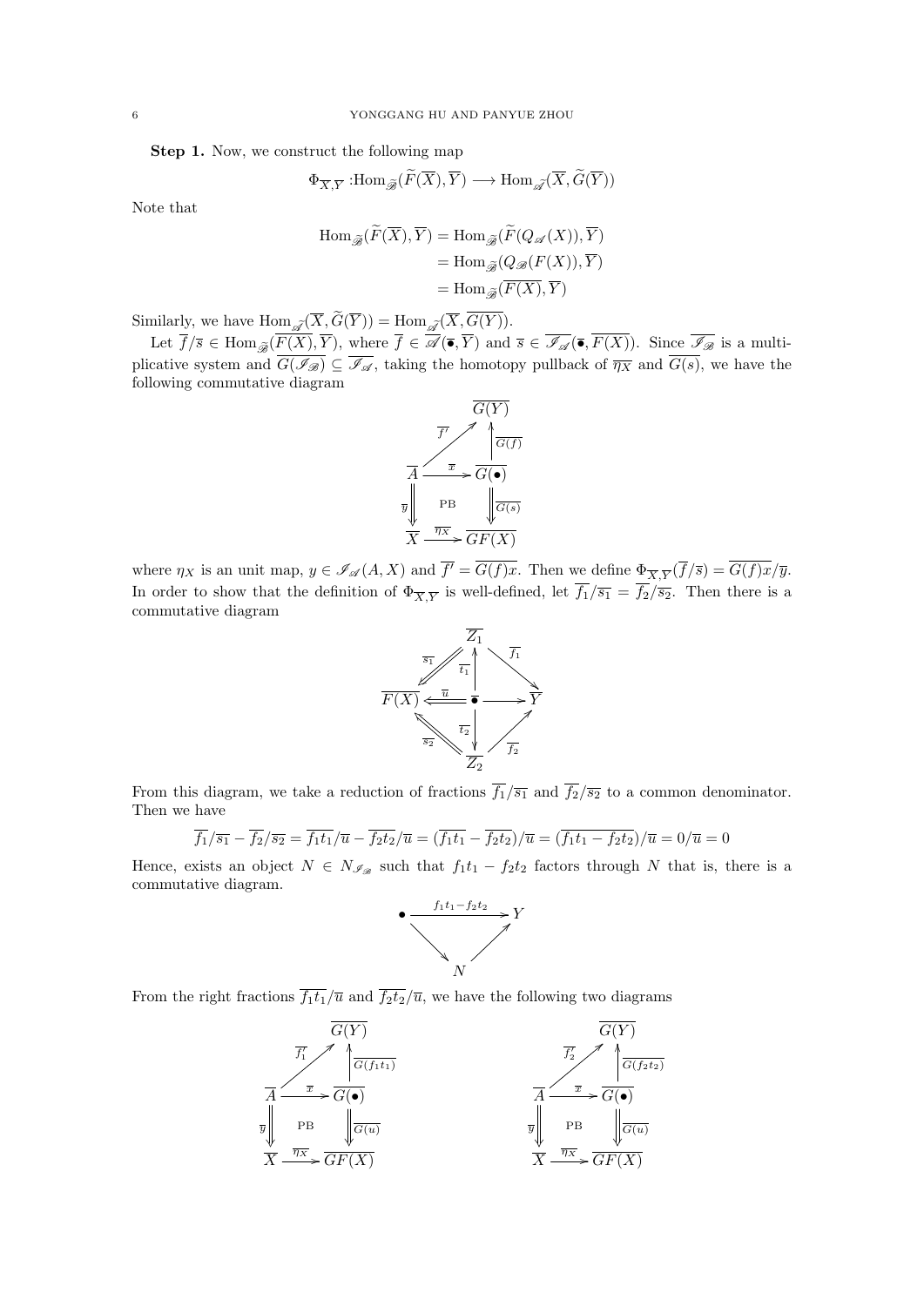**Step 1.** Now, we construct the following map

$$\Phi_{\overline{X},\overline{Y}} : \mathrm{Hom}_{\widetilde{\mathscr{B}}}(\widetilde{F}(\overline{X}), \overline{Y}) \longrightarrow \mathrm{Hom}_{\widetilde{\mathscr{A}}}(\overline{X}, \widetilde{G}(\overline{Y}))$$

Note that

$$\begin{aligned}
\mathrm{Hom}_{\widetilde{\mathscr{B}}}(\widetilde{F}(\overline{X}), \overline{Y}) &= \mathrm{Hom}_{\widetilde{\mathscr{B}}}(\widetilde{F}(Q_{\mathscr{A}}(X)), \overline{Y}) \\
&= \mathrm{Hom}_{\widetilde{\mathscr{B}}}(Q_{\mathscr{B}}(F(X)), \overline{Y}) \\
&= \mathrm{Hom}_{\widetilde{\mathscr{B}}}(\overline{F(X)}, \overline{Y})
\end{aligned}$$

Similarly, we have $\mathrm{Hom}_{\widetilde{\mathscr{A}}}(\overline{X}, \widetilde{G}(\overline{Y})) = \mathrm{Hom}_{\widetilde{\mathscr{A}}}(\overline{X}, \overline{G(Y)})$.

Let $\overline{f}/\overline{s} \in \mathrm{Hom}_{\widetilde{\mathscr{B}}}(\overline{F(X)}, \overline{Y})$, where $\overline{f} \in \overline{\mathscr{A}}(\overline{\bullet}, \overline{Y})$ and $\overline{s} \in \overline{\mathscr{I}_{\mathscr{A}}}(\overline{\bullet}, \overline{F(X)})$. Since $\overline{\mathscr{I}_{\mathscr{B}}}$ is a multiplicative system and $\overline{G(\mathscr{I}_{\mathscr{B}})} \subseteq \overline{\mathscr{I}_{\mathscr{A}}}$, taking the homotopy pullback of $\overline{\eta_X}$ and $\overline{G(s)}$, we have the following commutative diagram

$$\begin{array}{ccc}
 & & \overline{G(Y)} \\
 & \overset{\overline{f'}}{\nearrow} & \uparrow{\scriptstyle \overline{G(f)}} \\
\overline{A} & \xrightarrow{\overline{x}} & \overline{G(\bullet)} \\
{\scriptstyle \overline{y}}\Downarrow & \text{PB} & \Downarrow{\scriptstyle \overline{G(s)}} \\
\overline{X} & \xrightarrow{\overline{\eta_X}} & \overline{GF(X)}
\end{array}$$

where $\eta_X$ is an unit map, $y \in \mathscr{I}_{\mathscr{A}}(A, X)$ and $\overline{f'} = \overline{G(f)x}$. Then we define $\Phi_{\overline{X},\overline{Y}}(\overline{f}/\overline{s}) = \overline{G(f)x}/\overline{y}$. In order to show that the definition of $\Phi_{\overline{X},\overline{Y}}$ is well-defined, let $\overline{f_1}/\overline{s_1} = \overline{f_2}/\overline{s_2}$. Then there is a commutative diagram

$$\begin{array}{ccccc}
 & & \overline{Z_1} & & \\
 & \overset{\overline{s_1}}{\swarrow\!\!\swarrow} & \uparrow{\scriptstyle \overline{t_1}} & \overset{\overline{f_1}}{\searrow} & \\
\overline{F(X)} & \overset{\overline{u}}{\Longleftarrow} & \overline{\bullet} & \longrightarrow & \overline{Y} \\
 & \underset{\overline{s_2}}{\nwarrow\!\!\nwarrow} & \downarrow{\scriptstyle \overline{t_2}} & \underset{\overline{f_2}}{\nearrow} & \\
 & & \overline{Z_2} & &
\end{array}$$

From this diagram, we take a reduction of fractions $\overline{f_1}/\overline{s_1}$ and $\overline{f_2}/\overline{s_2}$ to a common denominator. Then we have

$$\overline{f_1}/\overline{s_1} - \overline{f_2}/\overline{s_2} = \overline{f_1 t_1}/\overline{u} - \overline{f_2 t_2}/\overline{u} = (\overline{f_1 t_1} - \overline{f_2 t_2})/\overline{u} = (\overline{f_1 t_1 - f_2 t_2})/\overline{u} = 0/\overline{u} = 0$$

Hence, exists an object $N \in N_{\mathscr{I}_{\mathscr{B}}}$ such that $f_1 t_1 - f_2 t_2$ factors through $N$ that is, there is a commutative diagram.

$$\begin{array}{ccc}
\bullet & \xrightarrow{f_1 t_1 - f_2 t_2} & Y \\
 & \searrow \quad \nearrow & \\
 & N &
\end{array}$$

From the right fractions $\overline{f_1 t_1}/\overline{u}$ and $\overline{f_2 t_2}/\overline{u}$, we have the following two diagrams

$$\begin{array}{ccc}
 & & \overline{G(Y)} \\
 & \overset{\overline{f_1'}}{\nearrow} & \uparrow{\scriptstyle \overline{G(f_1 t_1)}} \\
\overline{A} & \xrightarrow{\overline{x}} & \overline{G(\bullet)} \\
{\scriptstyle \overline{y}}\Downarrow & \text{PB} & \Downarrow{\scriptstyle \overline{G(u)}} \\
\overline{X} & \xrightarrow{\overline{\eta_X}} & \overline{GF(X)}
\end{array}
\qquad\qquad
\begin{array}{ccc}
 & & \overline{G(Y)} \\
 & \overset{\overline{f_2'}}{\nearrow} & \uparrow{\scriptstyle \overline{G(f_2 t_2)}} \\
\overline{A} & \xrightarrow{\overline{x}} & \overline{G(\bullet)} \\
{\scriptstyle \overline{y}}\Downarrow & \text{PB} & \Downarrow{\scriptstyle \overline{G(u)}} \\
\overline{X} & \xrightarrow{\overline{\eta_X}} & \overline{GF(X)}
\end{array}$$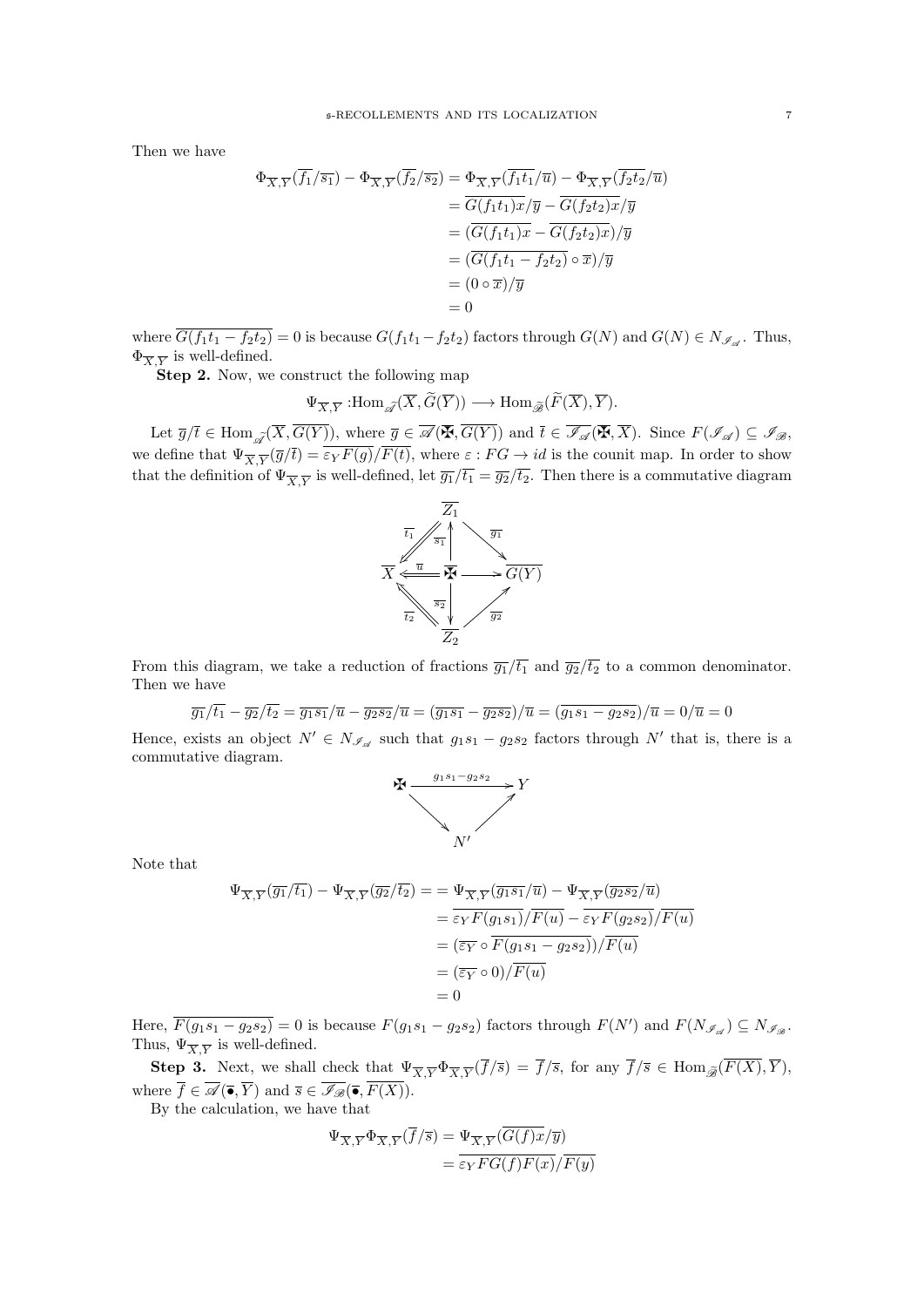Then we have

$$
\begin{aligned}
\Phi_{\overline{X},\overline{Y}}(\overline{f_1}/\overline{s_1}) - \Phi_{\overline{X},\overline{Y}}(\overline{f_2}/\overline{s_2}) &= \Phi_{\overline{X},\overline{Y}}(\overline{f_1t_1}/\overline{u}) - \Phi_{\overline{X},\overline{Y}}(\overline{f_2t_2}/\overline{u}) \\
&= \overline{G(f_1t_1)x}/\overline{y} - \overline{G(f_2t_2)x}/\overline{y} \\
&= (\overline{G(f_1t_1)x} - \overline{G(f_2t_2)x})/\overline{y} \\
&= (\overline{G(f_1t_1 - f_2t_2)} \circ \overline{x})/\overline{y} \\
&= (0 \circ \overline{x})/\overline{y} \\
&= 0
\end{aligned}
$$

where $\overline{G(f_1t_1 - f_2t_2)} = 0$ is because $G(f_1t_1 - f_2t_2)$ factors through $G(N)$ and $G(N) \in N_{\mathscr{I}_{\mathscr{A}}}$. Thus, $\Phi_{\overline{X},\overline{Y}}$ is well-defined.

**Step 2.** Now, we construct the following map

$$\Psi_{\overline{X},\overline{Y}} : \operatorname{Hom}_{\widetilde{\mathscr{A}}}(\overline{X}, \widetilde{G}(\overline{Y})) \longrightarrow \operatorname{Hom}_{\widetilde{\mathscr{B}}}(\widetilde{F}(\overline{X}), \overline{Y}).$$

Let $\overline{g}/\overline{t} \in \operatorname{Hom}_{\widetilde{\mathscr{A}}}(\overline{X}, \overline{G(Y)})$, where $\overline{g} \in \overline{\mathscr{A}}(\maltese, \overline{G(Y)})$ and $\overline{t} \in \overline{\mathscr{I}_{\mathscr{A}}}(\maltese, \overline{X})$. Since $F(\mathscr{I}_{\mathscr{A}}) \subseteq \mathscr{I}_{\mathscr{B}}$, we define that $\Psi_{\overline{X},\overline{Y}}(\overline{g}/\overline{t}) = \overline{\varepsilon_Y F(g)}/\overline{F(t)}$, where $\varepsilon : FG \to id$ is the counit map. In order to show that the definition of $\Psi_{\overline{X},\overline{Y}}$ is well-defined, let $\overline{g_1}/\overline{t_1} = \overline{g_2}/\overline{t_2}$. Then there is a commutative diagram

$$
\begin{array}{ccccc}
 & & \overline{Z_1} & & \\
 & \overset{\overline{t_1}}{\swarrow\!\!\swarrow} & \uparrow \overline{s_1} & \overset{\overline{g_1}}{\searrow} & \\
\overline{X} & \overset{\overline{u}}{\Longleftarrow} & \maltese & \longrightarrow & \overline{G(Y)} \\
 & \underset{\overline{t_2}}{\nwarrow\!\!\nwarrow} & \downarrow \overline{s_2} & \underset{\overline{g_2}}{\nearrow} & \\
 & & \overline{Z_2} & &
\end{array}
$$

From this diagram, we take a reduction of fractions $\overline{g_1}/\overline{t_1}$ and $\overline{g_2}/\overline{t_2}$ to a common denominator. Then we have

$$\overline{g_1}/\overline{t_1} - \overline{g_2}/\overline{t_2} = \overline{g_1s_1}/\overline{u} - \overline{g_2s_2}/\overline{u} = (\overline{g_1s_1} - \overline{g_2s_2})/\overline{u} = (\overline{g_1s_1 - g_2s_2})/\overline{u} = 0/\overline{u} = 0$$

Hence, exists an object $N' \in N_{\mathscr{I}_{\mathscr{A}}}$ such that $g_1s_1 - g_2s_2$ factors through $N'$ that is, there is a commutative diagram.

$$
\begin{array}{ccc}
\maltese & \xrightarrow{g_1s_1 - g_2s_2} & Y \\
 & \searrow \quad \nearrow & \\
 & N' &
\end{array}
$$

Note that

$$
\begin{aligned}
\Psi_{\overline{X},\overline{Y}}(\overline{g_1}/\overline{t_1}) - \Psi_{\overline{X},\overline{Y}}(\overline{g_2}/\overline{t_2}) &= = \Psi_{\overline{X},\overline{Y}}(\overline{g_1s_1}/\overline{u}) - \Psi_{\overline{X},\overline{Y}}(\overline{g_2s_2}/\overline{u}) \\
&= \overline{\varepsilon_Y F(g_1s_1)}/\overline{F(u)} - \overline{\varepsilon_Y F(g_2s_2)}/\overline{F(u)} \\
&= (\overline{\varepsilon_Y} \circ \overline{F(g_1s_1 - g_2s_2)})/\overline{F(u)} \\
&= (\overline{\varepsilon_Y} \circ 0)/\overline{F(u)} \\
&= 0
\end{aligned}
$$

Here, $\overline{F(g_1s_1 - g_2s_2)} = 0$ is because $F(g_1s_1 - g_2s_2)$ factors through $F(N')$ and $F(N_{\mathscr{I}_{\mathscr{A}}}) \subseteq N_{\mathscr{I}_{\mathscr{B}}}$. Thus, $\Psi_{\overline{X},\overline{Y}}$ is well-defined.

**Step 3.** Next, we shall check that $\Psi_{\overline{X},\overline{Y}}\Phi_{\overline{X},\overline{Y}}(\overline{f}/\overline{s}) = \overline{f}/\overline{s}$, for any $\overline{f}/\overline{s} \in \operatorname{Hom}_{\widetilde{\mathscr{B}}}(\overline{F(X)}, \overline{Y})$, where $\overline{f} \in \overline{\mathscr{A}}(\bullet, \overline{Y})$ and $\overline{s} \in \overline{\mathscr{I}_{\mathscr{B}}}(\bullet, \overline{F(X)})$.

By the calculation, we have that

$$
\begin{aligned}
\Psi_{\overline{X},\overline{Y}}\Phi_{\overline{X},\overline{Y}}(\overline{f}/\overline{s}) &= \Psi_{\overline{X},\overline{Y}}(\overline{G(f)x}/\overline{y}) \\
&= \overline{\varepsilon_Y FG(f)F(x)}/\overline{F(y)}
\end{aligned}
$$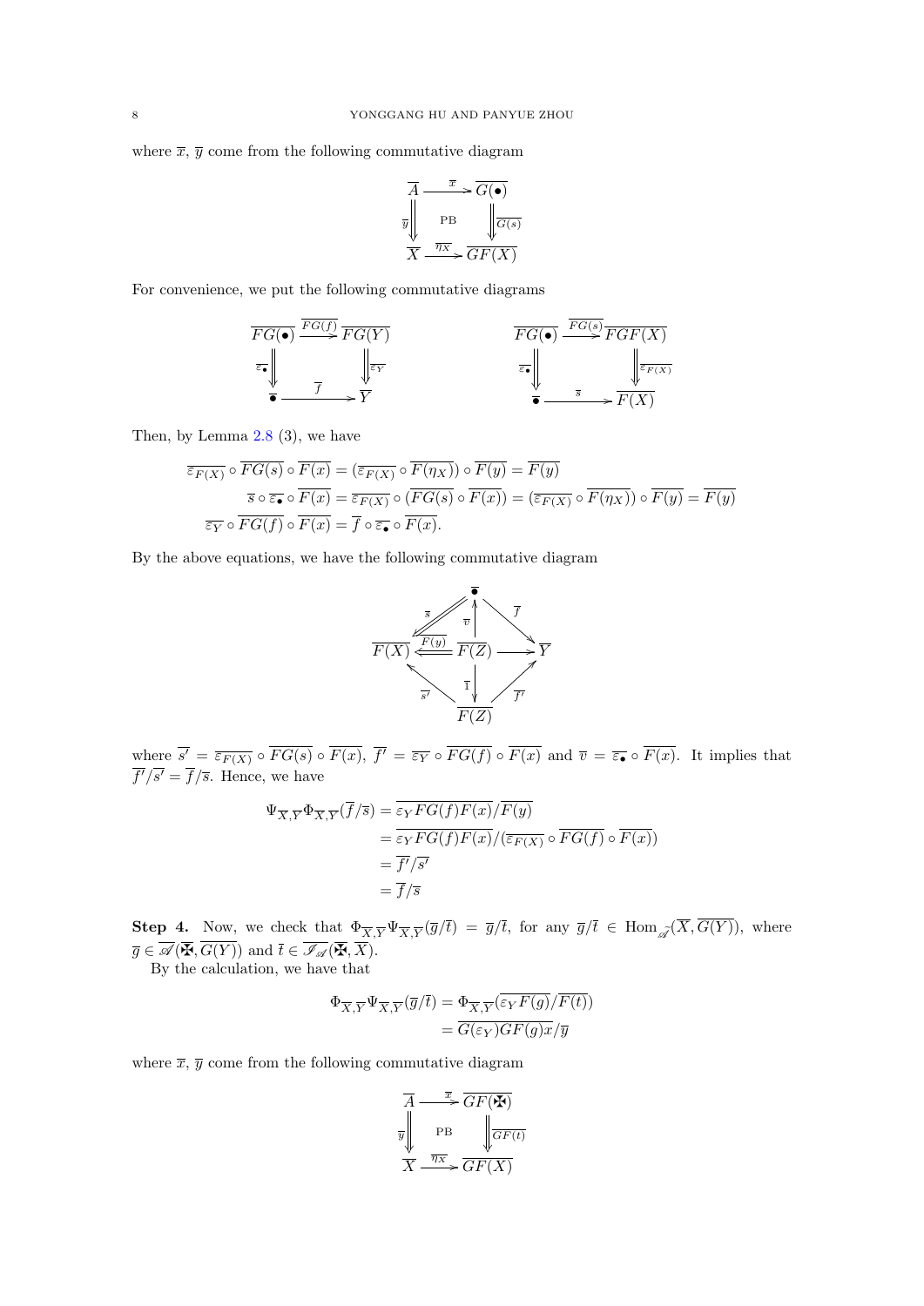where $\overline{x}$, $\overline{y}$ come from the following commutative diagram

$$\begin{array}{ccc}
\overline{A} & \xrightarrow{\overline{x}} & \overline{G(\bullet)} \\
\overline{y}\Big\Downarrow & \text{PB} & \Big\Downarrow\overline{G(s)} \\
\overline{X} & \xrightarrow{\overline{\eta_X}} & \overline{GF(X)}
\end{array}$$

For convenience, we put the following commutative diagrams

$$\begin{array}{ccc}
\overline{FG(\bullet)} & \xrightarrow{\overline{FG(f)}} & \overline{FG(Y)} \\
\overline{\varepsilon_\bullet}\Big\Downarrow & & \Big\Downarrow\overline{\varepsilon_Y} \\
\overline{\bullet} & \xrightarrow{\overline{f}} & \overline{Y}
\end{array}
\qquad\qquad
\begin{array}{ccc}
\overline{FG(\bullet)} & \xrightarrow{\overline{FG(s)}} & \overline{FGF(X)} \\
\overline{\varepsilon_\bullet}\Big\Downarrow & & \Big\Downarrow\overline{\varepsilon_{F(X)}} \\
\overline{\bullet} & \xrightarrow{\overline{s}} & \overline{F(X)}
\end{array}$$

Then, by Lemma 2.8 (3), we have

$$\overline{\varepsilon_{F(X)}} \circ \overline{FG(s)} \circ \overline{F(x)} = (\overline{\varepsilon_{F(X)}} \circ \overline{F(\eta_X)}) \circ \overline{F(y)} = \overline{F(y)}$$

$$\overline{s} \circ \overline{\varepsilon_\bullet} \circ \overline{F(x)} = \overline{\varepsilon_{F(X)}} \circ (\overline{FG(s)} \circ \overline{F(x)}) = (\overline{\varepsilon_{F(X)}} \circ \overline{F(\eta_X)}) \circ \overline{F(y)} = \overline{F(y)}$$

$$\overline{\varepsilon_Y} \circ \overline{FG(f)} \circ \overline{F(x)} = \overline{f} \circ \overline{\varepsilon_\bullet} \circ \overline{F(x)}.$$

By the above equations, we have the following commutative diagram

$$\begin{array}{ccccc}
 & & \overline{\bullet} & & \\
 & \overline{s}\swarrow\!\!\swarrow & \uparrow\overline{v} & \searrow\overline{f} & \\
\overline{F(X)} & \overset{\overline{F(y)}}{\Longleftarrow} & \overline{F(Z)} & \longrightarrow & \overline{Y} \\
 & \nwarrow\overline{s'} & \downarrow\overline{1} & \nearrow\overline{f'} & \\
 & & \overline{F(Z)} & &
\end{array}$$

where $\overline{s'} = \overline{\varepsilon_{F(X)}} \circ \overline{FG(s)} \circ \overline{F(x)}$, $\overline{f'} = \overline{\varepsilon_Y} \circ \overline{FG(f)} \circ \overline{F(x)}$ and $\overline{v} = \overline{\varepsilon_\bullet} \circ \overline{F(x)}$. It implies that $\overline{f'}/\overline{s'} = \overline{f}/\overline{s}$. Hence, we have

$$\begin{aligned}
\Psi_{\overline{X},\overline{Y}}\Phi_{\overline{X},\overline{Y}}(\overline{f}/\overline{s}) &= \overline{\varepsilon_Y FG(f)F(x)}/\overline{F(y)} \\
&= \overline{\varepsilon_Y FG(f)F(x)}/(\overline{\varepsilon_{F(X)}} \circ \overline{FG(f)} \circ \overline{F(x)}) \\
&= \overline{f'}/\overline{s'} \\
&= \overline{f}/\overline{s}
\end{aligned}$$

**Step 4.** Now, we check that $\Phi_{\overline{X},\overline{Y}}\Psi_{\overline{X},\overline{Y}}(\overline{g}/\overline{t}) = \overline{g}/\overline{t}$, for any $\overline{g}/\overline{t} \in \operatorname{Hom}_{\widetilde{\mathscr{A}}}(\overline{X}, \overline{G(Y)})$, where $\overline{g} \in \overline{\mathscr{A}}(\overline{\maltese}, \overline{G(Y)})$ and $\overline{t} \in \overline{\mathscr{I}_{\mathscr{A}}}(\overline{\maltese}, \overline{X})$.

By the calculation, we have that

$$\begin{aligned}
\Phi_{\overline{X},\overline{Y}}\Psi_{\overline{X},\overline{Y}}(\overline{g}/\overline{t}) &= \Phi_{\overline{X},\overline{Y}}(\overline{\varepsilon_Y F(g)}/\overline{F(t)}) \\
&= \overline{G(\varepsilon_Y)GF(g)x}/\overline{y}
\end{aligned}$$

where $\overline{x}$, $\overline{y}$ come from the following commutative diagram

$$\begin{array}{ccc}
\overline{A} & \xrightarrow{\overline{x}} & \overline{GF(\maltese)} \\
\overline{y}\Big\Downarrow & \text{PB} & \Big\Downarrow\overline{GF(t)} \\
\overline{X} & \xrightarrow{\overline{\eta_X}} & \overline{GF(X)}
\end{array}$$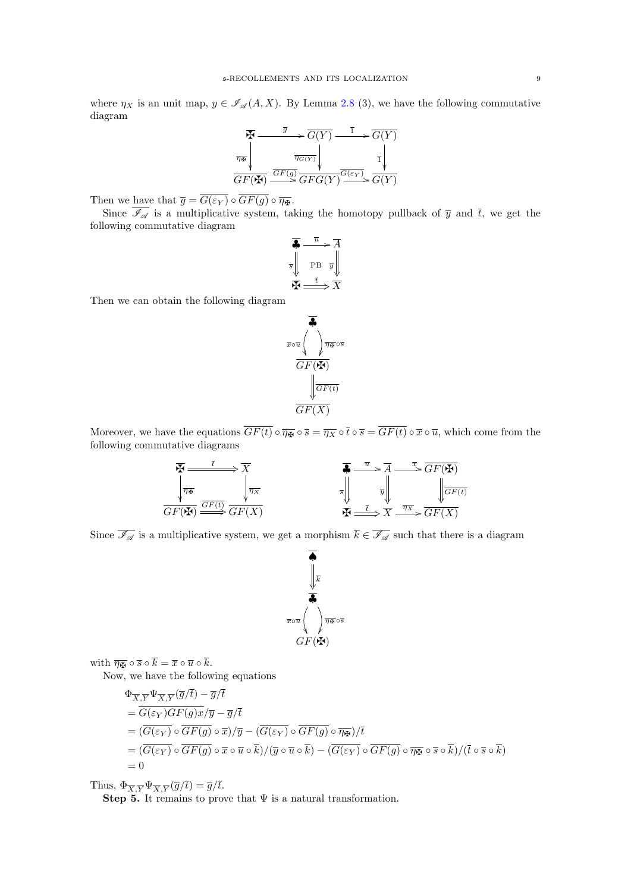where $\eta_X$ is an unit map, $y \in \mathscr{I}_{\mathscr{A}}(A, X)$. By Lemma 2.8 (3), we have the following commutative diagram

$$\begin{array}{ccccc} \maltese & \xrightarrow{\overline{g}} & \overline{G(Y)} & \xrightarrow{\overline{1}} & \overline{G(Y)} \\ \downarrow{\scriptstyle \overline{\eta_{\maltese}}} & & \downarrow{\scriptstyle \overline{\eta_{G(Y)}}} & & \downarrow{\scriptstyle \overline{1}} \\ \overline{GF(\maltese)} & \xrightarrow{\overline{GF(g)}} & \overline{GFG(Y)} & \xrightarrow{\overline{G(\varepsilon_Y)}} & \overline{G(Y)} \end{array}$$

Then we have that $\overline{g} = \overline{G(\varepsilon_Y)} \circ \overline{GF(g)} \circ \overline{\eta_{\maltese}}$.

Since $\overline{\mathscr{I}_{\mathscr{A}}}$ is a multiplicative system, taking the homotopy pullback of $\overline{y}$ and $\overline{t}$, we get the following commutative diagram

$$\begin{array}{ccc} \clubsuit & \xrightarrow{\overline{u}} & \overline{A} \\ \Downarrow{\scriptstyle \overline{s}} & \text{PB} & \Downarrow{\scriptstyle \overline{y}} \\ \maltese & \xRightarrow{\overline{t}} & \overline{X} \end{array}$$

Then we can obtain the following diagram

$$\begin{array}{c} \clubsuit \\ {\scriptstyle \overline{x}\circ\overline{u}} \downarrow \; \downarrow {\scriptstyle \overline{\eta_{\maltese}}\circ\overline{s}} \\ \overline{GF(\maltese)} \\ \Downarrow{\scriptstyle \overline{GF(t)}} \\ \overline{GF(X)} \end{array}$$

Moreover, we have the equations $\overline{GF(t)} \circ \overline{\eta_{\maltese}} \circ \overline{s} = \overline{\eta_X} \circ \overline{t} \circ \overline{s} = \overline{GF(t)} \circ \overline{x} \circ \overline{u}$, which come from the following commutative diagrams

$$\begin{array}{ccc} \maltese & \xRightarrow{\overline{t}} & \overline{X} \\ \downarrow{\scriptstyle \overline{\eta_{\maltese}}} & & \downarrow{\scriptstyle \overline{\eta_X}} \\ \overline{GF(\maltese)} & \xRightarrow{\overline{GF(t)}} & \overline{GF(X)} \end{array} \qquad \begin{array}{ccccc} \clubsuit & \xrightarrow{\overline{u}} & \overline{A} & \xrightarrow{\overline{x}} & \overline{GF(\maltese)} \\ \Downarrow{\scriptstyle \overline{s}} & & \Downarrow{\scriptstyle \overline{y}} & & \Downarrow{\scriptstyle \overline{GF(t)}} \\ \maltese & \xRightarrow{\overline{t}} & \overline{X} & \xrightarrow{\overline{\eta_X}} & \overline{GF(X)} \end{array}$$

Since $\overline{\mathscr{I}_{\mathscr{A}}}$ is a multiplicative system, we get a morphism $\overline{k} \in \overline{\mathscr{I}_{\mathscr{A}}}$ such that there is a diagram

$$\begin{array}{c} \spadesuit \\ \Downarrow{\scriptstyle \overline{k}} \\ \clubsuit \\ {\scriptstyle \overline{x}\circ\overline{u}} \downarrow \; \downarrow {\scriptstyle \overline{\eta_{\maltese}}\circ\overline{s}} \\ \overline{GF(\maltese)} \end{array}$$

with $\overline{\eta_{\maltese}} \circ \overline{s} \circ \overline{k} = \overline{x} \circ \overline{u} \circ \overline{k}$.

Now, we have the following equations

$$\begin{aligned} &\Phi_{\overline{X},\overline{Y}} \Psi_{\overline{X},\overline{Y}}(\overline{g}/\overline{t}) - \overline{g}/\overline{t} \\ &= \overline{G(\varepsilon_Y) GF(g) x}/\overline{y} - \overline{g}/\overline{t} \\ &= (\overline{G(\varepsilon_Y)} \circ \overline{GF(g)} \circ \overline{x})/\overline{y} - (\overline{G(\varepsilon_Y)} \circ \overline{GF(g)} \circ \overline{\eta_{\maltese}})/\overline{t} \\ &= (\overline{G(\varepsilon_Y)} \circ \overline{GF(g)} \circ \overline{x} \circ \overline{u} \circ \overline{k})/(\overline{y} \circ \overline{u} \circ \overline{k}) - (\overline{G(\varepsilon_Y)} \circ \overline{GF(g)} \circ \overline{\eta_{\maltese}} \circ \overline{s} \circ \overline{k})/(\overline{t} \circ \overline{s} \circ \overline{k}) \\ &= 0 \end{aligned}$$

Thus, $\Phi_{\overline{X},\overline{Y}} \Psi_{\overline{X},\overline{Y}}(\overline{g}/\overline{t}) = \overline{g}/\overline{t}$.

**Step 5.** It remains to prove that $\Psi$ is a natural transformation.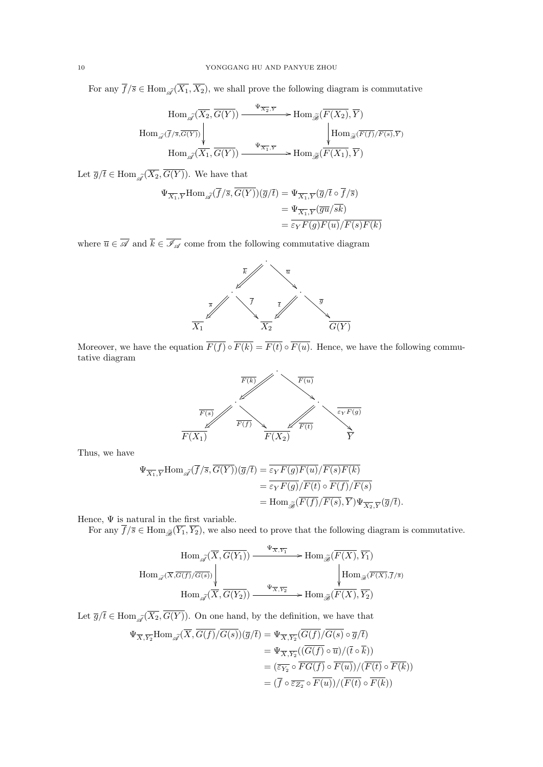For any $\overline{f}/\overline{s} \in \operatorname{Hom}_{\widetilde{\mathscr{A}}}(\overline{X_1}, \overline{X_2})$, we shall prove the following diagram is commutative

$$\begin{array}{ccc}
\operatorname{Hom}_{\widetilde{\mathscr{A}}}(\overline{X_2}, \overline{G(Y)}) & \xrightarrow{\Psi_{\overline{X_2},\overline{Y}}} & \operatorname{Hom}_{\widetilde{\mathscr{B}}}(\overline{F(X_2)}, \overline{Y}) \\
\Big\downarrow {\scriptstyle \operatorname{Hom}_{\widetilde{\mathscr{A}}}(\overline{f}/\overline{s}, \overline{G(Y)})} & & \Big\downarrow {\scriptstyle \operatorname{Hom}_{\widetilde{\mathscr{B}}}(\overline{F(f)}/\overline{F(s)}, \overline{Y})} \\
\operatorname{Hom}_{\widetilde{\mathscr{A}}}(\overline{X_1}, \overline{G(Y)}) & \xrightarrow{\Psi_{\overline{X_1},\overline{Y}}} & \operatorname{Hom}_{\widetilde{\mathscr{B}}}(\overline{F(X_1)}, \overline{Y})
\end{array}$$

Let $\overline{g}/\overline{t} \in \operatorname{Hom}_{\widetilde{\mathscr{A}}}(\overline{X_2}, \overline{G(Y)})$. We have that

$$\begin{aligned}
\Psi_{\overline{X_1},\overline{Y}} \operatorname{Hom}_{\widetilde{\mathscr{A}}}(\overline{f}/\overline{s}, \overline{G(Y)})(\overline{g}/\overline{t}) &= \Psi_{\overline{X_1},\overline{Y}}(\overline{g}/\overline{t} \circ \overline{f}/\overline{s}) \\
&= \Psi_{\overline{X_1},\overline{Y}}(\overline{gu}/\overline{sk}) \\
&= \overline{\varepsilon_Y F(g) F(u)}/\overline{F(s) F(k)}
\end{aligned}$$

where $\overline{u} \in \overline{\mathscr{A}}$ and $\overline{k} \in \overline{\mathscr{I}_{\mathscr{A}}}$ come from the following commutative diagram

$$\begin{array}{ccccccc}
 & & & \cdot & & & \\
 & & \overset{\overline{k}}{\swarrow} & & \overset{\overline{u}}{\searrow} & & \\
 & \cdot & & & & \cdot & \\
 \overset{\overline{s}}{\swarrow} & & \overset{\overline{f}}{\searrow} & & \overset{\overline{t}}{\swarrow} & & \overset{\overline{g}}{\searrow} \\
\overline{X_1} & & & \overline{X_2} & & & \overline{G(Y)}
\end{array}$$

Moreover, we have the equation $\overline{F(f)} \circ \overline{F(k)} = \overline{F(t)} \circ \overline{F(u)}$. Hence, we have the following commutative diagram

$$\begin{array}{ccccccc}
 & & & \cdot & & & \\
 & & \overset{\overline{F(k)}}{\swarrow} & & \overset{\overline{F(u)}}{\searrow} & & \\
 & \cdot & & & & \cdot & \\
 \overset{\overline{F(s)}}{\swarrow} & & \overset{\overline{F(f)}}{\searrow} & & \overset{\overline{F(t)}}{\swarrow} & & \overset{\overline{\varepsilon_Y F(g)}}{\searrow} \\
\overline{F(X_1)} & & & \overline{F(X_2)} & & & \overline{Y}
\end{array}$$

Thus, we have

$$\begin{aligned}
\Psi_{\overline{X_1},\overline{Y}} \operatorname{Hom}_{\widetilde{\mathscr{A}}}(\overline{f}/\overline{s}, \overline{G(Y)})(\overline{g}/\overline{t}) &= \overline{\varepsilon_Y F(g) F(u)}/\overline{F(s) F(k)} \\
&= \overline{\varepsilon_Y F(g)}/\overline{F(t)} \circ \overline{F(f)}/\overline{F(s)} \\
&= \operatorname{Hom}_{\widetilde{\mathscr{B}}}(\overline{F(f)}/\overline{F(s)}, \overline{Y}) \Psi_{\overline{X_2},\overline{Y}}(\overline{g}/\overline{t}).
\end{aligned}$$

Hence, $\Psi$ is natural in the first variable.

For any $\overline{f}/\overline{s} \in \operatorname{Hom}_{\widetilde{\mathscr{B}}}(\overline{Y_1}, \overline{Y_2})$, we also need to prove that the following diagram is commutative.

$$\begin{array}{ccc}
\operatorname{Hom}_{\widetilde{\mathscr{A}}}(\overline{X}, \overline{G(Y_1)}) & \xrightarrow{\Psi_{\overline{X},\overline{Y_1}}} & \operatorname{Hom}_{\widetilde{\mathscr{B}}}(\overline{F(X)}, \overline{Y_1}) \\
\Big\downarrow {\scriptstyle \operatorname{Hom}_{\widetilde{\mathscr{A}}}(\overline{X}, \overline{G(f)}/\overline{G(s)})} & & \Big\downarrow {\scriptstyle \operatorname{Hom}_{\widetilde{\mathscr{B}}}(\overline{F(X)}, \overline{f}/\overline{s})} \\
\operatorname{Hom}_{\widetilde{\mathscr{A}}}(\overline{X}, \overline{G(Y_2)}) & \xrightarrow{\Psi_{\overline{X},\overline{Y_2}}} & \operatorname{Hom}_{\widetilde{\mathscr{B}}}(\overline{F(X)}, \overline{Y_2})
\end{array}$$

Let $\overline{g}/\overline{t} \in \operatorname{Hom}_{\widetilde{\mathscr{A}}}(\overline{X_2}, \overline{G(Y)})$. On one hand, by the definition, we have that

$$\begin{aligned}
\Psi_{\overline{X},\overline{Y_2}} \operatorname{Hom}_{\widetilde{\mathscr{A}}}(\overline{X}, \overline{G(f)}/\overline{G(s)})(\overline{g}/\overline{t}) &= \Psi_{\overline{X},\overline{Y_2}}(\overline{G(f)}/\overline{G(s)} \circ \overline{g}/\overline{t}) \\
&= \Psi_{\overline{X},\overline{Y_2}}((\overline{G(f)} \circ \overline{u})/(\overline{t} \circ \overline{k})) \\
&= (\overline{\varepsilon_{Y_2}} \circ \overline{FG(f)} \circ \overline{F(u)})/(\overline{F(t)} \circ \overline{F(k)}) \\
&= (\overline{f} \circ \overline{\varepsilon_{Z_2}} \circ \overline{F(u)})/(\overline{F(t)} \circ \overline{F(k)})
\end{aligned}$$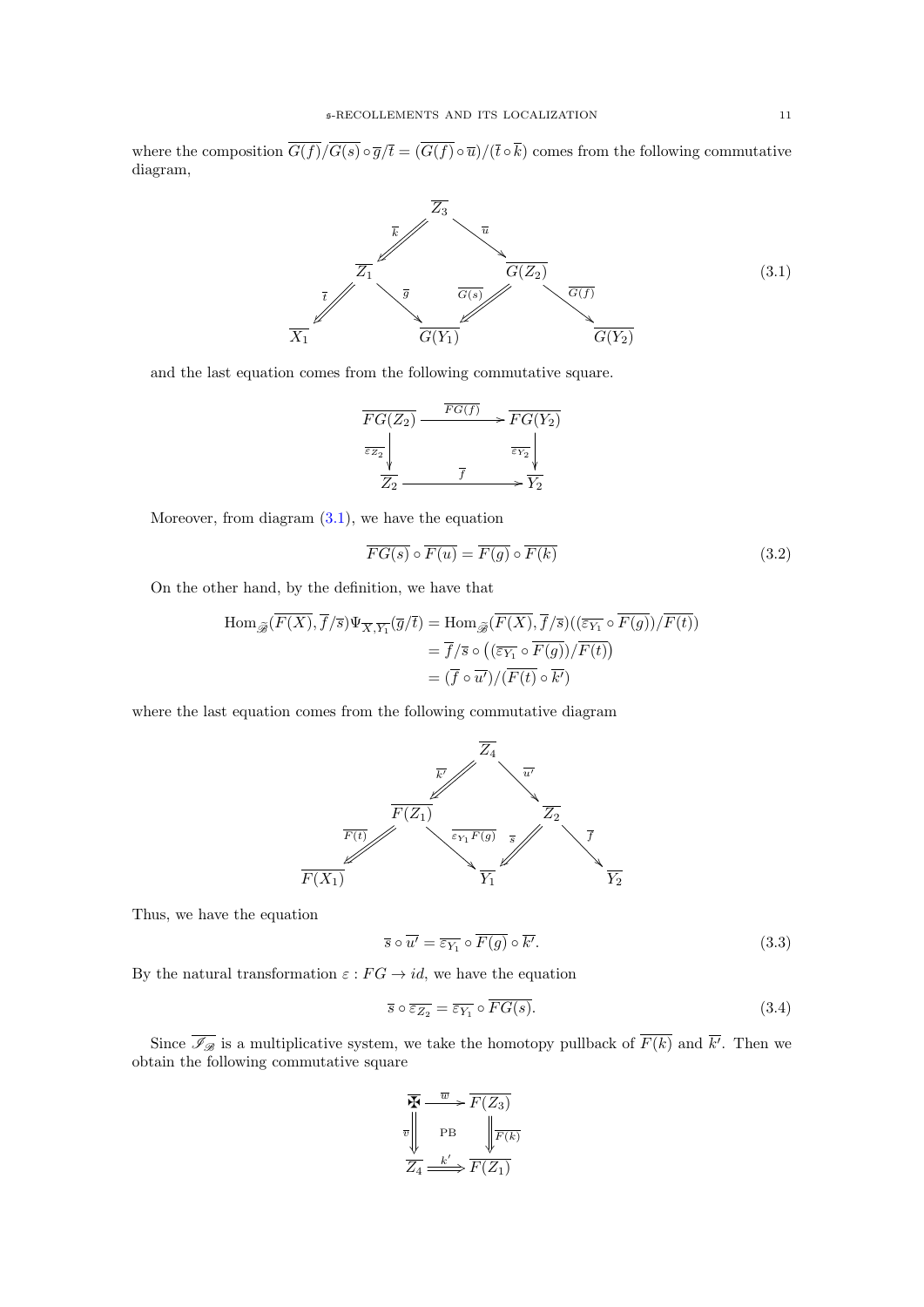where the composition $\overline{G(f)}/\overline{G(s)} \circ \overline{g}/\overline{t} = (\overline{G(f)} \circ \overline{u})/(\overline{t} \circ \overline{k})$ comes from the following commutative diagram,

$$\begin{array}{ccccc} & & \overline{Z_3} & & \\ & \overset{\overline{k}}{\swarrow\!\!\swarrow} & & \overset{\overline{u}}{\searrow} & \\ \overline{Z_1} & & & & \overline{G(Z_2)} \\ \overset{\overline{t}}{\swarrow\!\!\swarrow} \quad \overset{\overline{g}}{\searrow} & & & \overset{\overline{G(s)}}{\swarrow\!\!\swarrow} & \quad \overset{\overline{G(f)}}{\searrow} \\ \overline{X_1} \qquad\qquad & & \overline{G(Y_1)} & & \qquad\qquad \overline{G(Y_2)} \end{array} \tag{3.1}$$

and the last equation comes from the following commutative square.

$$\begin{array}{ccc} \overline{FG(Z_2)} & \xrightarrow{\overline{FG(f)}} & \overline{FG(Y_2)} \\ {\scriptstyle \overline{\varepsilon_{Z_2}}}\downarrow & & \downarrow{\scriptstyle \overline{\varepsilon_{Y_2}}} \\ \overline{Z_2} & \xrightarrow{\overline{f}} & \overline{Y_2} \end{array}$$

Moreover, from diagram (3.1), we have the equation

$$\overline{FG(s)} \circ \overline{F(u)} = \overline{F(g)} \circ \overline{F(k)} \tag{3.2}$$

On the other hand, by the definition, we have that

$$\begin{aligned} \mathrm{Hom}_{\widetilde{\mathscr{B}}}(\overline{F(X)}, \overline{f}/\overline{s})\Psi_{\overline{X},\overline{Y_1}}(\overline{g}/\overline{t}) &= \mathrm{Hom}_{\widetilde{\mathscr{B}}}(\overline{F(X)}, \overline{f}/\overline{s})((\overline{\varepsilon_{Y_1}} \circ \overline{F(g)})/\overline{F(t)}) \\ &= \overline{f}/\overline{s} \circ \big((\overline{\varepsilon_{Y_1}} \circ \overline{F(g)})/\overline{F(t)}\big) \\ &= (\overline{f} \circ \overline{u'})/(\overline{F(t)} \circ \overline{k'}) \end{aligned}$$

where the last equation comes from the following commutative diagram

$$\begin{array}{ccccc} & & \overline{Z_4} & & \\ & \overset{\overline{k'}}{\swarrow\!\!\swarrow} & & \overset{\overline{u'}}{\searrow} & \\ \overline{F(Z_1)} & & & & \overline{Z_2} \\ \overset{\overline{F(t)}}{\swarrow\!\!\swarrow} \quad \overset{\overline{\varepsilon_{Y_1}F(g)}}{\searrow} & & & \overset{\overline{s}}{\swarrow\!\!\swarrow} & \quad \overset{\overline{f}}{\searrow} \\ \overline{F(X_1)} \qquad\qquad & & \overline{Y_1} & & \qquad\qquad \overline{Y_2} \end{array}$$

Thus, we have the equation

$$\overline{s} \circ \overline{u'} = \overline{\varepsilon_{Y_1}} \circ \overline{F(g)} \circ \overline{k'}. \tag{3.3}$$

By the natural transformation $\varepsilon : FG \to id$, we have the equation

$$\overline{s} \circ \overline{\varepsilon_{Z_2}} = \overline{\varepsilon_{Y_1}} \circ \overline{FG(s)}. \tag{3.4}$$

Since $\overline{\mathscr{I}_{\mathscr{B}}}$ is a multiplicative system, we take the homotopy pullback of $\overline{F(k)}$ and $\overline{k'}$. Then we obtain the following commutative square

$$\begin{array}{ccc} \maltese & \xrightarrow{\overline{w}} & \overline{F(Z_3)} \\ {\scriptstyle \overline{v}}\Downarrow & \text{PB} & \Downarrow{\scriptstyle \overline{F(k)}} \\ \overline{Z_4} & \xRightarrow{\overline{k'}} & \overline{F(Z_1)} \end{array}$$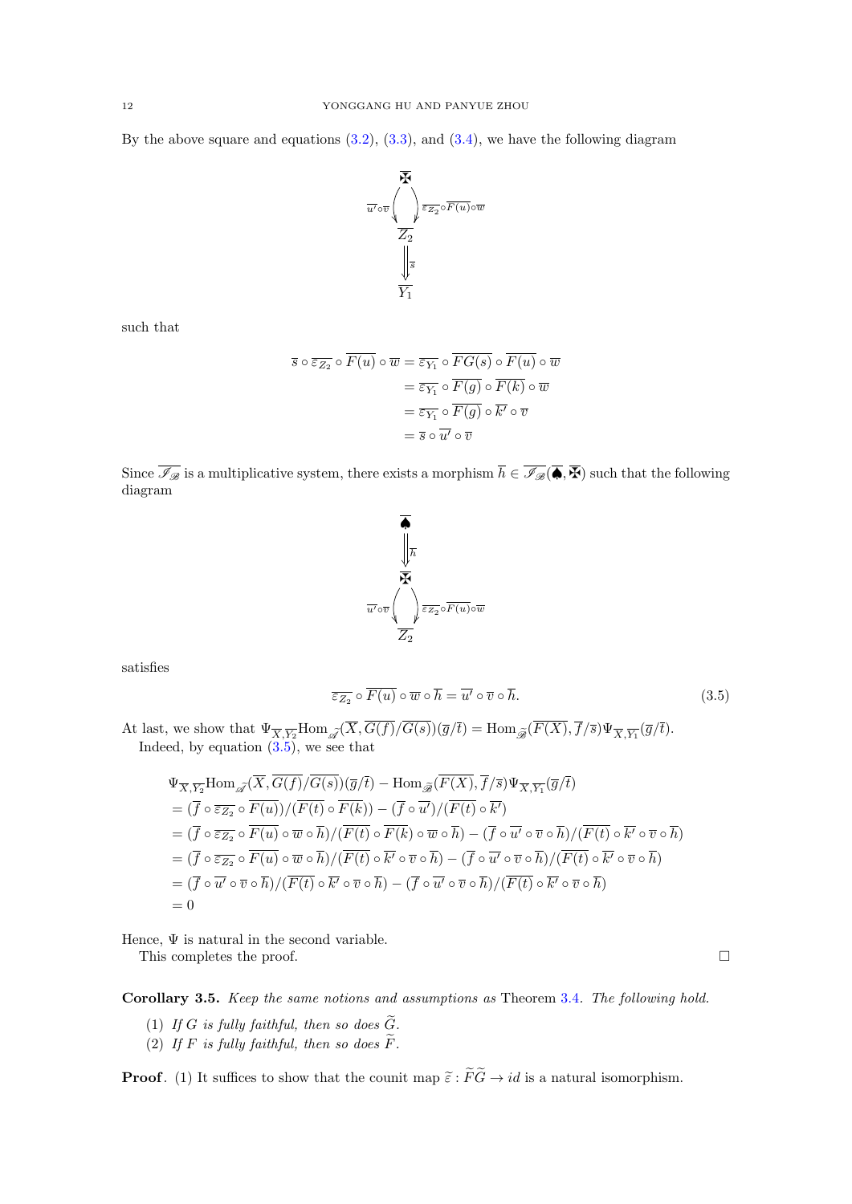By the above square and equations (3.2), (3.3), and (3.4), we have the following diagram

$$\begin{array}{c} \overline{\maltese} \\ \overline{u'}\circ\overline{v} \Big\downarrow \;\; \Big\downarrow \overline{\varepsilon_{Z_2}}\circ\overline{F(u)}\circ\overline{w} \\ \overline{Z_2} \\ \Big\Downarrow \overline{s} \\ \overline{Y_1} \end{array}$$

such that

$$\begin{aligned} \overline{s}\circ\overline{\varepsilon_{Z_2}}\circ\overline{F(u)}\circ\overline{w} &= \overline{\varepsilon_{Y_1}}\circ\overline{FG(s)}\circ\overline{F(u)}\circ\overline{w} \\ &= \overline{\varepsilon_{Y_1}}\circ\overline{F(g)}\circ\overline{F(k)}\circ\overline{w} \\ &= \overline{\varepsilon_{Y_1}}\circ\overline{F(g)}\circ\overline{k'}\circ\overline{v} \\ &= \overline{s}\circ\overline{u'}\circ\overline{v} \end{aligned}$$

Since $\overline{\mathscr{I}_{\mathscr{B}}}$ is a multiplicative system, there exists a morphism $\overline{h}\in\overline{\mathscr{I}_{\mathscr{B}}}(\overline{\spadesuit},\overline{\maltese})$ such that the following diagram

$$\begin{array}{c} \overline{\spadesuit} \\ \Big\Downarrow \overline{h} \\ \overline{\maltese} \\ \overline{u'}\circ\overline{v} \Big\downarrow \;\; \Big\downarrow \overline{\varepsilon_{Z_2}}\circ\overline{F(u)}\circ\overline{w} \\ \overline{Z_2} \end{array}$$

satisfies

$$\overline{\varepsilon_{Z_2}}\circ\overline{F(u)}\circ\overline{w}\circ\overline{h} = \overline{u'}\circ\overline{v}\circ\overline{h}. \tag{3.5}$$

At last, we show that $\Psi_{\overline{X},\overline{Y_2}}\mathrm{Hom}_{\widetilde{\mathscr{A}}}(\overline{X},\overline{G(f)}/\overline{G(s)})(\overline{g}/\overline{t}) = \mathrm{Hom}_{\widetilde{\mathscr{B}}}(\overline{F(X)},\overline{f}/\overline{s})\Psi_{\overline{X},\overline{Y_1}}(\overline{g}/\overline{t})$.
Indeed, by equation (3.5), we see that

$$\begin{aligned} &\Psi_{\overline{X},\overline{Y_2}}\mathrm{Hom}_{\widetilde{\mathscr{A}}}(\overline{X},\overline{G(f)}/\overline{G(s)})(\overline{g}/\overline{t}) - \mathrm{Hom}_{\widetilde{\mathscr{B}}}(\overline{F(X)},\overline{f}/\overline{s})\Psi_{\overline{X},\overline{Y_1}}(\overline{g}/\overline{t}) \\ &= (\overline{f}\circ\overline{\varepsilon_{Z_2}}\circ\overline{F(u)})/(\overline{F(t)}\circ\overline{F(k)}) - (\overline{f}\circ\overline{u'})/(\overline{F(t)}\circ\overline{k'}) \\ &= (\overline{f}\circ\overline{\varepsilon_{Z_2}}\circ\overline{F(u)}\circ\overline{w}\circ\overline{h})/(\overline{F(t)}\circ\overline{F(k)}\circ\overline{w}\circ\overline{h}) - (\overline{f}\circ\overline{u'}\circ\overline{v}\circ\overline{h})/(\overline{F(t)}\circ\overline{k'}\circ\overline{v}\circ\overline{h}) \\ &= (\overline{f}\circ\overline{\varepsilon_{Z_2}}\circ\overline{F(u)}\circ\overline{w}\circ\overline{h})/(\overline{F(t)}\circ\overline{k'}\circ\overline{v}\circ\overline{h}) - (\overline{f}\circ\overline{u'}\circ\overline{v}\circ\overline{h})/(\overline{F(t)}\circ\overline{k'}\circ\overline{v}\circ\overline{h}) \\ &= (\overline{f}\circ\overline{u'}\circ\overline{v}\circ\overline{h})/(\overline{F(t)}\circ\overline{k'}\circ\overline{v}\circ\overline{h}) - (\overline{f}\circ\overline{u'}\circ\overline{v}\circ\overline{h})/(\overline{F(t)}\circ\overline{k'}\circ\overline{v}\circ\overline{h}) \\ &= 0 \end{aligned}$$

Hence, $\Psi$ is natural in the second variable.

This completes the proof. $\square$

**Corollary 3.5.** *Keep the same notions and assumptions as* Theorem 3.4. *The following hold.*

1. *If $G$ is fully faithful, then so does $\widetilde{G}$.*
2. *If $F$ is fully faithful, then so does $\widetilde{F}$.*

**Proof**. (1) It suffices to show that the counit map $\widetilde{\varepsilon}:\widetilde{F}\widetilde{G}\to id$ is a natural isomorphism.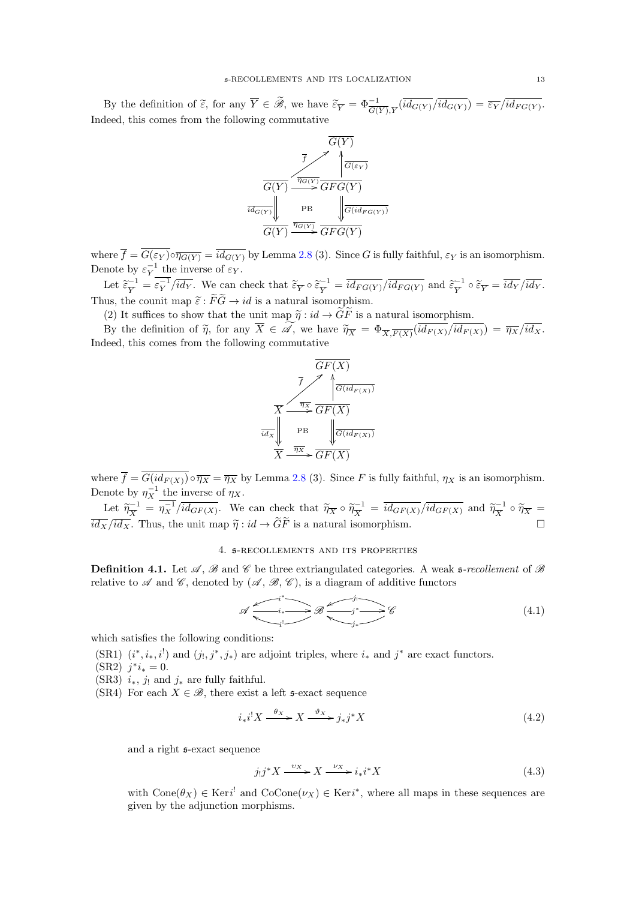By the definition of $\widetilde{\varepsilon}$, for any $\overline{Y} \in \widetilde{\mathscr{B}}$, we have $\widetilde{\varepsilon}_{\overline{Y}} = \Phi^{-1}_{\overline{G(Y)},\overline{Y}}(\overline{id_{G(Y)}}/\overline{id_{G(Y)}}) = \overline{\varepsilon_Y}/\overline{id_{FG(Y)}}$. Indeed, this comes from the following commutative

$$\begin{array}{ccc}
 & & \overline{G(Y)} \\
 & \overset{\overline{f}}{\nearrow} & \uparrow \overline{G(\varepsilon_Y)} \\
\overline{G(Y)} & \xrightarrow{\overline{\eta_{G(Y)}}} & \overline{GFG(Y)} \\
\overline{id_{G(Y)}} \Downarrow & \text{PB} & \Downarrow \overline{G(id_{FG(Y)})} \\
\overline{G(Y)} & \xrightarrow{\overline{\eta_{G(Y)}}} & \overline{GFG(Y)}
\end{array}$$

where $\overline{f} = \overline{G(\varepsilon_Y)} \circ \overline{\eta_{G(Y)}} = \overline{id_{G(Y)}}$ by Lemma 2.8 (3). Since $G$ is fully faithful, $\varepsilon_Y$ is an isomorphism. Denote by $\varepsilon_Y^{-1}$ the inverse of $\varepsilon_Y$.

Let $\widetilde{\varepsilon}^{-1}_{\overline{Y}} = \overline{\varepsilon_Y^{-1}}/\overline{id_Y}$. We can check that $\widetilde{\varepsilon}_{\overline{Y}} \circ \widetilde{\varepsilon}^{-1}_{\overline{Y}} = \overline{id_{FG(Y)}}/\overline{id_{FG(Y)}}$ and $\widetilde{\varepsilon}^{-1}_{\overline{Y}} \circ \widetilde{\varepsilon}_{\overline{Y}} = \overline{id_Y}/\overline{id_Y}$. Thus, the counit map $\widetilde{\varepsilon} : \widetilde{F}\widetilde{G} \to id$ is a natural isomorphism.

(2) It suffices to show that the unit map $\widetilde{\eta} : id \to \widetilde{G}\widetilde{F}$ is a natural isomorphism.

By the definition of $\widetilde{\eta}$, for any $\overline{X} \in \widetilde{\mathscr{A}}$, we have $\widetilde{\eta}_{\overline{X}} = \Phi_{\overline{X},\overline{F(X)}}(\overline{id_{F(X)}}/\overline{id_{F(X)}}) = \overline{\eta_X}/\overline{id_X}$. Indeed, this comes from the following commutative

$$\begin{array}{ccc}
 & & \overline{GF(X)} \\
 & \overset{\overline{f}}{\nearrow} & \uparrow \overline{G(id_{F(X)})} \\
\overline{X} & \xrightarrow{\overline{\eta_X}} & \overline{GF(X)} \\
\overline{id_X} \Downarrow & \text{PB} & \Downarrow \overline{G(id_{F(X)})} \\
\overline{X} & \xrightarrow{\overline{\eta_X}} & \overline{GF(X)}
\end{array}$$

where $\overline{f} = \overline{G(id_{F(X)})} \circ \overline{\eta_X} = \overline{\eta_X}$ by Lemma 2.8 (3). Since $F$ is fully faithful, $\eta_X$ is an isomorphism. Denote by $\eta_X^{-1}$ the inverse of $\eta_X$.

Let $\widetilde{\eta}^{-1}_{\overline{X}} = \overline{\eta_X^{-1}}/\overline{id_{GF(X)}}$. We can check that $\widetilde{\eta}_{\overline{X}} \circ \widetilde{\eta}^{-1}_{\overline{X}} = \overline{id_{GF(X)}}/\overline{id_{GF(X)}}$ and $\widetilde{\eta}^{-1}_{\overline{X}} \circ \widetilde{\eta}_{\overline{X}} = \overline{id_X}/\overline{id_X}$. Thus, the unit map $\widetilde{\eta} : id \to \widetilde{G}\widetilde{F}$ is a natural isomorphism. $\square$

## 4. $\mathfrak{s}$-recollements and its properties

**Definition 4.1.** Let $\mathscr{A}$, $\mathscr{B}$ and $\mathscr{C}$ be three extriangulated categories. A weak $\mathfrak{s}$*-recollement* of $\mathscr{B}$ relative to $\mathscr{A}$ and $\mathscr{C}$, denoted by $(\mathscr{A}, \mathscr{B}, \mathscr{C})$, is a diagram of additive functors

$$\xymatrix{\mathscr{A} \ar[r]|{i_*} & \mathscr{B} \ar@/_1pc/[l]_{i^*} \ar@/^1pc/[l]^{i^!} \ar[r]|{j^*} & \mathscr{C} \ar@/_1pc/[l]_{j_!} \ar@/^1pc/[l]^{j_*}} \tag{4.1}$$

which satisfies the following conditions:

(SR1) $(i^*, i_*, i^!)$ and $(j_!, j^*, j_*)$ are adjoint triples, where $i_*$ and $j^*$ are exact functors.

(SR2) $j^* i_* = 0$.

(SR3) $i_*$, $j_!$ and $j_*$ are fully faithful.

(SR4) For each $X \in \mathscr{B}$, there exist a left $\mathfrak{s}$-exact sequence

$$i_* i^! X \xrightarrow{\theta_X} X \xrightarrow{\vartheta_X} j_* j^* X \tag{4.2}$$

and a right $\mathfrak{s}$-exact sequence

$$j_! j^* X \xrightarrow{\upsilon_X} X \xrightarrow{\nu_X} i_* i^* X \tag{4.3}$$

with $\mathrm{Cone}(\theta_X) \in \mathrm{Ker} i^!$ and $\mathrm{CoCone}(\nu_X) \in \mathrm{Ker} i^*$, where all maps in these sequences are given by the adjunction morphisms.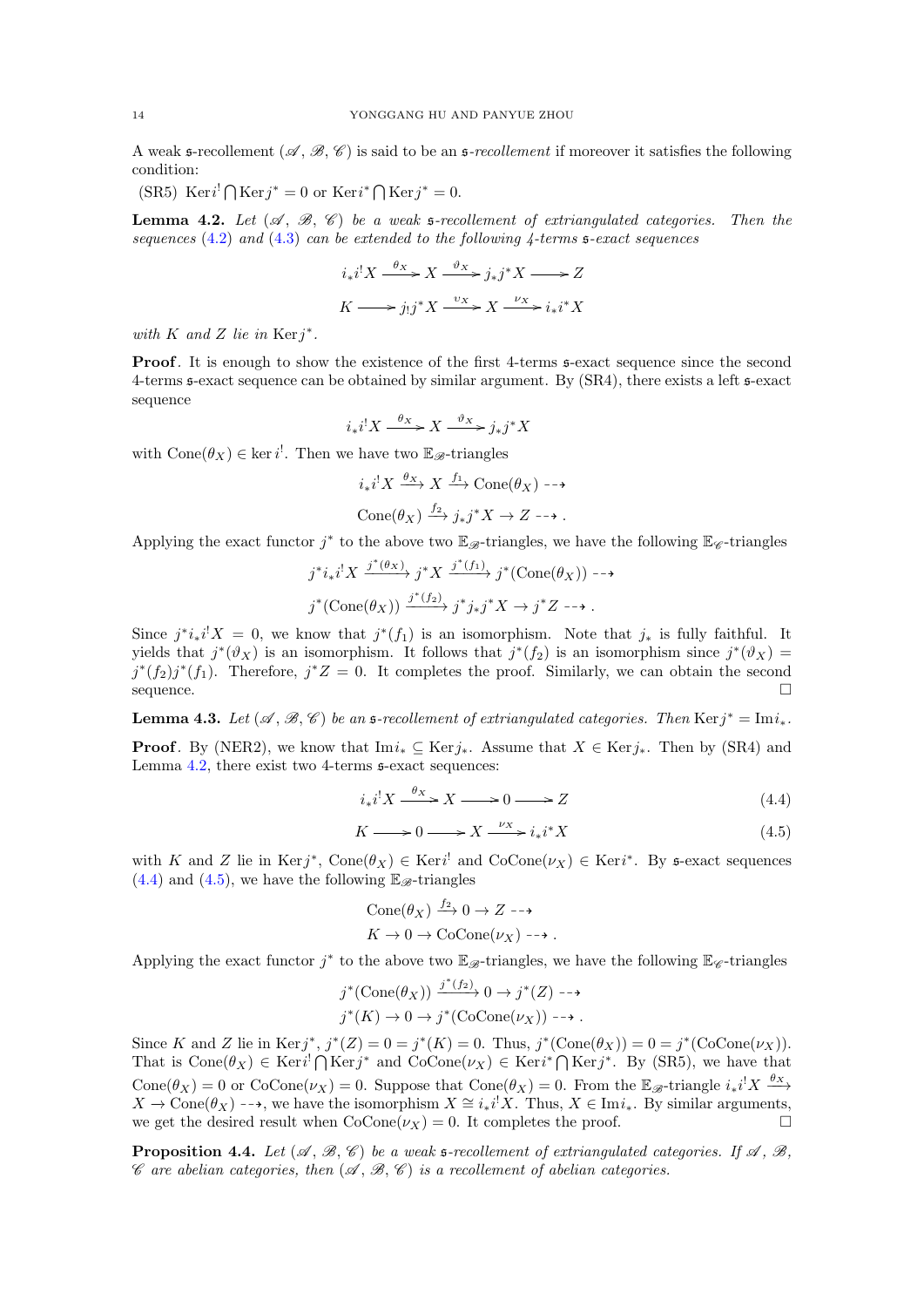A weak $\mathfrak{s}$-recollement $(\mathscr{A}, \mathscr{B}, \mathscr{C})$ is said to be an $\mathfrak{s}$-*recollement* if moreover it satisfies the following condition:

(SR5) $\operatorname{Ker} i^! \bigcap \operatorname{Ker} j^* = 0$ or $\operatorname{Ker} i^* \bigcap \operatorname{Ker} j^* = 0$.

**Lemma 4.2.** *Let $(\mathscr{A}, \mathscr{B}, \mathscr{C})$ be a weak $\mathfrak{s}$-recollement of extriangulated categories. Then the sequences (4.2) and (4.3) can be extended to the following 4-terms $\mathfrak{s}$-exact sequences*

$$i_*i^!X \xrightarrow{\theta_X} X \xrightarrow{\vartheta_X} j_*j^*X \longrightarrow Z$$

$$K \longrightarrow j_!j^*X \xrightarrow{\upsilon_X} X \xrightarrow{\nu_X} i_*i^*X$$

*with $K$ and $Z$ lie in $\operatorname{Ker} j^*$.*

**Proof**. It is enough to show the existence of the first 4-terms $\mathfrak{s}$-exact sequence since the second 4-terms $\mathfrak{s}$-exact sequence can be obtained by similar argument. By (SR4), there exists a left $\mathfrak{s}$-exact sequence

$$i_*i^!X \xrightarrow{\theta_X} X \xrightarrow{\vartheta_X} j_*j^*X$$

with $\operatorname{Cone}(\theta_X) \in \ker i^!$. Then we have two $\mathbb{E}_{\mathscr{B}}$-triangles

$$i_*i^!X \xrightarrow{\theta_X} X \xrightarrow{f_1} \operatorname{Cone}(\theta_X) \dashrightarrow$$

$$\operatorname{Cone}(\theta_X) \xrightarrow{f_2} j_*j^*X \to Z \dashrightarrow .$$

Applying the exact functor $j^*$ to the above two $\mathbb{E}_{\mathscr{B}}$-triangles, we have the following $\mathbb{E}_{\mathscr{C}}$-triangles

$$j^*i_*i^!X \xrightarrow{j^*(\theta_X)} j^*X \xrightarrow{j^*(f_1)} j^*(\operatorname{Cone}(\theta_X)) \dashrightarrow$$

$$j^*(\operatorname{Cone}(\theta_X)) \xrightarrow{j^*(f_2)} j^*j_*j^*X \to j^*Z \dashrightarrow .$$

Since $j^*i_*i^!X = 0$, we know that $j^*(f_1)$ is an isomorphism. Note that $j_*$ is fully faithful. It yields that $j^*(\vartheta_X)$ is an isomorphism. It follows that $j^*(f_2)$ is an isomorphism since $j^*(\vartheta_X) = j^*(f_2)j^*(f_1)$. Therefore, $j^*Z = 0$. It completes the proof. Similarly, we can obtain the second sequence. $\square$

**Lemma 4.3.** *Let $(\mathscr{A}, \mathscr{B}, \mathscr{C})$ be an $\mathfrak{s}$-recollement of extriangulated categories. Then $\operatorname{Ker} j^* = \operatorname{Im} i_*$.*

**Proof**. By (NER2), we know that $\operatorname{Im} i_* \subseteq \operatorname{Ker} j_*$. Assume that $X \in \operatorname{Ker} j_*$. Then by (SR4) and Lemma 4.2, there exist two 4-terms $\mathfrak{s}$-exact sequences:

$$i_*i^!X \xrightarrow{\theta_X} X \longrightarrow 0 \longrightarrow Z \tag{4.4}$$

$$K \longrightarrow 0 \longrightarrow X \xrightarrow{\nu_X} i_*i^*X \tag{4.5}$$

with $K$ and $Z$ lie in $\operatorname{Ker} j^*$, $\operatorname{Cone}(\theta_X) \in \operatorname{Ker} i^!$ and $\operatorname{CoCone}(\nu_X) \in \operatorname{Ker} i^*$. By $\mathfrak{s}$-exact sequences (4.4) and (4.5), we have the following $\mathbb{E}_{\mathscr{B}}$-triangles

$$\operatorname{Cone}(\theta_X) \xrightarrow{f_2} 0 \to Z \dashrightarrow$$

$$K \to 0 \to \operatorname{CoCone}(\nu_X) \dashrightarrow .$$

Applying the exact functor $j^*$ to the above two $\mathbb{E}_{\mathscr{B}}$-triangles, we have the following $\mathbb{E}_{\mathscr{C}}$-triangles

$$j^*(\operatorname{Cone}(\theta_X)) \xrightarrow{j^*(f_2)} 0 \to j^*(Z) \dashrightarrow$$

$$j^*(K) \to 0 \to j^*(\operatorname{CoCone}(\nu_X)) \dashrightarrow .$$

Since $K$ and $Z$ lie in $\operatorname{Ker} j^*$, $j^*(Z) = 0 = j^*(K) = 0$. Thus, $j^*(\operatorname{Cone}(\theta_X)) = 0 = j^*(\operatorname{CoCone}(\nu_X))$. That is $\operatorname{Cone}(\theta_X) \in \operatorname{Ker} i^! \bigcap \operatorname{Ker} j^*$ and $\operatorname{CoCone}(\nu_X) \in \operatorname{Ker} i^* \bigcap \operatorname{Ker} j^*$. By (SR5), we have that $\operatorname{Cone}(\theta_X) = 0$ or $\operatorname{CoCone}(\nu_X) = 0$. Suppose that $\operatorname{Cone}(\theta_X) = 0$. From the $\mathbb{E}_{\mathscr{B}}$-triangle $i_*i^!X \xrightarrow{\theta_X} X \to \operatorname{Cone}(\theta_X) \dashrightarrow$, we have the isomorphism $X \cong i_*i^!X$. Thus, $X \in \operatorname{Im} i_*$. By similar arguments, we get the desired result when $\operatorname{CoCone}(\nu_X) = 0$. It completes the proof. $\square$

**Proposition 4.4.** *Let $(\mathscr{A}, \mathscr{B}, \mathscr{C})$ be a weak $\mathfrak{s}$-recollement of extriangulated categories. If $\mathscr{A}$, $\mathscr{B}$, $\mathscr{C}$ are abelian categories, then $(\mathscr{A}, \mathscr{B}, \mathscr{C})$ is a recollement of abelian categories.*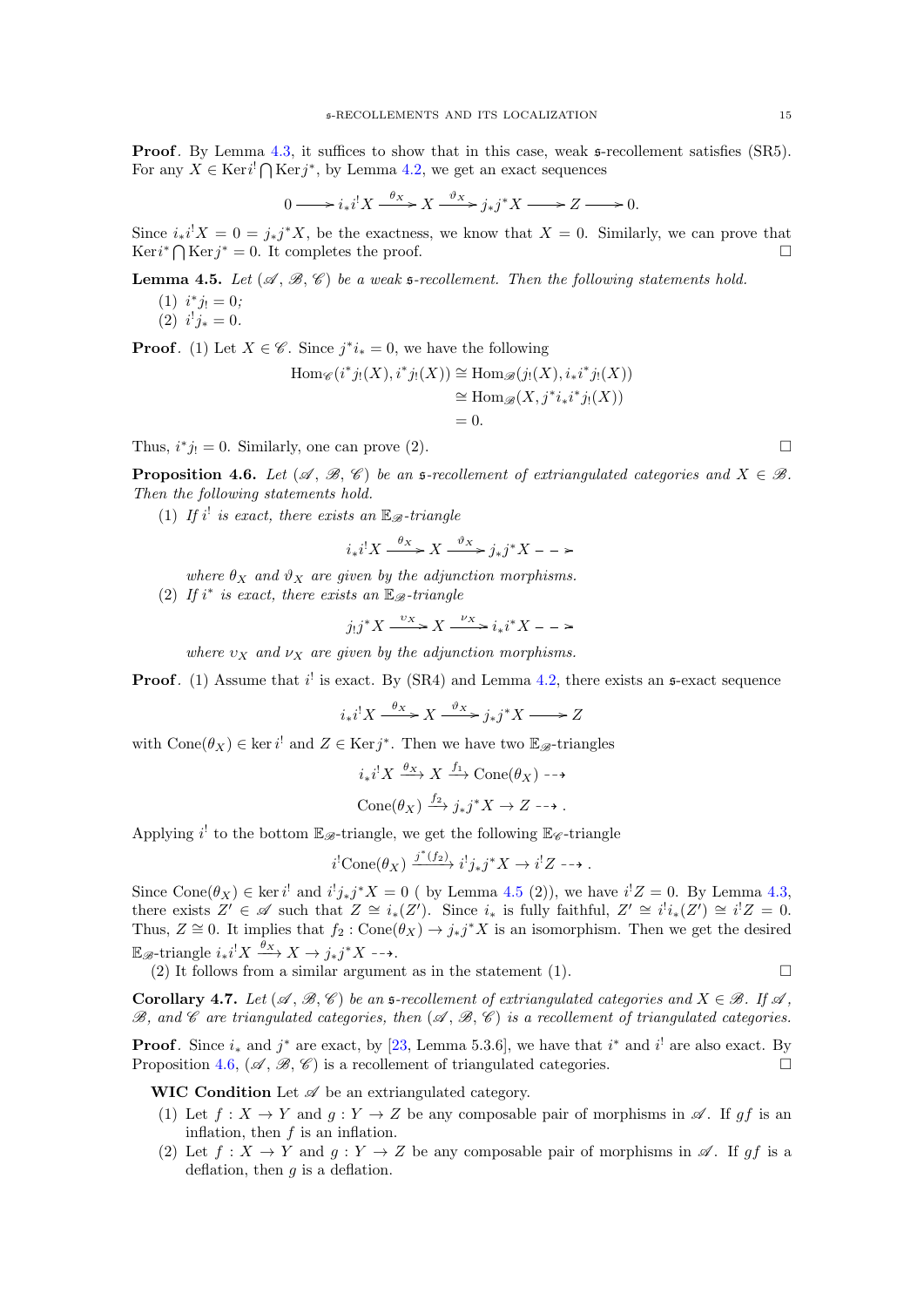**Proof**. By Lemma 4.3, it suffices to show that in this case, weak $\mathfrak{s}$-recollement satisfies (SR5). For any $X \in \operatorname{Ker} i^! \bigcap \operatorname{Ker} j^*$, by Lemma 4.2, we get an exact sequences

$$0 \longrightarrow i_*i^!X \xrightarrow{\theta_X} X \xrightarrow{\vartheta_X} j_*j^*X \longrightarrow Z \longrightarrow 0.$$

Since $i_*i^!X = 0 = j_*j^*X$, be the exactness, we know that $X = 0$. Similarly, we can prove that $\operatorname{Ker} i^* \bigcap \operatorname{Ker} j^* = 0$. It completes the proof. $\square$

**Lemma 4.5.** *Let $(\mathscr{A}, \mathscr{B}, \mathscr{C})$ be a weak $\mathfrak{s}$-recollement. Then the following statements hold.*

(1) $i^*j_! = 0$;

(2) $i^!j_* = 0$.

**Proof**. (1) Let $X \in \mathscr{C}$. Since $j^*i_* = 0$, we have the following

$$\begin{aligned}\operatorname{Hom}_{\mathscr{C}}(i^*j_!(X), i^*j_!(X)) &\cong \operatorname{Hom}_{\mathscr{B}}(j_!(X), i_*i^*j_!(X)) \\ &\cong \operatorname{Hom}_{\mathscr{B}}(X, j^*i_*i^*j_!(X)) \\ &= 0.\end{aligned}$$

Thus, $i^*j_! = 0$. Similarly, one can prove (2). $\square$

**Proposition 4.6.** *Let $(\mathscr{A}, \mathscr{B}, \mathscr{C})$ be an $\mathfrak{s}$-recollement of extriangulated categories and $X \in \mathscr{B}$. Then the following statements hold.*

(1) *If $i^!$ is exact, there exists an $\mathbb{E}_{\mathscr{B}}$-triangle*

$$i_*i^!X \xrightarrow{\theta_X} X \xrightarrow{\vartheta_X} j_*j^*X \dashrightarrow$$

*where $\theta_X$ and $\vartheta_X$ are given by the adjunction morphisms.*

(2) *If $i^*$ is exact, there exists an $\mathbb{E}_{\mathscr{B}}$-triangle*

$$j_!j^*X \xrightarrow{\upsilon_X} X \xrightarrow{\nu_X} i_*i^*X \dashrightarrow$$

*where $\upsilon_X$ and $\nu_X$ are given by the adjunction morphisms.*

**Proof**. (1) Assume that $i^!$ is exact. By (SR4) and Lemma 4.2, there exists an $\mathfrak{s}$-exact sequence

$$i_*i^!X \xrightarrow{\theta_X} X \xrightarrow{\vartheta_X} j_*j^*X \longrightarrow Z$$

with $\operatorname{Cone}(\theta_X) \in \ker i^!$ and $Z \in \operatorname{Ker} j^*$. Then we have two $\mathbb{E}_{\mathscr{B}}$-triangles

$$i_*i^!X \xrightarrow{\theta_X} X \xrightarrow{f_1} \operatorname{Cone}(\theta_X) \dashrightarrow$$

$$\operatorname{Cone}(\theta_X) \xrightarrow{f_2} j_*j^*X \to Z \dashrightarrow .$$

Applying $i^!$ to the bottom $\mathbb{E}_{\mathscr{B}}$-triangle, we get the following $\mathbb{E}_{\mathscr{C}}$-triangle

$$i^!\operatorname{Cone}(\theta_X) \xrightarrow{j^*(f_2)} i^!j_*j^*X \to i^!Z \dashrightarrow .$$

Since $\operatorname{Cone}(\theta_X) \in \ker i^!$ and $i^!j_*j^*X = 0$ ( by Lemma 4.5 (2)), we have $i^!Z = 0$. By Lemma 4.3, there exists $Z' \in \mathscr{A}$ such that $Z \cong i_*(Z')$. Since $i_*$ is fully faithful, $Z' \cong i^!i_*(Z') \cong i^!Z = 0$. Thus, $Z \cong 0$. It implies that $f_2 : \operatorname{Cone}(\theta_X) \to j_*j^*X$ is an isomorphism. Then we get the desired $\mathbb{E}_{\mathscr{B}}$-triangle $i_*i^!X \xrightarrow{\theta_X} X \to j_*j^*X \dashrightarrow$.

(2) It follows from a similar argument as in the statement (1). $\square$

**Corollary 4.7.** *Let $(\mathscr{A}, \mathscr{B}, \mathscr{C})$ be an $\mathfrak{s}$-recollement of extriangulated categories and $X \in \mathscr{B}$. If $\mathscr{A}$, $\mathscr{B}$, and $\mathscr{C}$ are triangulated categories, then $(\mathscr{A}, \mathscr{B}, \mathscr{C})$ is a recollement of triangulated categories.*

**Proof**. Since $i_*$ and $j^*$ are exact, by [23, Lemma 5.3.6], we have that $i^*$ and $i^!$ are also exact. By Proposition 4.6, $(\mathscr{A}, \mathscr{B}, \mathscr{C})$ is a recollement of triangulated categories. $\square$

**WIC Condition** Let $\mathscr{A}$ be an extriangulated category.

(1) Let $f : X \to Y$ and $g : Y \to Z$ be any composable pair of morphisms in $\mathscr{A}$. If $gf$ is an inflation, then $f$ is an inflation.

(2) Let $f : X \to Y$ and $g : Y \to Z$ be any composable pair of morphisms in $\mathscr{A}$. If $gf$ is a deflation, then $g$ is a deflation.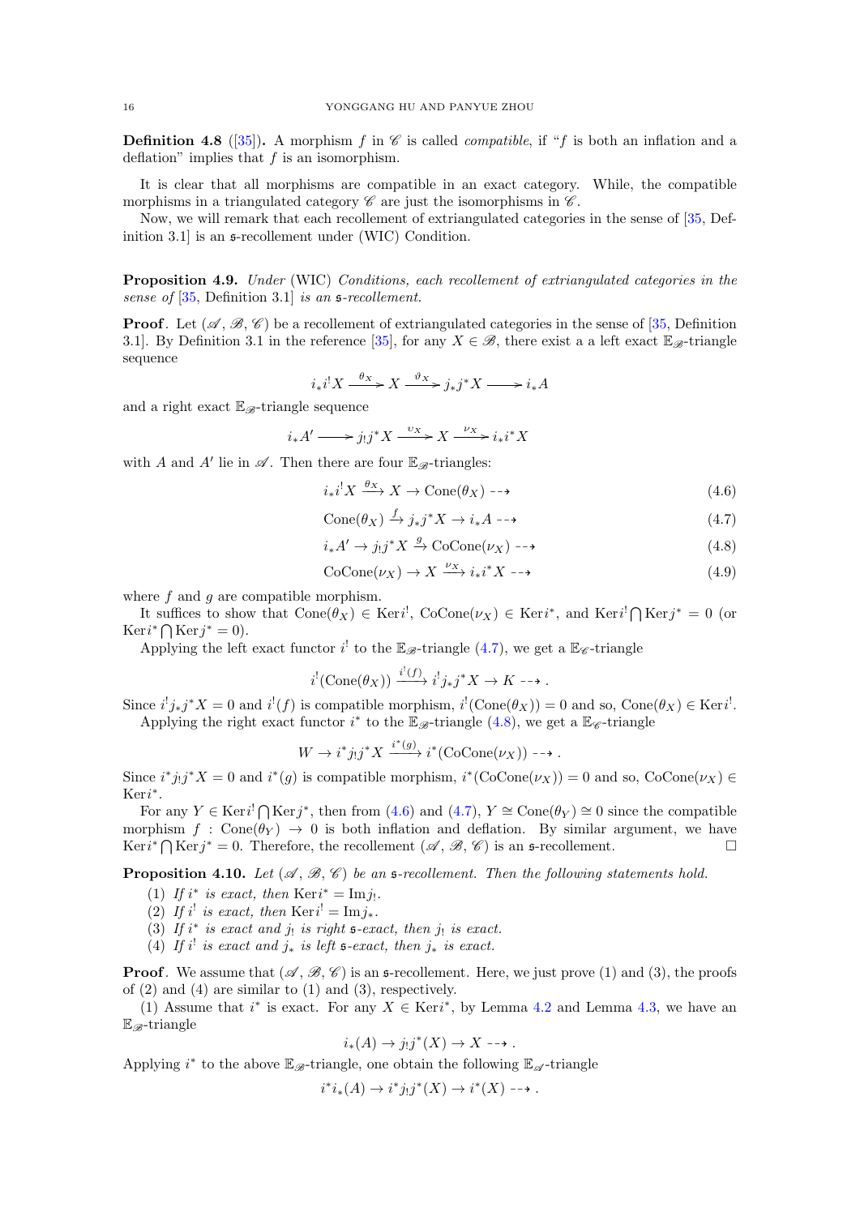**Definition 4.8** ([35])**.** A morphism $f$ in $\mathscr{C}$ is called *compatible*, if "$f$ is both an inflation and a deflation" implies that $f$ is an isomorphism.

It is clear that all morphisms are compatible in an exact category. While, the compatible morphisms in a triangulated category $\mathscr{C}$ are just the isomorphisms in $\mathscr{C}$.

Now, we will remark that each recollement of extriangulated categories in the sense of [35, Definition 3.1] is an $\mathfrak{s}$-recollement under (WIC) Condition.

**Proposition 4.9.** *Under* (WIC) *Conditions, each recollement of extriangulated categories in the sense of* [35, Definition 3.1] *is an* $\mathfrak{s}$*-recollement.*

**Proof**. Let $(\mathscr{A}, \mathscr{B}, \mathscr{C})$ be a recollement of extriangulated categories in the sense of [35, Definition 3.1]. By Definition 3.1 in the reference [35], for any $X \in \mathscr{B}$, there exist a a left exact $\mathbb{E}_{\mathscr{B}}$-triangle sequence

$$i_*i^!X \xrightarrow{\theta_X} X \xrightarrow{\vartheta_X} j_*j^*X \longrightarrow i_*A$$

and a right exact $\mathbb{E}_{\mathscr{B}}$-triangle sequence

$$i_*A' \longrightarrow j_!j^*X \xrightarrow{\upsilon_X} X \xrightarrow{\nu_X} i_*i^*X$$

with $A$ and $A'$ lie in $\mathscr{A}$. Then there are four $\mathbb{E}_{\mathscr{B}}$-triangles:

$$i_*i^!X \xrightarrow{\theta_X} X \to \mathrm{Cone}(\theta_X) \dashrightarrow \tag{4.6}$$

$$\mathrm{Cone}(\theta_X) \xrightarrow{f} j_*j^*X \to i_*A \dashrightarrow \tag{4.7}$$

$$i_*A' \to j_!j^*X \xrightarrow{g} \mathrm{CoCone}(\nu_X) \dashrightarrow \tag{4.8}$$

$$\mathrm{CoCone}(\nu_X) \to X \xrightarrow{\nu_X} i_*i^*X \dashrightarrow \tag{4.9}$$

where $f$ and $g$ are compatible morphism.

It suffices to show that $\mathrm{Cone}(\theta_X) \in \mathrm{Ker}i^!$, $\mathrm{CoCone}(\nu_X) \in \mathrm{Ker}i^*$, and $\mathrm{Ker}i^! \bigcap \mathrm{Ker}j^* = 0$ (or $\mathrm{Ker}i^* \bigcap \mathrm{Ker}j^* = 0$).

Applying the left exact functor $i^!$ to the $\mathbb{E}_{\mathscr{B}}$-triangle (4.7), we get a $\mathbb{E}_{\mathscr{C}}$-triangle

$$i^!(\mathrm{Cone}(\theta_X)) \xrightarrow{i^!(f)} i^!j_*j^*X \to K \dashrightarrow .$$

Since $i^!j_*j^*X = 0$ and $i^!(f)$ is compatible morphism, $i^!(\mathrm{Cone}(\theta_X)) = 0$ and so, $\mathrm{Cone}(\theta_X) \in \mathrm{Ker}i^!$.

Applying the right exact functor $i^*$ to the $\mathbb{E}_{\mathscr{B}}$-triangle (4.8), we get a $\mathbb{E}_{\mathscr{C}}$-triangle

$$W \to i^*j_!j^*X \xrightarrow{i^*(g)} i^*(\mathrm{CoCone}(\nu_X)) \dashrightarrow .$$

Since $i^*j_!j^*X = 0$ and $i^*(g)$ is compatible morphism, $i^*(\mathrm{CoCone}(\nu_X)) = 0$ and so, $\mathrm{CoCone}(\nu_X) \in \mathrm{Ker}i^*$.

For any $Y \in \mathrm{Ker}i^! \bigcap \mathrm{Ker}j^*$, then from (4.6) and (4.7), $Y \cong \mathrm{Cone}(\theta_Y) \cong 0$ since the compatible morphism $f : \mathrm{Cone}(\theta_Y) \to 0$ is both inflation and deflation. By similar argument, we have $\mathrm{Ker}i^* \bigcap \mathrm{Ker}j^* = 0$. Therefore, the recollement $(\mathscr{A}, \mathscr{B}, \mathscr{C})$ is an $\mathfrak{s}$-recollement. $\square$

**Proposition 4.10.** *Let* $(\mathscr{A}, \mathscr{B}, \mathscr{C})$ *be an* $\mathfrak{s}$*-recollement. Then the following statements hold.*

1. *If* $i^*$ *is exact, then* $\mathrm{Ker}i^* = \mathrm{Im}j_!$.
2. *If* $i^!$ *is exact, then* $\mathrm{Ker}i^! = \mathrm{Im}j_*$.
3. *If* $i^*$ *is exact and* $j_!$ *is right* $\mathfrak{s}$*-exact, then* $j_!$ *is exact.*
4. *If* $i^!$ *is exact and* $j_*$ *is left* $\mathfrak{s}$*-exact, then* $j_*$ *is exact.*

**Proof**. We assume that $(\mathscr{A}, \mathscr{B}, \mathscr{C})$ is an $\mathfrak{s}$-recollement. Here, we just prove (1) and (3), the proofs of (2) and (4) are similar to (1) and (3), respectively.

(1) Assume that $i^*$ is exact. For any $X \in \mathrm{Ker}i^*$, by Lemma 4.2 and Lemma 4.3, we have an $\mathbb{E}_{\mathscr{B}}$-triangle

$$i_*(A) \to j_!j^*(X) \to X \dashrightarrow .$$

Applying $i^*$ to the above $\mathbb{E}_{\mathscr{B}}$-triangle, one obtain the following $\mathbb{E}_{\mathscr{A}}$-triangle

$$i^*i_*(A) \to i^*j_!j^*(X) \to i^*(X) \dashrightarrow .$$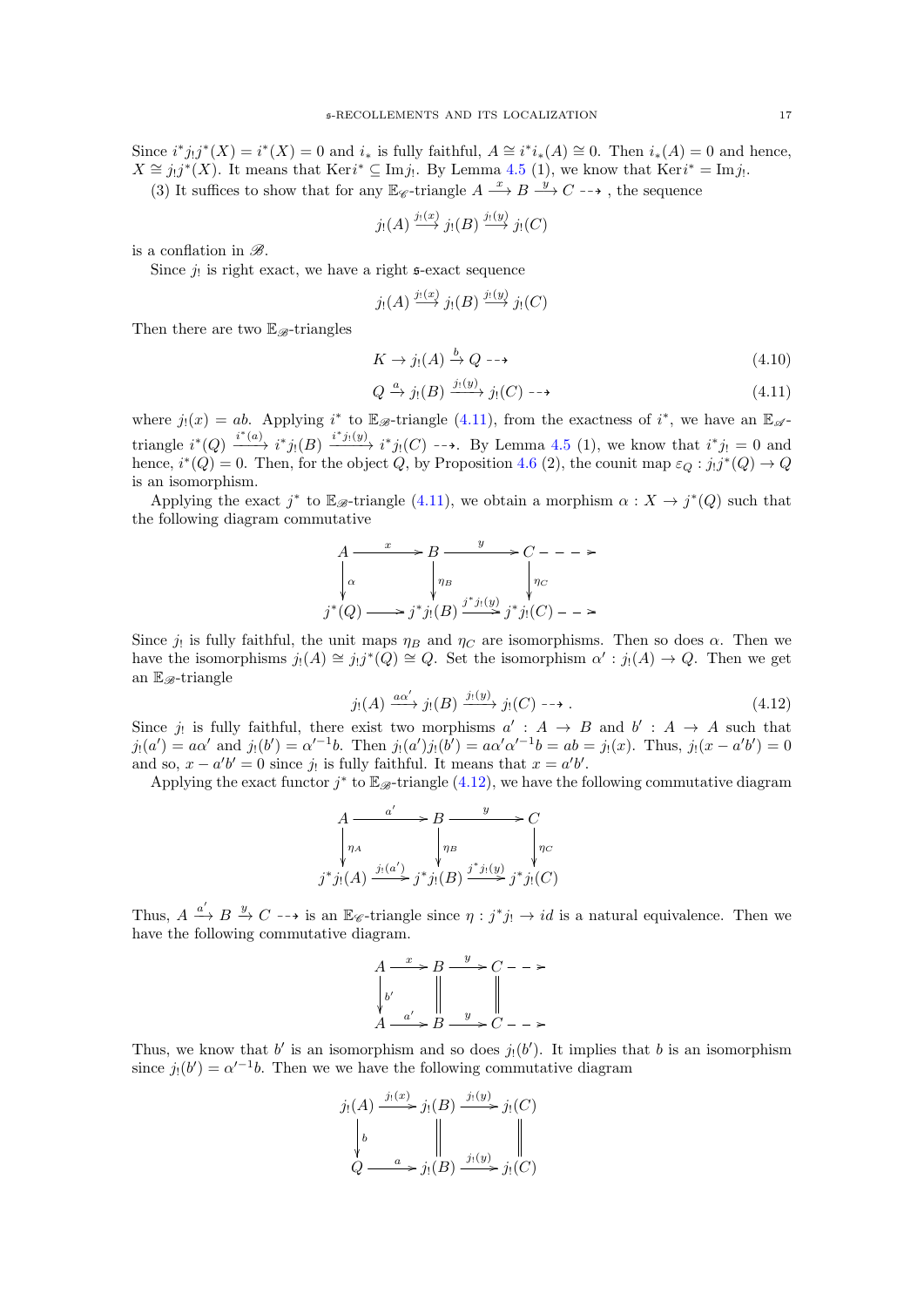Since $i^*j_!j^*(X) = i^*(X) = 0$ and $i_*$ is fully faithful, $A \cong i^*i_*(A) \cong 0$. Then $i_*(A) = 0$ and hence, $X \cong j_!j^*(X)$. It means that $\operatorname{Ker} i^* \subseteq \operatorname{Im} j_!$. By Lemma 4.5 (1), we know that $\operatorname{Ker} i^* = \operatorname{Im} j_!$.

(3) It suffices to show that for any $\mathbb{E}_{\mathscr{C}}$-triangle $A \xrightarrow{x} B \xrightarrow{y} C \dashrightarrow$, the sequence

$$j_!(A) \xrightarrow{j_!(x)} j_!(B) \xrightarrow{j_!(y)} j_!(C)$$

is a conflation in $\mathscr{B}$.

Since $j_!$ is right exact, we have a right $\mathfrak{s}$-exact sequence

$$j_!(A) \xrightarrow{j_!(x)} j_!(B) \xrightarrow{j_!(y)} j_!(C)$$

Then there are two $\mathbb{E}_{\mathscr{B}}$-triangles

$$K \to j_!(A) \xrightarrow{b} Q \dashrightarrow \tag{4.10}$$

$$Q \xrightarrow{a} j_!(B) \xrightarrow{j_!(y)} j_!(C) \dashrightarrow \tag{4.11}$$

where $j_!(x) = ab$. Applying $i^*$ to $\mathbb{E}_{\mathscr{B}}$-triangle (4.11), from the exactness of $i^*$, we have an $\mathbb{E}_{\mathscr{A}}$-triangle $i^*(Q) \xrightarrow{i^*(a)} i^*j_!(B) \xrightarrow{i^*j_!(y)} i^*j_!(C) \dashrightarrow$. By Lemma 4.5 (1), we know that $i^*j_! = 0$ and hence, $i^*(Q) = 0$. Then, for the object $Q$, by Proposition 4.6 (2), the counit map $\varepsilon_Q : j_!j^*(Q) \to Q$ is an isomorphism.

Applying the exact $j^*$ to $\mathbb{E}_{\mathscr{B}}$-triangle (4.11), we obtain a morphism $\alpha : X \to j^*(Q)$ such that the following diagram commutative

$$\begin{array}{ccccccc}
A & \xrightarrow{x} & B & \xrightarrow{y} & C & \dashrightarrow \\
\downarrow{\scriptstyle \alpha} & & \downarrow{\scriptstyle \eta_B} & & \downarrow{\scriptstyle \eta_C} & \\
j^*(Q) & \longrightarrow & j^*j_!(B) & \xrightarrow{j^*j_!(y)} & j^*j_!(C) & \dashrightarrow
\end{array}$$

Since $j_!$ is fully faithful, the unit maps $\eta_B$ and $\eta_C$ are isomorphisms. Then so does $\alpha$. Then we have the isomorphisms $j_!(A) \cong j_!j^*(Q) \cong Q$. Set the isomorphism $\alpha' : j_!(A) \to Q$. Then we get an $\mathbb{E}_{\mathscr{B}}$-triangle

$$j_!(A) \xrightarrow{a\alpha'} j_!(B) \xrightarrow{j_!(y)} j_!(C) \dashrightarrow . \tag{4.12}$$

Since $j_!$ is fully faithful, there exist two morphisms $a' : A \to B$ and $b' : A \to A$ such that $j_!(a') = a\alpha'$ and $j_!(b') = \alpha'^{-1}b$. Then $j_!(a')j_!(b') = a\alpha'\alpha'^{-1}b = ab = j_!(x)$. Thus, $j_!(x - a'b') = 0$ and so, $x - a'b' = 0$ since $j_!$ is fully faithful. It means that $x = a'b'$.

Applying the exact functor $j^*$ to $\mathbb{E}_{\mathscr{B}}$-triangle (4.12), we have the following commutative diagram

$$\begin{array}{ccccc}
A & \xrightarrow{a'} & B & \xrightarrow{y} & C \\
\downarrow{\scriptstyle \eta_A} & & \downarrow{\scriptstyle \eta_B} & & \downarrow{\scriptstyle \eta_C} \\
j^*j_!(A) & \xrightarrow{j_!(a')} & j^*j_!(B) & \xrightarrow{j^*j_!(y)} & j^*j_!(C)
\end{array}$$

Thus, $A \xrightarrow{a'} B \xrightarrow{y} C \dashrightarrow$ is an $\mathbb{E}_{\mathscr{C}}$-triangle since $\eta : j^*j_! \to id$ is a natural equivalence. Then we have the following commutative diagram.

$$\begin{array}{ccccccc}
A & \xrightarrow{x} & B & \xrightarrow{y} & C & \dashrightarrow \\
\downarrow{\scriptstyle b'} & & \| & & \| & \\
A & \xrightarrow{a'} & B & \xrightarrow{y} & C & \dashrightarrow
\end{array}$$

Thus, we know that $b'$ is an isomorphism and so does $j_!(b')$. It implies that $b$ is an isomorphism since $j_!(b') = \alpha'^{-1}b$. Then we we have the following commutative diagram

$$\begin{array}{ccccc}
j_!(A) & \xrightarrow{j_!(x)} & j_!(B) & \xrightarrow{j_!(y)} & j_!(C) \\
\downarrow{\scriptstyle b} & & \| & & \| \\
Q & \xrightarrow{a} & j_!(B) & \xrightarrow{j_!(y)} & j_!(C)
\end{array}$$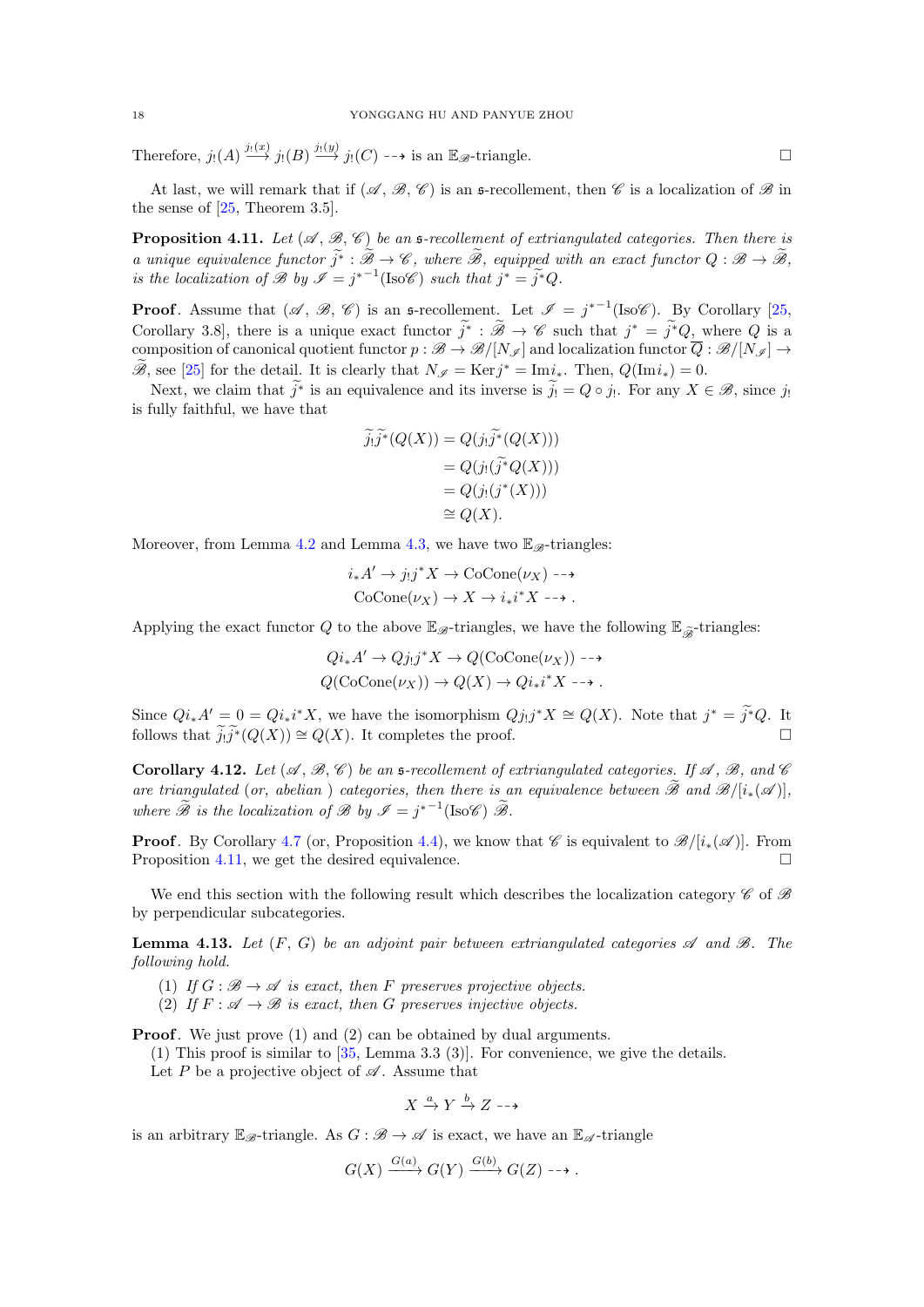Therefore, $j_!(A) \xrightarrow{j_!(x)} j_!(B) \xrightarrow{j_!(y)} j_!(C) \dashrightarrow$ is an $\mathbb{E}_{\mathscr{B}}$-triangle. $\square$

At last, we will remark that if $(\mathscr{A}, \mathscr{B}, \mathscr{C})$ is an $\mathfrak{s}$-recollement, then $\mathscr{C}$ is a localization of $\mathscr{B}$ in the sense of [25, Theorem 3.5].

**Proposition 4.11.** *Let $(\mathscr{A}, \mathscr{B}, \mathscr{C})$ be an $\mathfrak{s}$-recollement of extriangulated categories. Then there is a unique equivalence functor $\widetilde{j^*} : \widetilde{\mathscr{B}} \to \mathscr{C}$, where $\widetilde{\mathscr{B}}$, equipped with an exact functor $Q : \mathscr{B} \to \widetilde{\mathscr{B}}$, is the localization of $\mathscr{B}$ by $\mathscr{I} = {j^*}^{-1}(\mathrm{Iso}\mathscr{C})$ such that $j^* = \widetilde{j^*}Q$.*

**Proof**. Assume that $(\mathscr{A}, \mathscr{B}, \mathscr{C})$ is an $\mathfrak{s}$-recollement. Let $\mathscr{I} = {j^*}^{-1}(\mathrm{Iso}\mathscr{C})$. By Corollary [25, Corollary 3.8], there is a unique exact functor $\widetilde{j^*} : \widetilde{\mathscr{B}} \to \mathscr{C}$ such that $j^* = \widetilde{j^*}Q$, where $Q$ is a composition of canonical quotient functor $p : \mathscr{B} \to \mathscr{B}/[N_{\mathscr{I}}]$ and localization functor $\overline{Q} : \mathscr{B}/[N_{\mathscr{I}}] \to \widetilde{\mathscr{B}}$, see [25] for the detail. It is clearly that $N_{\mathscr{I}} = \mathrm{Ker}\, j^* = \mathrm{Im} i_*$. Then, $Q(\mathrm{Im} i_*) = 0$.

Next, we claim that $\widetilde{j^*}$ is an equivalence and its inverse is $\widetilde{j_!} = Q \circ j_!$. For any $X \in \mathscr{B}$, since $j_!$ is fully faithful, we have that

$$
\begin{aligned}
\widetilde{j_!}\widetilde{j^*}(Q(X)) &= Q(j_!\widetilde{j^*}(Q(X))) \\
&= Q(j_!(\widetilde{j^*}Q(X))) \\
&= Q(j_!(j^*(X))) \\
&\cong Q(X).
\end{aligned}
$$

Moreover, from Lemma 4.2 and Lemma 4.3, we have two $\mathbb{E}_{\mathscr{B}}$-triangles:

$$
\begin{gathered}
i_*A' \to j_!j^*X \to \mathrm{CoCone}(\nu_X) \dashrightarrow \\
\mathrm{CoCone}(\nu_X) \to X \to i_*i^*X \dashrightarrow .
\end{gathered}
$$

Applying the exact functor $Q$ to the above $\mathbb{E}_{\mathscr{B}}$-triangles, we have the following $\mathbb{E}_{\widetilde{\mathscr{B}}}$-triangles:

$$
\begin{gathered}
Qi_*A' \to Qj_!j^*X \to Q(\mathrm{CoCone}(\nu_X)) \dashrightarrow \\
Q(\mathrm{CoCone}(\nu_X)) \to Q(X) \to Qi_*i^*X \dashrightarrow .
\end{gathered}
$$

Since $Qi_*A' = 0 = Qi_*i^*X$, we have the isomorphism $Qj_!j^*X \cong Q(X)$. Note that $j^* = \widetilde{j^*}Q$. It follows that $\widetilde{j_!}\widetilde{j^*}(Q(X)) \cong Q(X)$. It completes the proof. $\square$

**Corollary 4.12.** *Let $(\mathscr{A}, \mathscr{B}, \mathscr{C})$ be an $\mathfrak{s}$-recollement of extriangulated categories. If $\mathscr{A}$, $\mathscr{B}$, and $\mathscr{C}$ are triangulated (or, abelian ) categories, then there is an equivalence between $\widetilde{\mathscr{B}}$ and $\mathscr{B}/[i_*(\mathscr{A})]$, where $\widetilde{\mathscr{B}}$ is the localization of $\mathscr{B}$ by $\mathscr{I} = {j^*}^{-1}(\mathrm{Iso}\mathscr{C})$ $\widetilde{\mathscr{B}}$.*

**Proof**. By Corollary 4.7 (or, Proposition 4.4), we know that $\mathscr{C}$ is equivalent to $\mathscr{B}/[i_*(\mathscr{A})]$. From Proposition 4.11, we get the desired equivalence. $\square$

We end this section with the following result which describes the localization category $\mathscr{C}$ of $\mathscr{B}$ by perpendicular subcategories.

**Lemma 4.13.** *Let $(F, G)$ be an adjoint pair between extriangulated categories $\mathscr{A}$ and $\mathscr{B}$. The following hold.*

1. *If $G : \mathscr{B} \to \mathscr{A}$ is exact, then $F$ preserves projective objects.*
2. *If $F : \mathscr{A} \to \mathscr{B}$ is exact, then $G$ preserves injective objects.*

**Proof**. We just prove (1) and (2) can be obtained by dual arguments.

(1) This proof is similar to [35, Lemma 3.3 (3)]. For convenience, we give the details.

Let $P$ be a projective object of $\mathscr{A}$. Assume that

$$X \xrightarrow{a} Y \xrightarrow{b} Z \dashrightarrow$$

is an arbitrary $\mathbb{E}_{\mathscr{B}}$-triangle. As $G : \mathscr{B} \to \mathscr{A}$ is exact, we have an $\mathbb{E}_{\mathscr{A}}$-triangle

$$G(X) \xrightarrow{G(a)} G(Y) \xrightarrow{G(b)} G(Z) \dashrightarrow .$$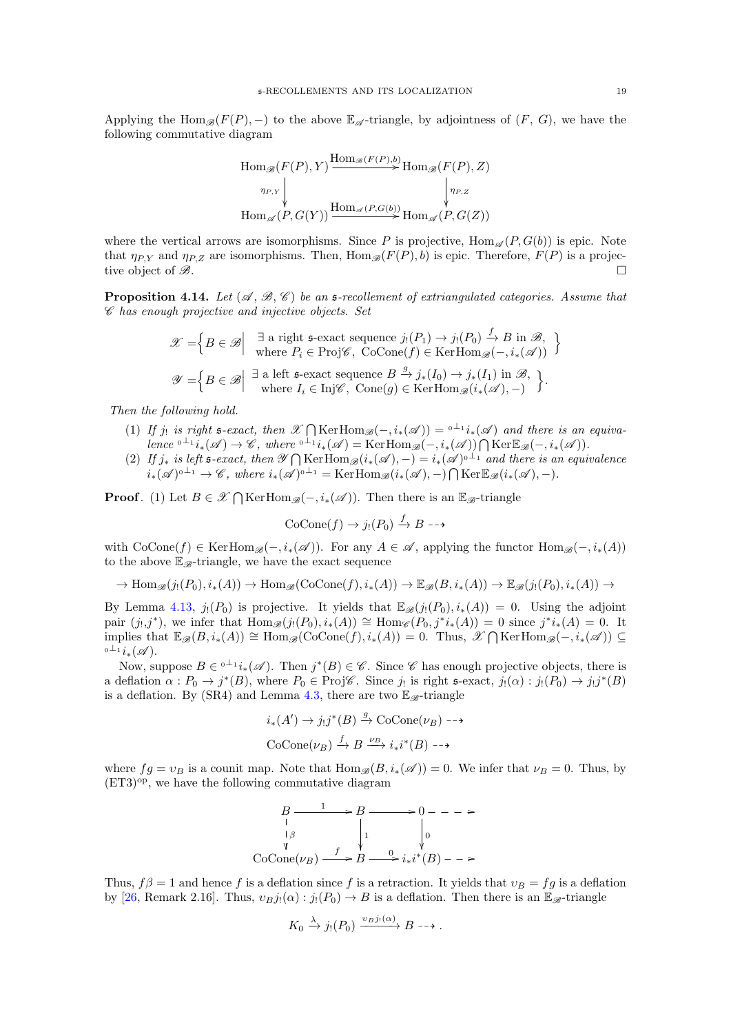Applying the $\mathrm{Hom}_{\mathscr{B}}(F(P),-)$ to the above $\mathbb{E}_{\mathscr{A}}$-triangle, by adjointness of $(F,\ G)$, we have the following commutative diagram

$$\begin{array}{ccc}
\mathrm{Hom}_{\mathscr{B}}(F(P),Y) & \xrightarrow{\mathrm{Hom}_{\mathscr{B}}(F(P),b)} & \mathrm{Hom}_{\mathscr{B}}(F(P),Z) \\
{\scriptstyle \eta_{P,Y}}\downarrow & & \downarrow{\scriptstyle \eta_{P,Z}} \\
\mathrm{Hom}_{\mathscr{A}}(P,G(Y)) & \xrightarrow{\mathrm{Hom}_{\mathscr{A}}(P,G(b))} & \mathrm{Hom}_{\mathscr{A}}(P,G(Z))
\end{array}$$

where the vertical arrows are isomorphisms. Since $P$ is projective, $\mathrm{Hom}_{\mathscr{A}}(P,G(b))$ is epic. Note that $\eta_{P,Y}$ and $\eta_{P,Z}$ are isomorphisms. Then, $\mathrm{Hom}_{\mathscr{B}}(F(P),b)$ is epic. Therefore, $F(P)$ is a projective object of $\mathscr{B}$. $\square$

**Proposition 4.14.** *Let $(\mathscr{A},\mathscr{B},\mathscr{C})$ be an $\mathfrak{s}$-recollement of extriangulated categories. Assume that $\mathscr{C}$ has enough projective and injective objects. Set*

$$\mathscr{X}=\Big\{B\in\mathscr{B}\Big|\ \begin{array}{l}\exists \text{ a right } \mathfrak{s}\text{-exact sequence } j_!(P_1)\to j_!(P_0)\xrightarrow{f} B \text{ in } \mathscr{B},\\ \text{where } P_i\in\mathrm{Proj}\mathscr{C},\ \mathrm{CoCone}(f)\in\mathrm{Ker}\mathrm{Hom}_{\mathscr{B}}(-,i_*(\mathscr{A}))\end{array}\Big\}$$

$$\mathscr{Y}=\Big\{B\in\mathscr{B}\Big|\ \begin{array}{l}\exists \text{ a left } \mathfrak{s}\text{-exact sequence } B\xrightarrow{g} j_*(I_0)\to j_*(I_1) \text{ in } \mathscr{B},\\ \text{where } I_i\in\mathrm{Inj}\mathscr{C},\ \mathrm{Cone}(g)\in\mathrm{Ker}\mathrm{Hom}_{\mathscr{B}}(i_*(\mathscr{A}),-)\end{array}\Big\}.$$

*Then the following hold.*

1. *If $j_!$ is right $\mathfrak{s}$-exact, then $\mathscr{X}\bigcap\mathrm{Ker}\mathrm{Hom}_{\mathscr{B}}(-,i_*(\mathscr{A}))={}^{0\perp_1}i_*(\mathscr{A})$ and there is an equivalence ${}^{0\perp_1}i_*(\mathscr{A})\to\mathscr{C}$, where ${}^{0\perp_1}i_*(\mathscr{A})=\mathrm{Ker}\mathrm{Hom}_{\mathscr{B}}(-,i_*(\mathscr{A}))\bigcap\mathrm{Ker}\mathbb{E}_{\mathscr{B}}(-,i_*(\mathscr{A}))$.*
2. *If $j_*$ is left $\mathfrak{s}$-exact, then $\mathscr{Y}\bigcap\mathrm{Ker}\mathrm{Hom}_{\mathscr{B}}(i_*(\mathscr{A}),-)=i_*(\mathscr{A})^{0\perp_1}$ and there is an equivalence $i_*(\mathscr{A})^{0\perp_1}\to\mathscr{C}$, where $i_*(\mathscr{A})^{0\perp_1}=\mathrm{Ker}\mathrm{Hom}_{\mathscr{B}}(i_*(\mathscr{A}),-)\bigcap\mathrm{Ker}\mathbb{E}_{\mathscr{B}}(i_*(\mathscr{A}),-)$.*

**Proof**. (1) Let $B\in\mathscr{X}\bigcap\mathrm{Ker}\mathrm{Hom}_{\mathscr{B}}(-,i_*(\mathscr{A}))$. Then there is an $\mathbb{E}_{\mathscr{B}}$-triangle

$$\mathrm{CoCone}(f)\to j_!(P_0)\xrightarrow{f} B\dashrightarrow$$

with $\mathrm{CoCone}(f)\in\mathrm{Ker}\mathrm{Hom}_{\mathscr{B}}(-,i_*(\mathscr{A}))$. For any $A\in\mathscr{A}$, applying the functor $\mathrm{Hom}_{\mathscr{B}}(-,i_*(A))$ to the above $\mathbb{E}_{\mathscr{B}}$-triangle, we have the exact sequence

$$\to\mathrm{Hom}_{\mathscr{B}}(j_!(P_0),i_*(A))\to\mathrm{Hom}_{\mathscr{B}}(\mathrm{CoCone}(f),i_*(A))\to\mathbb{E}_{\mathscr{B}}(B,i_*(A))\to\mathbb{E}_{\mathscr{B}}(j_!(P_0),i_*(A))\to$$

By Lemma 4.13, $j_!(P_0)$ is projective. It yields that $\mathbb{E}_{\mathscr{B}}(j_!(P_0),i_*(A))=0$. Using the adjoint pair $(j_!,j^*)$, we infer that $\mathrm{Hom}_{\mathscr{B}}(j_!(P_0),i_*(A))\cong\mathrm{Hom}_{\mathscr{C}}(P_0,j^*i_*(A))=0$ since $j^*i_*(A)=0$. It implies that $\mathbb{E}_{\mathscr{B}}(B,i_*(A))\cong\mathrm{Hom}_{\mathscr{B}}(\mathrm{CoCone}(f),i_*(A))=0$. Thus, $\mathscr{X}\bigcap\mathrm{Ker}\mathrm{Hom}_{\mathscr{B}}(-,i_*(\mathscr{A}))\subseteq{}^{0\perp_1}i_*(\mathscr{A})$.

Now, suppose $B\in{}^{0\perp_1}i_*(\mathscr{A})$. Then $j^*(B)\in\mathscr{C}$. Since $\mathscr{C}$ has enough projective objects, there is a deflation $\alpha:P_0\to j^*(B)$, where $P_0\in\mathrm{Proj}\mathscr{C}$. Since $j_!$ is right $\mathfrak{s}$-exact, $j_!(\alpha):j_!(P_0)\to j_!j^*(B)$ is a deflation. By (SR4) and Lemma 4.3, there are two $\mathbb{E}_{\mathscr{B}}$-triangle

$$i_*(A')\to j_!j^*(B)\xrightarrow{g}\mathrm{CoCone}(\nu_B)\dashrightarrow$$

$$\mathrm{CoCone}(\nu_B)\xrightarrow{f}B\xrightarrow{\nu_B}i_*i^*(B)\dashrightarrow$$

where $fg=\upsilon_B$ is a counit map. Note that $\mathrm{Hom}_{\mathscr{B}}(B,i_*(\mathscr{A}))=0$. We infer that $\nu_B=0$. Thus, by $(\mathrm{ET3})^{\mathrm{op}}$, we have the following commutative diagram

$$\begin{array}{ccccc}
B & \xrightarrow{1} & B & \longrightarrow & 0 \dashrightarrow \\
{\scriptstyle \beta}\downarrow & & \downarrow{\scriptstyle 1} & & \downarrow{\scriptstyle 0} \\
\mathrm{CoCone}(\nu_B) & \xrightarrow{f} & B & \xrightarrow{0} & i_*i^*(B) \dashrightarrow
\end{array}$$

Thus, $f\beta=1$ and hence $f$ is a deflation since $f$ is a retraction. It yields that $\upsilon_B=fg$ is a deflation by [26, Remark 2.16]. Thus, $\upsilon_Bj_!(\alpha):j_!(P_0)\to B$ is a deflation. Then there is an $\mathbb{E}_{\mathscr{B}}$-triangle

$$K_0\xrightarrow{\lambda}j_!(P_0)\xrightarrow{\upsilon_Bj_!(\alpha)}B\dashrightarrow.$$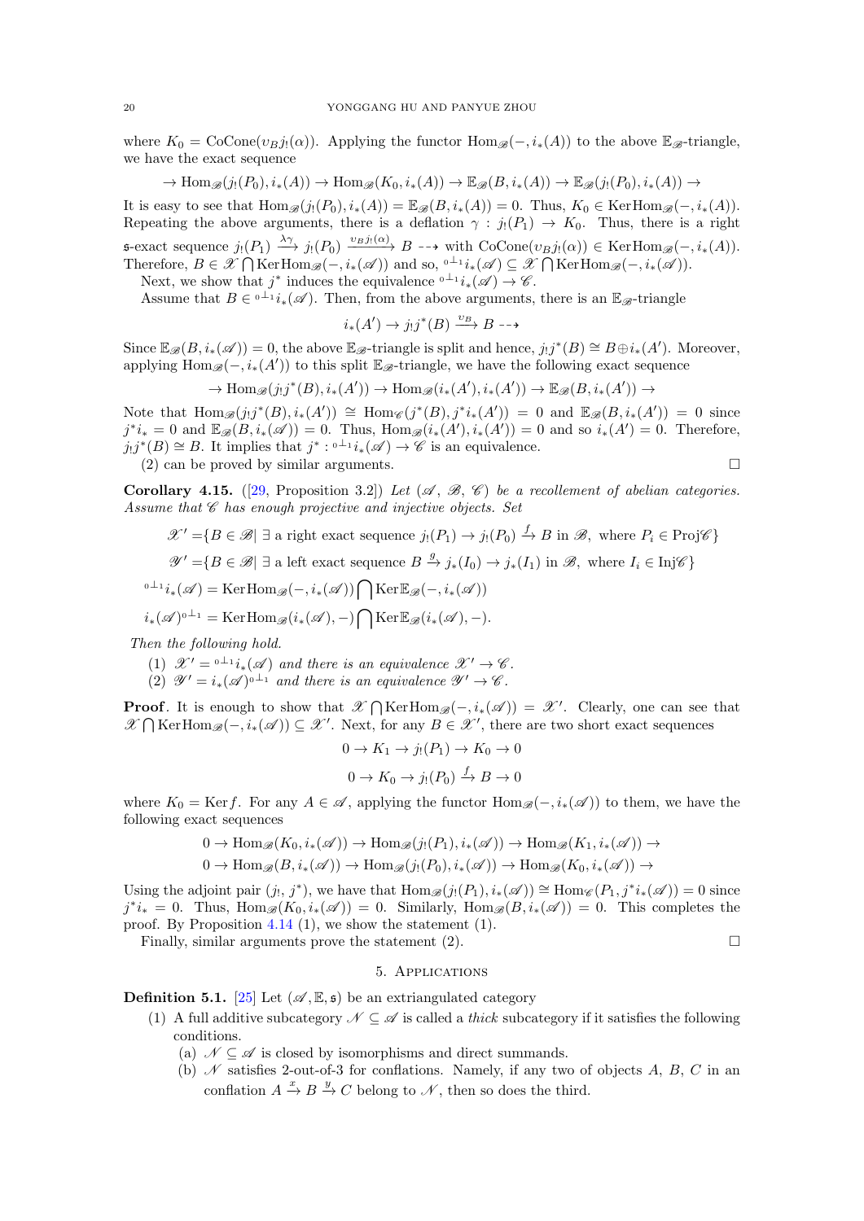where $K_0 = \mathrm{CoCone}(\upsilon_B j_!(\alpha))$. Applying the functor $\mathrm{Hom}_{\mathscr{B}}(-, i_*(A))$ to the above $\mathbb{E}_{\mathscr{B}}$-triangle, we have the exact sequence

$$\to \mathrm{Hom}_{\mathscr{B}}(j_!(P_0), i_*(A)) \to \mathrm{Hom}_{\mathscr{B}}(K_0, i_*(A)) \to \mathbb{E}_{\mathscr{B}}(B, i_*(A)) \to \mathbb{E}_{\mathscr{B}}(j_!(P_0), i_*(A)) \to$$

It is easy to see that $\mathrm{Hom}_{\mathscr{B}}(j_!(P_0), i_*(A)) = \mathbb{E}_{\mathscr{B}}(B, i_*(A)) = 0$. Thus, $K_0 \in \mathrm{Ker}\mathrm{Hom}_{\mathscr{B}}(-, i_*(A))$. Repeating the above arguments, there is a deflation $\gamma : j_!(P_1) \to K_0$. Thus, there is a right $\mathfrak{s}$-exact sequence $j_!(P_1) \xrightarrow{\lambda\gamma} j_!(P_0) \xrightarrow{\upsilon_B j_!(\alpha)} B \dashrightarrow$ with $\mathrm{CoCone}(\upsilon_B j_!(\alpha)) \in \mathrm{Ker}\mathrm{Hom}_{\mathscr{B}}(-, i_*(A))$. Therefore, $B \in \mathscr{X} \bigcap \mathrm{Ker}\mathrm{Hom}_{\mathscr{B}}(-, i_*(\mathscr{A}))$ and so, ${}^{0\perp_1}i_*(\mathscr{A}) \subseteq \mathscr{X} \bigcap \mathrm{Ker}\mathrm{Hom}_{\mathscr{B}}(-, i_*(\mathscr{A}))$.

Next, we show that $j^*$ induces the equivalence ${}^{0\perp_1}i_*(\mathscr{A}) \to \mathscr{C}$.

Assume that $B \in {}^{0\perp_1}i_*(\mathscr{A})$. Then, from the above arguments, there is an $\mathbb{E}_{\mathscr{B}}$-triangle

$$i_*(A') \to j_!j^*(B) \xrightarrow{\upsilon_B} B \dashrightarrow$$

Since $\mathbb{E}_{\mathscr{B}}(B, i_*(\mathscr{A})) = 0$, the above $\mathbb{E}_{\mathscr{B}}$-triangle is split and hence, $j_!j^*(B) \cong B \oplus i_*(A')$. Moreover, applying $\mathrm{Hom}_{\mathscr{B}}(-, i_*(A'))$ to this split $\mathbb{E}_{\mathscr{B}}$-triangle, we have the following exact sequence

$$\to \mathrm{Hom}_{\mathscr{B}}(j_!j^*(B), i_*(A')) \to \mathrm{Hom}_{\mathscr{B}}(i_*(A'), i_*(A')) \to \mathbb{E}_{\mathscr{B}}(B, i_*(A')) \to$$

Note that $\mathrm{Hom}_{\mathscr{B}}(j_!j^*(B), i_*(A')) \cong \mathrm{Hom}_{\mathscr{C}}(j^*(B), j^*i_*(A')) = 0$ and $\mathbb{E}_{\mathscr{B}}(B, i_*(A')) = 0$ since $j^*i_* = 0$ and $\mathbb{E}_{\mathscr{B}}(B, i_*(\mathscr{A})) = 0$. Thus, $\mathrm{Hom}_{\mathscr{B}}(i_*(A'), i_*(A')) = 0$ and so $i_*(A') = 0$. Therefore, $j_!j^*(B) \cong B$. It implies that $j^* : {}^{0\perp_1}i_*(\mathscr{A}) \to \mathscr{C}$ is an equivalence.

(2) can be proved by similar arguments. $\square$

**Corollary 4.15.** ([29, Proposition 3.2]) *Let $(\mathscr{A}, \mathscr{B}, \mathscr{C})$ be a recollement of abelian categories. Assume that $\mathscr{C}$ has enough projective and injective objects. Set*

$$\mathscr{X}' = \{B \in \mathscr{B} |\ \exists \text{ a right exact sequence } j_!(P_1) \to j_!(P_0) \xrightarrow{f} B \text{ in } \mathscr{B}, \text{ where } P_i \in \mathrm{Proj}\mathscr{C}\}$$

$$\mathscr{Y}' = \{B \in \mathscr{B} |\ \exists \text{ a left exact sequence } B \xrightarrow{g} j_*(I_0) \to j_*(I_1) \text{ in } \mathscr{B}, \text{ where } I_i \in \mathrm{Inj}\mathscr{C}\}$$

$${}^{0\perp_1}i_*(\mathscr{A}) = \mathrm{Ker}\mathrm{Hom}_{\mathscr{B}}(-, i_*(\mathscr{A})) \bigcap \mathrm{Ker}\mathbb{E}_{\mathscr{B}}(-, i_*(\mathscr{A}))$$

$$i_*(\mathscr{A})^{0\perp_1} = \mathrm{Ker}\mathrm{Hom}_{\mathscr{B}}(i_*(\mathscr{A}), -) \bigcap \mathrm{Ker}\mathbb{E}_{\mathscr{B}}(i_*(\mathscr{A}), -).$$

*Then the following hold.*

1. *$\mathscr{X}' = {}^{0\perp_1}i_*(\mathscr{A})$ and there is an equivalence $\mathscr{X}' \to \mathscr{C}$.*
2. *$\mathscr{Y}' = i_*(\mathscr{A})^{0\perp_1}$ and there is an equivalence $\mathscr{Y}' \to \mathscr{C}$.*

**Proof**. It is enough to show that $\mathscr{X} \bigcap \mathrm{Ker}\mathrm{Hom}_{\mathscr{B}}(-, i_*(\mathscr{A})) = \mathscr{X}'$. Clearly, one can see that $\mathscr{X} \bigcap \mathrm{Ker}\mathrm{Hom}_{\mathscr{B}}(-, i_*(\mathscr{A})) \subseteq \mathscr{X}'$. Next, for any $B \in \mathscr{X}'$, there are two short exact sequences

$$0 \to K_1 \to j_!(P_1) \to K_0 \to 0$$

$$0 \to K_0 \to j_!(P_0) \xrightarrow{f} B \to 0$$

where $K_0 = \mathrm{Ker}f$. For any $A \in \mathscr{A}$, applying the functor $\mathrm{Hom}_{\mathscr{B}}(-, i_*(\mathscr{A}))$ to them, we have the following exact sequences

$$0 \to \mathrm{Hom}_{\mathscr{B}}(K_0, i_*(\mathscr{A})) \to \mathrm{Hom}_{\mathscr{B}}(j_!(P_1), i_*(\mathscr{A})) \to \mathrm{Hom}_{\mathscr{B}}(K_1, i_*(\mathscr{A})) \to$$
$$0 \to \mathrm{Hom}_{\mathscr{B}}(B, i_*(\mathscr{A})) \to \mathrm{Hom}_{\mathscr{B}}(j_!(P_0), i_*(\mathscr{A})) \to \mathrm{Hom}_{\mathscr{B}}(K_0, i_*(\mathscr{A})) \to$$

Using the adjoint pair $(j_!, j^*)$, we have that $\mathrm{Hom}_{\mathscr{B}}(j_!(P_1), i_*(\mathscr{A})) \cong \mathrm{Hom}_{\mathscr{C}}(P_1, j^*i_*(\mathscr{A})) = 0$ since $j^*i_* = 0$. Thus, $\mathrm{Hom}_{\mathscr{B}}(K_0, i_*(\mathscr{A})) = 0$. Similarly, $\mathrm{Hom}_{\mathscr{B}}(B, i_*(\mathscr{A})) = 0$. This completes the proof. By Proposition 4.14 (1), we show the statement (1).

Finally, similar arguments prove the statement (2). $\square$

## 5. Applications

**Definition 5.1.** [25] Let $(\mathscr{A}, \mathbb{E}, \mathfrak{s})$ be an extriangulated category

1. A full additive subcategory $\mathscr{N} \subseteq \mathscr{A}$ is called a *thick* subcategory if it satisfies the following conditions.
   - (a) $\mathscr{N} \subseteq \mathscr{A}$ is closed by isomorphisms and direct summands.
   - (b) $\mathscr{N}$ satisfies 2-out-of-3 for conflations. Namely, if any two of objects $A$, $B$, $C$ in an conflation $A \xrightarrow{x} B \xrightarrow{y} C$ belong to $\mathscr{N}$, then so does the third.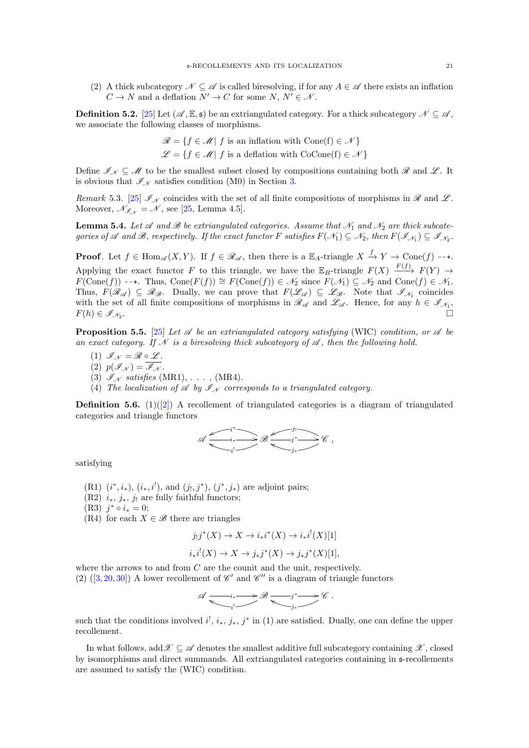(2) A thick subcategory $\mathscr{N} \subseteq \mathscr{A}$ is called biresolving, if for any $A \in \mathscr{A}$ there exists an inflation $C \to N$ and a deflation $N' \to C$ for some $N, N' \in \mathscr{N}$.

**Definition 5.2.** [25] Let $(\mathscr{A}, \mathbb{E}, \mathfrak{s})$ be an extriangulated category. For a thick subcategory $\mathscr{N} \subseteq \mathscr{A}$, we associate the following classes of morphisms.

$$\mathscr{R} = \{f \in \mathscr{M} \mid f \text{ is an inflation with Cone(f)} \in \mathscr{N}\}$$
$$\mathscr{L} = \{f \in \mathscr{M} \mid f \text{ is a deflation with CoCone(f)} \in \mathscr{N}\}$$

Define $\mathscr{I}_{\mathscr{N}} \subseteq \mathscr{M}$ to be the smallest subset closed by compositions containing both $\mathscr{R}$ and $\mathscr{L}$. It is obvious that $\mathscr{I}_{\mathscr{N}}$ satisfies condition (M0) in Section 3.

*Remark* 5.3. [25] $\mathscr{I}_{\mathscr{N}}$ coincides with the set of all finite compositions of morphisms in $\mathscr{R}$ and $\mathscr{L}$. Moreover, $\mathscr{N}_{\mathscr{I}_{\mathscr{N}}} = \mathscr{N}$, see [25, Lemma 4.5].

**Lemma 5.4.** *Let $\mathscr{A}$ and $\mathscr{B}$ be extriangulated categories. Assume that $\mathscr{N}_1$ and $\mathscr{N}_2$ are thick subcategories of $\mathscr{A}$ and $\mathscr{B}$, respectively. If the exact functor $F$ satisfies $F(\mathscr{N}_1) \subseteq \mathscr{N}_2$, then $F(\mathscr{I}_{\mathscr{N}_1}) \subseteq \mathscr{I}_{\mathscr{N}_2}$.*

**Proof**. Let $f \in \mathrm{Hom}_{\mathscr{A}}(X, Y)$. If $f \in \mathscr{R}_{\mathscr{A}}$, then there is a $\mathbb{E}_A$-triangle $X \xrightarrow{f} Y \to \mathrm{Cone}(f) \dashrightarrow$. Applying the exact functor $F$ to this triangle, we have the $\mathbb{E}_B$-triangle $F(X) \xrightarrow{F(f)} F(Y) \to F(\mathrm{Cone}(f)) \dashrightarrow$. Thus, $\mathrm{Cone}(F(f)) \cong F(\mathrm{Cone}(f)) \in \mathscr{N}_2$ since $F(\mathscr{N}_1) \subseteq \mathscr{N}_2$ and $\mathrm{Cone}(f) \in \mathscr{N}_1$. Thus, $F(\mathscr{R}_{\mathscr{A}}) \subseteq \mathscr{R}_{\mathscr{B}}$. Dually, we can prove that $F(\mathscr{L}_{\mathscr{A}}) \subseteq \mathscr{L}_{\mathscr{B}}$. Note that $\mathscr{I}_{\mathscr{N}_1}$ coincides with the set of all finite compositions of morphisms in $\mathscr{R}_{\mathscr{A}}$ and $\mathscr{L}_{\mathscr{A}}$. Hence, for any $h \in \mathscr{I}_{\mathscr{N}_1}$, $F(h) \in \mathscr{I}_{\mathscr{N}_2}$. $\square$

**Proposition 5.5.** [25] *Let $\mathscr{A}$ be an extriangulated category satisfying* (WIC) *condition, or $\mathscr{A}$ be an exact category. If $\mathscr{N}$ is a biresolving thick subcategory of $\mathscr{A}$, then the following hold.*

1. *$\mathscr{I}_{\mathscr{N}} = \mathscr{R} \circ \mathscr{L}$.*
2. *$p(\mathscr{I}_{\mathscr{N}}) = \overline{\mathscr{I}_{\mathscr{N}}}$.*
3. *$\mathscr{I}_{\mathscr{N}}$ satisfies* (MR1), . . . , (MR4).
4. *The localization of $\mathscr{A}$ by $\mathscr{I}_{\mathscr{N}}$ corresponds to a triangulated category.*

**Definition 5.6.** (1)([2]) A recollement of triangulated categories is a diagram of triangulated categories and triangle functors

$$\mathscr{A} \underset{i^!}{\overset{i^*}{\leftleftarrows}} \xrightarrow{i_*} \mathscr{B} \underset{j_*}{\overset{j_!}{\leftleftarrows}} \xrightarrow{j^*} \mathscr{C},$$

satisfying

- (R1) $(i^*, i_*)$, $(i_*, i^!)$, and $(j_!, j^*)$, $(j^*, j_*)$ are adjoint pairs;
- (R2) $i_*$, $j_*$, $j_!$ are fully faithful functors;
- (R3) $j^* \circ i_* = 0$;
- (R4) for each $X \in \mathscr{B}$ there are triangles

$$j_!j^*(X) \to X \to i_*i^*(X) \to i_*i^!(X)[1]$$
$$i_*i^!(X) \to X \to j_*j^*(X) \to j_*j^*(X)[1],$$

where the arrows to and from $C$ are the counit and the unit, respectively.

(2) ([3, 20, 30]) A lower recollement of $\mathscr{C}'$ and $\mathscr{C}''$ is a diagram of triangle functors

$$\mathscr{A} \underset{i^!}{\overset{i_*}{\rightleftarrows}} \mathscr{B} \underset{j_*}{\overset{j^*}{\rightleftarrows}} \mathscr{C}.$$

such that the conditions involved $i^!$, $i_*$, $j_*$, $j^*$ in (1) are satisfied. Dually, one can define the upper recollement.

In what follows, $\mathrm{add}\mathscr{X} \subseteq \mathscr{A}$ denotes the smallest additive full subcategory containing $\mathscr{X}$, closed by isomorphisms and direct summands. All extriangulated categories containing in $\mathfrak{s}$-recollements are assumed to satisfy the (WIC) condition.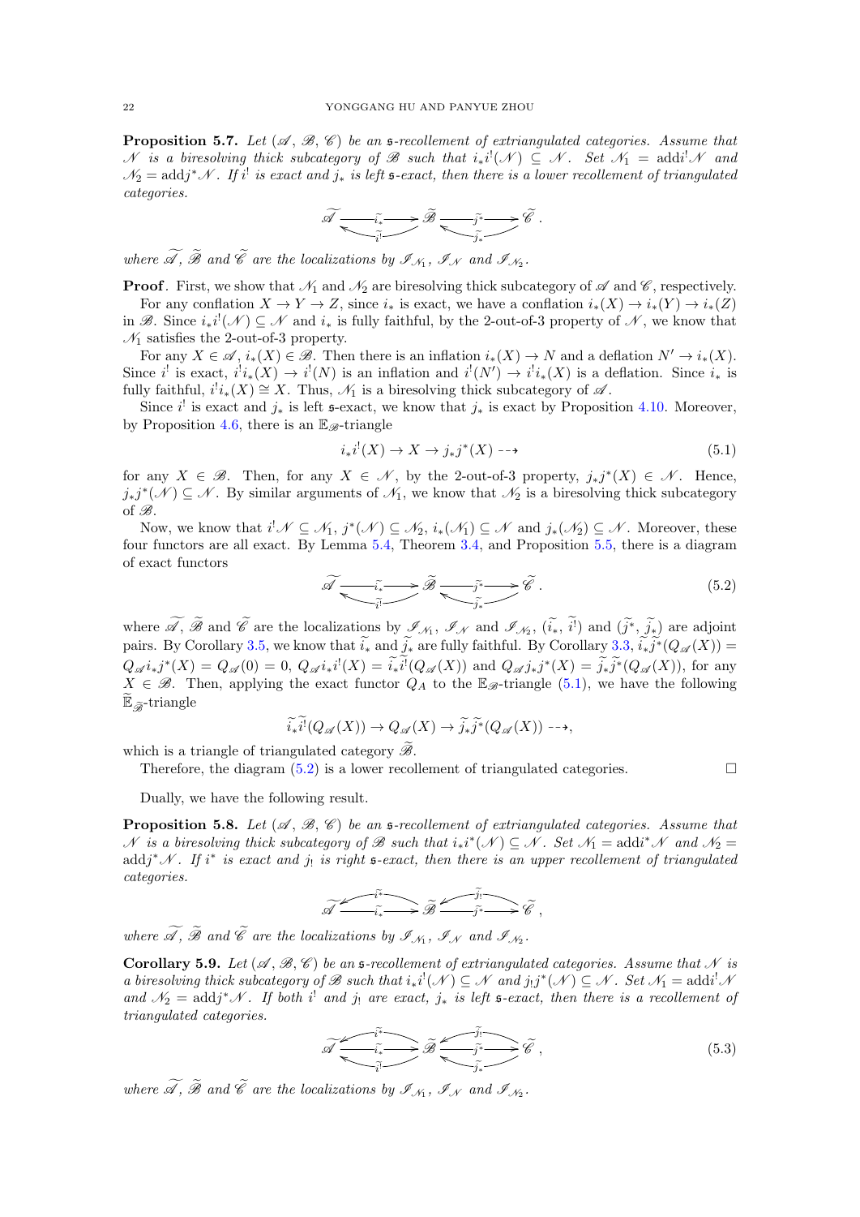**Proposition 5.7.** *Let $(\mathscr{A}, \mathscr{B}, \mathscr{C})$ be an $\mathfrak{s}$-recollement of extriangulated categories. Assume that $\mathscr{N}$ is a biresolving thick subcategory of $\mathscr{B}$ such that $i_*i^!(\mathscr{N}) \subseteq \mathscr{N}$. Set $\mathscr{N}_1 = \mathrm{add} i^!\mathscr{N}$ and $\mathscr{N}_2 = \mathrm{add} j^*\mathscr{N}$. If $i^!$ is exact and $j_*$ is left $\mathfrak{s}$-exact, then there is a lower recollement of triangulated categories.*

$$\widetilde{\mathscr{A}} \underset{\widetilde{i^!}}{\overset{\widetilde{i_*}}{\rightleftarrows}} \widetilde{\mathscr{B}} \underset{\widetilde{j_*}}{\overset{\widetilde{j^*}}{\rightleftarrows}} \widetilde{\mathscr{C}}\ .$$

*where $\widetilde{\mathscr{A}}$, $\widetilde{\mathscr{B}}$ and $\widetilde{\mathscr{C}}$ are the localizations by $\mathscr{I}_{\mathscr{N}_1}$, $\mathscr{I}_{\mathscr{N}}$ and $\mathscr{I}_{\mathscr{N}_2}$.*

**Proof**. First, we show that $\mathscr{N}_1$ and $\mathscr{N}_2$ are biresolving thick subcategory of $\mathscr{A}$ and $\mathscr{C}$, respectively.

For any conflation $X \to Y \to Z$, since $i_*$ is exact, we have a conflation $i_*(X) \to i_*(Y) \to i_*(Z)$ in $\mathscr{B}$. Since $i_*i^!(\mathscr{N}) \subseteq \mathscr{N}$ and $i_*$ is fully faithful, by the 2-out-of-3 property of $\mathscr{N}$, we know that $\mathscr{N}_1$ satisfies the 2-out-of-3 property.

For any $X \in \mathscr{A}$, $i_*(X) \in \mathscr{B}$. Then there is an inflation $i_*(X) \to N$ and a deflation $N' \to i_*(X)$. Since $i^!$ is exact, $i^!i_*(X) \to i^!(N)$ is an inflation and $i^!(N') \to i^!i_*(X)$ is a deflation. Since $i_*$ is fully faithful, $i^!i_*(X) \cong X$. Thus, $\mathscr{N}_1$ is a biresolving thick subcategory of $\mathscr{A}$.

Since $i^!$ is exact and $j_*$ is left $\mathfrak{s}$-exact, we know that $j_*$ is exact by Proposition 4.10. Moreover, by Proposition 4.6, there is an $\mathbb{E}_{\mathscr{B}}$-triangle

$$i_*i^!(X) \to X \to j_*j^*(X) \dashrightarrow \tag{5.1}$$

for any $X \in \mathscr{B}$. Then, for any $X \in \mathscr{N}$, by the 2-out-of-3 property, $j_*j^*(X) \in \mathscr{N}$. Hence, $j_*j^*(\mathscr{N}) \subseteq \mathscr{N}$. By similar arguments of $\mathscr{N}_1$, we know that $\mathscr{N}_2$ is a biresolving thick subcategory of $\mathscr{B}$.

Now, we know that $i^!\mathscr{N} \subseteq \mathscr{N}_1$, $j^*(\mathscr{N}) \subseteq \mathscr{N}_2$, $i_*(\mathscr{N}_1) \subseteq \mathscr{N}$ and $j_*(\mathscr{N}_2) \subseteq \mathscr{N}$. Moreover, these four functors are all exact. By Lemma 5.4, Theorem 3.4, and Proposition 5.5, there is a diagram of exact functors

$$\widetilde{\mathscr{A}} \underset{\widetilde{i^!}}{\overset{\widetilde{i_*}}{\rightleftarrows}} \widetilde{\mathscr{B}} \underset{\widetilde{j_*}}{\overset{\widetilde{j^*}}{\rightleftarrows}} \widetilde{\mathscr{C}}\ . \tag{5.2}$$

where $\widetilde{\mathscr{A}}$, $\widetilde{\mathscr{B}}$ and $\widetilde{\mathscr{C}}$ are the localizations by $\mathscr{I}_{\mathscr{N}_1}$, $\mathscr{I}_{\mathscr{N}}$ and $\mathscr{I}_{\mathscr{N}_2}$, $(\widetilde{i_*}, \widetilde{i^!})$ and $(\widetilde{j^*}, \widetilde{j_*})$ are adjoint pairs. By Corollary 3.5, we know that $\widetilde{i_*}$ and $\widetilde{j_*}$ are fully faithful. By Corollary 3.3, $\widetilde{i_*}\widetilde{j^*}(Q_{\mathscr{A}}(X)) = Q_{\mathscr{A}}i_*j^*(X) = Q_{\mathscr{A}}(0) = 0$, $Q_{\mathscr{A}}i_*i^!(X) = \widetilde{i_*}\widetilde{i^!}(Q_{\mathscr{A}}(X))$ and $Q_{\mathscr{A}}j_*j^*(X) = \widetilde{j_*}\widetilde{j^*}(Q_{\mathscr{A}}(X))$, for any $X \in \mathscr{B}$. Then, applying the exact functor $Q_A$ to the $\mathbb{E}_{\mathscr{B}}$-triangle (5.1), we have the following $\widetilde{\mathbb{E}}_{\widetilde{\mathscr{B}}}$-triangle

$$\widetilde{i_*}\widetilde{i^!}(Q_{\mathscr{A}}(X)) \to Q_{\mathscr{A}}(X) \to \widetilde{j_*}\widetilde{j^*}(Q_{\mathscr{A}}(X)) \dashrightarrow,$$

which is a triangle of triangulated category $\widetilde{\mathscr{B}}$.

Therefore, the diagram (5.2) is a lower recollement of triangulated categories. $\square$

Dually, we have the following result.

**Proposition 5.8.** *Let $(\mathscr{A}, \mathscr{B}, \mathscr{C})$ be an $\mathfrak{s}$-recollement of extriangulated categories. Assume that $\mathscr{N}$ is a biresolving thick subcategory of $\mathscr{B}$ such that $i_*i^*(\mathscr{N}) \subseteq \mathscr{N}$. Set $\mathscr{N}_1 = \mathrm{add} i^*\mathscr{N}$ and $\mathscr{N}_2 = \mathrm{add} j^*\mathscr{N}$. If $i^*$ is exact and $j_!$ is right $\mathfrak{s}$-exact, then there is an upper recollement of triangulated categories.*

$$\widetilde{\mathscr{A}} \underset{\widetilde{i_*}}{\overset{\widetilde{i^*}}{\leftrightarrows}} \widetilde{\mathscr{B}} \underset{\widetilde{j^*}}{\overset{\widetilde{j_!}}{\leftrightarrows}} \widetilde{\mathscr{C}}\ ,$$

*where $\widetilde{\mathscr{A}}$, $\widetilde{\mathscr{B}}$ and $\widetilde{\mathscr{C}}$ are the localizations by $\mathscr{I}_{\mathscr{N}_1}$, $\mathscr{I}_{\mathscr{N}}$ and $\mathscr{I}_{\mathscr{N}_2}$.*

**Corollary 5.9.** *Let $(\mathscr{A}, \mathscr{B}, \mathscr{C})$ be an $\mathfrak{s}$-recollement of extriangulated categories. Assume that $\mathscr{N}$ is a biresolving thick subcategory of $\mathscr{B}$ such that $i_*i^!(\mathscr{N}) \subseteq \mathscr{N}$ and $j_!j^*(\mathscr{N}) \subseteq \mathscr{N}$. Set $\mathscr{N}_1 = \mathrm{add} i^!\mathscr{N}$ and $\mathscr{N}_2 = \mathrm{add} j^*\mathscr{N}$. If both $i^!$ and $j_!$ are exact, $j_*$ is left $\mathfrak{s}$-exact, then there is a recollement of triangulated categories.*

$$\widetilde{\mathscr{A}} \overset{\overset{\widetilde{i^*}}{\longleftarrow}}{\underset{\underset{\widetilde{i^!}}{\longleftarrow}}{\xrightarrow{\widetilde{i_*}}}} \widetilde{\mathscr{B}} \overset{\overset{\widetilde{j_!}}{\longleftarrow}}{\underset{\underset{\widetilde{j_*}}{\longleftarrow}}{\xrightarrow{\widetilde{j^*}}}} \widetilde{\mathscr{C}}\ , \tag{5.3}$$

*where $\widetilde{\mathscr{A}}$, $\widetilde{\mathscr{B}}$ and $\widetilde{\mathscr{C}}$ are the localizations by $\mathscr{I}_{\mathscr{N}_1}$, $\mathscr{I}_{\mathscr{N}}$ and $\mathscr{I}_{\mathscr{N}_2}$.*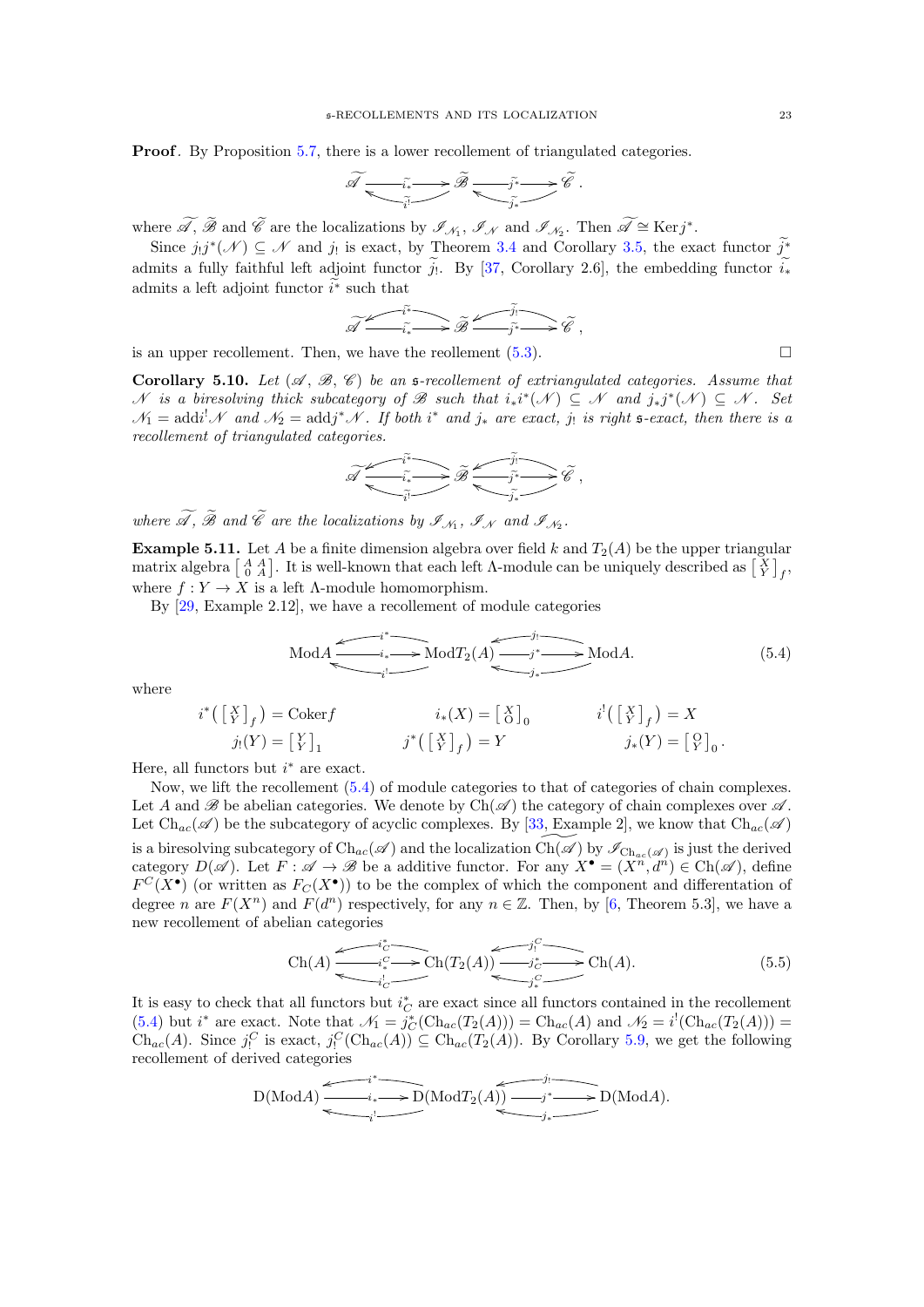**Proof**. By Proposition 5.7, there is a lower recollement of triangulated categories.

$$\widetilde{\mathscr{A}} \underset{\widetilde{i^!}}{\overset{\widetilde{i_*}}{\rightleftarrows}} \widetilde{\mathscr{B}} \underset{\widetilde{j_*}}{\overset{\widetilde{j^*}}{\rightleftarrows}} \widetilde{\mathscr{C}}\ .$$

where $\widetilde{\mathscr{A}}$, $\widetilde{\mathscr{B}}$ and $\widetilde{\mathscr{C}}$ are the localizations by $\mathscr{I}_{\mathscr{N}_1}$, $\mathscr{I}_{\mathscr{N}}$ and $\mathscr{I}_{\mathscr{N}_2}$. Then $\widetilde{\mathscr{A}} \cong \operatorname{Ker} j^*$.

Since $j_!j^*(\mathscr{N}) \subseteq \mathscr{N}$ and $j_!$ is exact, by Theorem 3.4 and Corollary 3.5, the exact functor $\widetilde{j^*}$ admits a fully faithful left adjoint functor $\widetilde{j_!}$. By [37, Corollary 2.6], the embedding functor $\widetilde{i_*}$ admits a left adjoint functor $\widetilde{i^*}$ such that

$$\widetilde{\mathscr{A}} \underset{\widetilde{i_*}}{\overset{\widetilde{i^*}}{\leftrightarrows}} \widetilde{\mathscr{B}} \underset{\widetilde{j^*}}{\overset{\widetilde{j_!}}{\leftrightarrows}} \widetilde{\mathscr{C}}\ ,$$

is an upper recollement. Then, we have the reollement (5.3). □

**Corollary 5.10.** *Let $(\mathscr{A}, \mathscr{B}, \mathscr{C})$ be an $\mathfrak{s}$-recollement of extriangulated categories. Assume that $\mathscr{N}$ is a biresolving thick subcategory of $\mathscr{B}$ such that $i_*i^*(\mathscr{N}) \subseteq \mathscr{N}$ and $j_*j^*(\mathscr{N}) \subseteq \mathscr{N}$. Set $\mathscr{N}_1 = \operatorname{add} i^!\mathscr{N}$ and $\mathscr{N}_2 = \operatorname{add} j^*\mathscr{N}$. If both $i^*$ and $j_*$ are exact, $j_!$ is right $\mathfrak{s}$-exact, then there is a recollement of triangulated categories.*

$$\widetilde{\mathscr{A}} \begin{smallmatrix} \xleftarrow{\widetilde{i^*}} \\ \xrightarrow{\widetilde{i_*}} \\ \xleftarrow{\widetilde{i^!}} \end{smallmatrix} \widetilde{\mathscr{B}} \begin{smallmatrix} \xleftarrow{\widetilde{j_!}} \\ \xrightarrow{\widetilde{j^*}} \\ \xleftarrow{\widetilde{j_*}} \end{smallmatrix} \widetilde{\mathscr{C}}\ ,$$

*where $\widetilde{\mathscr{A}}$, $\widetilde{\mathscr{B}}$ and $\widetilde{\mathscr{C}}$ are the localizations by $\mathscr{I}_{\mathscr{N}_1}$, $\mathscr{I}_{\mathscr{N}}$ and $\mathscr{I}_{\mathscr{N}_2}$.*

**Example 5.11.** Let $A$ be a finite dimension algebra over field $k$ and $T_2(A)$ be the upper triangular matrix algebra $\left[\begin{smallmatrix} A & A \\ 0 & A \end{smallmatrix}\right]$. It is well-known that each left $\Lambda$-module can be uniquely described as $\left[\begin{smallmatrix} X \\ Y \end{smallmatrix}\right]_f$, where $f : Y \to X$ is a left $\Lambda$-module homomorphism.

By [29, Example 2.12], we have a recollement of module categories

$$\operatorname{Mod}A \begin{smallmatrix} \xleftarrow{i^*} \\ \xrightarrow{i_*} \\ \xleftarrow{i^!} \end{smallmatrix} \operatorname{Mod}T_2(A) \begin{smallmatrix} \xleftarrow{j_!} \\ \xrightarrow{j^*} \\ \xleftarrow{j_*} \end{smallmatrix} \operatorname{Mod}A. \tag{5.4}$$

where

$$i^*\left(\left[\begin{smallmatrix} X \\ Y \end{smallmatrix}\right]_f\right) = \operatorname{Coker} f \qquad i_*(X) = \left[\begin{smallmatrix} X \\ O \end{smallmatrix}\right]_0 \qquad i^!\left(\left[\begin{smallmatrix} X \\ Y \end{smallmatrix}\right]_f\right) = X$$

$$j_!(Y) = \left[\begin{smallmatrix} Y \\ Y \end{smallmatrix}\right]_1 \qquad j^*\left(\left[\begin{smallmatrix} X \\ Y \end{smallmatrix}\right]_f\right) = Y \qquad j_*(Y) = \left[\begin{smallmatrix} O \\ Y \end{smallmatrix}\right]_0.$$

Here, all functors but $i^*$ are exact.

Now, we lift the recollement (5.4) of module categories to that of categories of chain complexes. Let $A$ and $\mathscr{B}$ be abelian categories. We denote by $\operatorname{Ch}(\mathscr{A})$ the category of chain complexes over $\mathscr{A}$. Let $\operatorname{Ch}_{ac}(\mathscr{A})$ be the subcategory of acyclic complexes. By [33, Example 2], we know that $\operatorname{Ch}_{ac}(\mathscr{A})$ is a biresolving subcategory of $\operatorname{Ch}_{ac}(\mathscr{A})$ and the localization $\widetilde{\operatorname{Ch}(\mathscr{A})}$ by $\mathscr{I}_{\operatorname{Ch}_{ac}(\mathscr{A})}$ is just the derived category $D(\mathscr{A})$. Let $F : \mathscr{A} \to \mathscr{B}$ be a additive functor. For any $X^\bullet = (X^n, d^n) \in \operatorname{Ch}(\mathscr{A})$, define $F^C(X^\bullet)$ (or written as $F_C(X^\bullet)$) to be the complex of which the component and differentation of degree $n$ are $F(X^n)$ and $F(d^n)$ respectively, for any $n \in \mathbb{Z}$. Then, by [6, Theorem 5.3], we have a new recollement of abelian categories

$$\operatorname{Ch}(A) \begin{smallmatrix} \xleftarrow{i^*_C} \\ \xrightarrow{i^C_*} \\ \xleftarrow{i^!_C} \end{smallmatrix} \operatorname{Ch}(T_2(A)) \begin{smallmatrix} \xleftarrow{j^C_!} \\ \xrightarrow{j^*_C} \\ \xleftarrow{j^C_*} \end{smallmatrix} \operatorname{Ch}(A). \tag{5.5}$$

It is easy to check that all functors but $i^*_C$ are exact since all functors contained in the recollement (5.4) but $i^*$ are exact. Note that $\mathscr{N}_1 = j^*_C(\operatorname{Ch}_{ac}(T_2(A))) = \operatorname{Ch}_{ac}(A)$ and $\mathscr{N}_2 = i^!(\operatorname{Ch}_{ac}(T_2(A))) = \operatorname{Ch}_{ac}(A)$. Since $j^C_!$ is exact, $j^C_!(\operatorname{Ch}_{ac}(A)) \subseteq \operatorname{Ch}_{ac}(T_2(A))$. By Corollary 5.9, we get the following recollement of derived categories

$$\operatorname{D}(\operatorname{Mod}A) \begin{smallmatrix} \xleftarrow{i^*} \\ \xrightarrow{i_*} \\ \xleftarrow{i^!_C} \end{smallmatrix} \operatorname{D}(\operatorname{Mod}T_2(A)) \begin{smallmatrix} \xleftarrow{j_!} \\ \xrightarrow{j^*} \\ \xleftarrow{j_*} \end{smallmatrix} \operatorname{D}(\operatorname{Mod}A).$$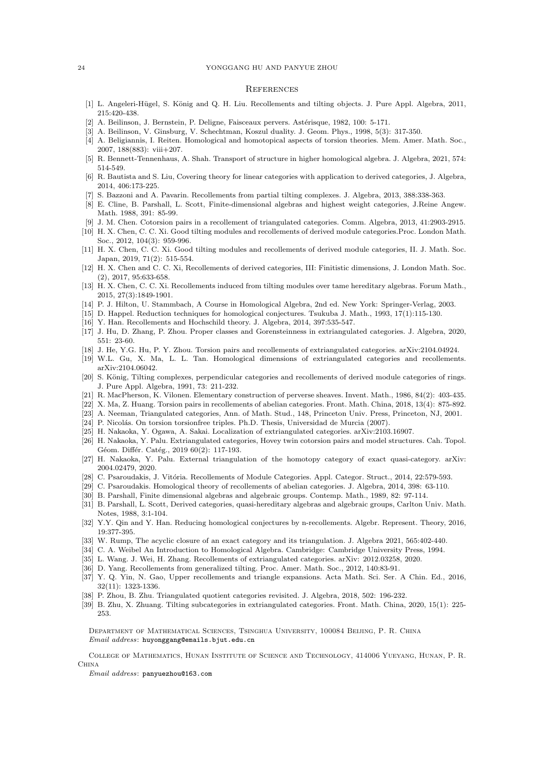## References

[1] L. Angeleri-Hügel, S. König and Q. H. Liu. Recollements and tilting objects. J. Pure Appl. Algebra, 2011, 215:420-438.

[2] A. Beilinson, J. Bernstein, P. Deligne, Faisceaux pervers. Astérisque, 1982, 100: 5-171.

[3] A. Beilinson, V. Ginsburg, V. Schechtman, Koszul duality. J. Geom. Phys., 1998, 5(3): 317-350.

[4] A. Beligiannis, I. Reiten. Homological and homotopical aspects of torsion theories. Mem. Amer. Math. Soc., 2007, 188(883): viii+207.

[5] R. Bennett-Tennenhaus, A. Shah. Transport of structure in higher homological algebra. J. Algebra, 2021, 574: 514-549.

[6] R. Bautista and S. Liu, Covering theory for linear categories with application to derived categories, J. Algebra, 2014, 406:173-225.

[7] S. Bazzoni and A. Pavarin. Recollements from partial tilting complexes. J. Algebra, 2013, 388:338-363.

[8] E. Cline, B. Parshall, L. Scott, Finite-dimensional algebras and highest weight categories, J.Reine Angew. Math. 1988, 391: 85-99.

[9] J. M. Chen. Cotorsion pairs in a recollement of triangulated categories. Comm. Algebra, 2013, 41:2903-2915.

[10] H. X. Chen, C. C. Xi. Good tilting modules and recollements of derived module categories.Proc. London Math. Soc., 2012, 104(3): 959-996.

[11] H. X. Chen, C. C. Xi. Good tilting modules and recollements of derived module categories, II. J. Math. Soc. Japan, 2019, 71(2): 515-554.

[12] H. X. Chen and C. C. Xi, Recollements of derived categories, III: Finitistic dimensions, J. London Math. Soc. (2), 2017, 95:633-658.

[13] H. X. Chen, C. C. Xi. Recollements induced from tilting modules over tame hereditary algebras. Forum Math., 2015, 27(3):1849-1901.

[14] P. J. Hilton, U. Stammbach, A Course in Homological Algebra, 2nd ed. New York: Springer-Verlag, 2003.

[15] D. Happel. Reduction techniques for homological conjectures. Tsukuba J. Math., 1993, 17(1):115-130.

[16] Y. Han. Recollements and Hochschild theory. J. Algebra, 2014, 397:535-547.

[17] J. Hu, D. Zhang, P. Zhou. Proper classes and Gorensteinness in extriangulated categories. J. Algebra, 2020, 551: 23-60.

[18] J. He, Y.G. Hu, P. Y. Zhou. Torsion pairs and recollements of extriangulated categories. arXiv:2104.04924.

[19] W.L. Gu, X. Ma, L. L. Tan. Homological dimensions of extriangulated categories and recollements. arXiv:2104.06042.

[20] S. König, Tilting complexes, perpendicular categories and recollements of derived module categories of rings. J. Pure Appl. Algebra, 1991, 73: 211-232.

[21] R. MacPherson, K. Vilonen. Elementary construction of perverse sheaves. Invent. Math., 1986, 84(2): 403-435.

[22] X. Ma, Z. Huang. Torsion pairs in recollements of abelian categories. Front. Math. China, 2018, 13(4): 875-892.

[23] A. Neeman, Triangulated categories, Ann. of Math. Stud., 148, Princeton Univ. Press, Princeton, NJ, 2001.

[24] P. Nicolás. On torsion torsionfree triples. Ph.D. Thesis, Universidad de Murcia (2007).

[25] H. Nakaoka, Y. Ogawa, A. Sakai. Localization of extriangulated categories. arXiv:2103.16907.

[26] H. Nakaoka, Y. Palu. Extriangulated categories, Hovey twin cotorsion pairs and model structures. Cah. Topol. Géom. Différ. Catég., 2019 60(2): 117-193.

[27] H. Nakaoka, Y. Palu. External triangulation of the homotopy category of exact quasi-category. arXiv: 2004.02479, 2020.

[28] C. Psaroudakis, J. Vitória. Recollements of Module Categories. Appl. Categor. Struct., 2014, 22:579-593.

[29] C. Psaroudakis. Homological theory of recollements of abelian categories. J. Algebra, 2014, 398: 63-110.

[30] B. Parshall, Finite dimensional algebras and algebraic groups. Contemp. Math., 1989, 82: 97-114.

[31] B. Parshall, L. Scott, Derived categories, quasi-hereditary algebras and algebraic groups, Carlton Univ. Math. Notes, 1988, 3:1-104.

[32] Y.Y. Qin and Y. Han. Reducing homological conjectures by n-recollements. Algebr. Represent. Theory, 2016, 19:377-395.

[33] W. Rump, The acyclic closure of an exact category and its triangulation. J. Algebra 2021, 565:402-440.

[34] C. A. Weibel An Introduction to Homological Algebra. Cambridge: Cambridge University Press, 1994.

[35] L. Wang. J. Wei, H. Zhang. Recollements of extriangulated categories. arXiv: 2012.03258, 2020.

[36] D. Yang. Recollements from generalized tilting. Proc. Amer. Math. Soc., 2012, 140:83-91.

[37] Y. Q. Yin, N. Gao, Upper recollements and triangle expansions. Acta Math. Sci. Ser. A Chin. Ed., 2016, 32(11): 1323-1336.

[38] P. Zhou, B. Zhu. Triangulated quotient categories revisited. J. Algebra, 2018, 502: 196-232.

[39] B. Zhu, X. Zhuang. Tilting subcategories in extriangulated categories. Front. Math. China, 2020, 15(1): 225-253.

Department of Mathematical Sciences, Tsinghua University, 100084 Beijing, P. R. China
*Email address*: huyonggang@emails.bjut.edu.cn

College of Mathematics, Hunan Institute of Science and Technology, 414006 Yueyang, Hunan, P. R. China
*Email address*: panyuezhou@163.com